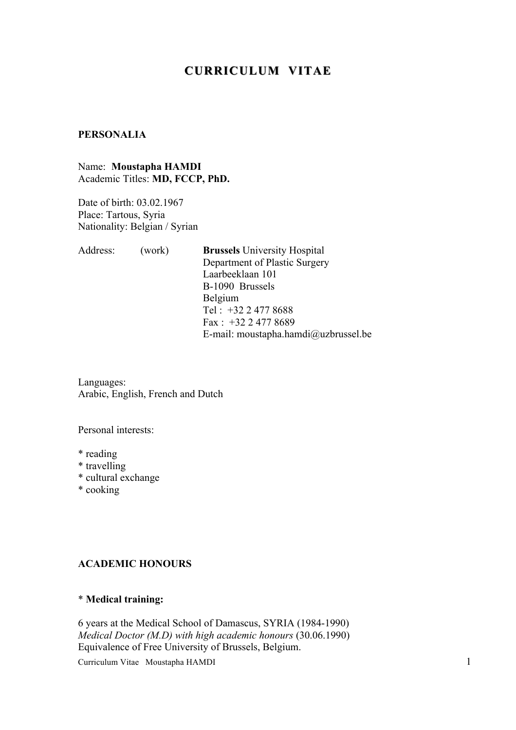# CURRICULUM VITAE

## PERSONALIA

Name: **Moustapha HAMDI**
Academic Titles: **MD, FCCP, PhD.**

Date of birth: 03.02.1967
Place: Tartous, Syria
Nationality: Belgian / Syrian

Address: (work)
**Brussels** University Hospital
Department of Plastic Surgery
Laarbeeklaan 101
B-1090 Brussels
Belgium
Tel : +32 2 477 8688
Fax : +32 2 477 8689
E-mail: moustapha.hamdi@uzbrussel.be

Languages:
Arabic, English, French and Dutch

Personal interests:

* reading
* travelling
* cultural exchange
* cooking

## ACADEMIC HONOURS

### * **Medical training:**

6 years at the Medical School of Damascus, SYRIA (1984-1990)
*Medical Doctor (M.D) with high academic honours* (30.06.1990)
Equivalence of Free University of Brussels, Belgium.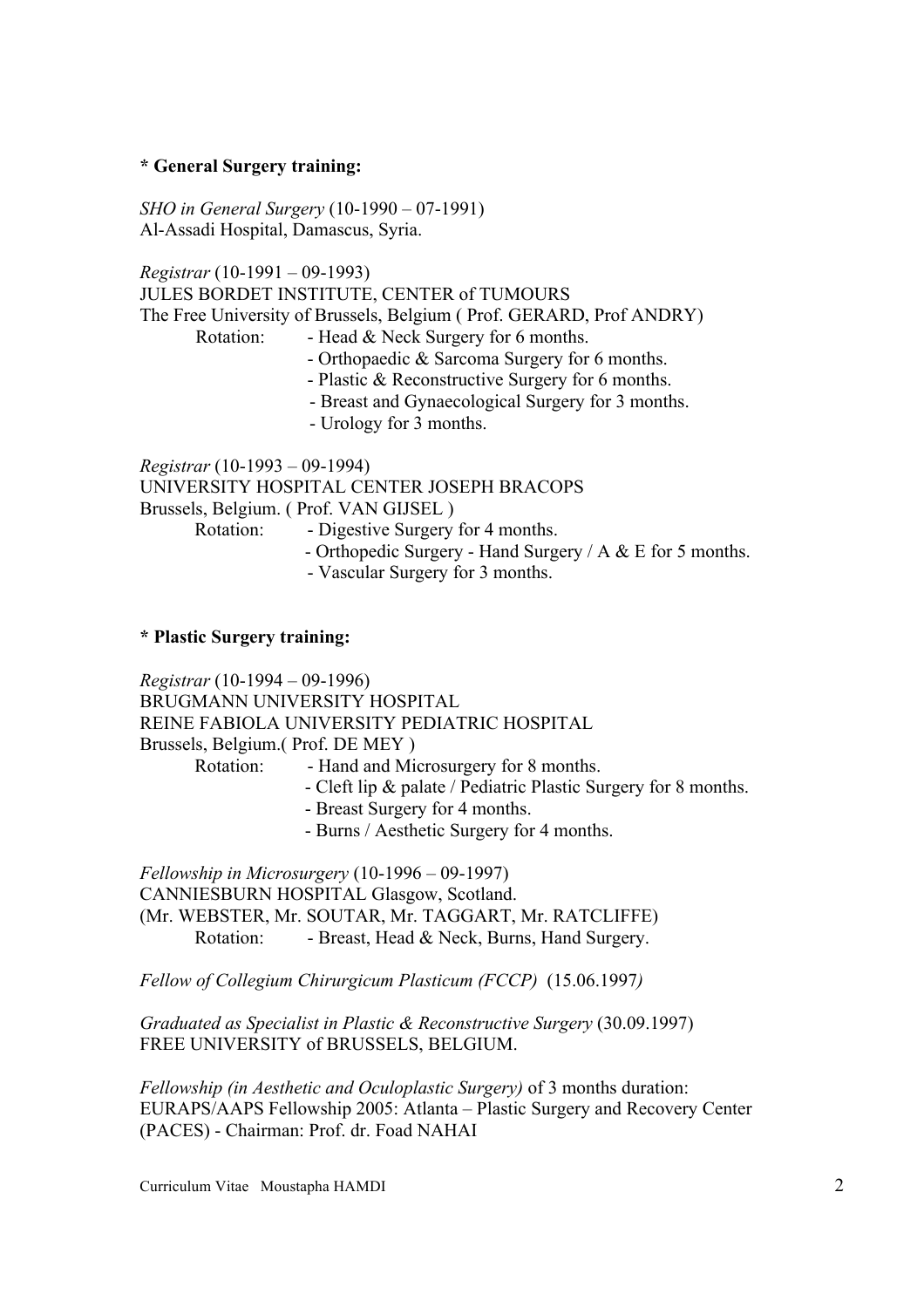**\* General Surgery training:**

*SHO in General Surgery* (10-1990 – 07-1991)
Al-Assadi Hospital, Damascus, Syria.

*Registrar* (10-1991 – 09-1993)
JULES BORDET INSTITUTE, CENTER of TUMOURS
The Free University of Brussels, Belgium ( Prof. GERARD, Prof ANDRY)

Rotation:
- Head & Neck Surgery for 6 months.
- Orthopaedic & Sarcoma Surgery for 6 months.
- Plastic & Reconstructive Surgery for 6 months.
- Breast and Gynaecological Surgery for 3 months.
- Urology for 3 months.

*Registrar* (10-1993 – 09-1994)
UNIVERSITY HOSPITAL CENTER JOSEPH BRACOPS
Brussels, Belgium. ( Prof. VAN GIJSEL )

Rotation:
- Digestive Surgery for 4 months.
- Orthopedic Surgery - Hand Surgery / A & E for 5 months.
- Vascular Surgery for 3 months.

**\* Plastic Surgery training:**

*Registrar* (10-1994 – 09-1996)
BRUGMANN UNIVERSITY HOSPITAL
REINE FABIOLA UNIVERSITY PEDIATRIC HOSPITAL
Brussels, Belgium.( Prof. DE MEY )

Rotation:
- Hand and Microsurgery for 8 months.
- Cleft lip & palate / Pediatric Plastic Surgery for 8 months.
- Breast Surgery for 4 months.
- Burns / Aesthetic Surgery for 4 months.

*Fellowship in Microsurgery* (10-1996 – 09-1997)
CANNIESBURN HOSPITAL Glasgow, Scotland.
(Mr. WEBSTER, Mr. SOUTAR, Mr. TAGGART, Mr. RATCLIFFE)

Rotation:
- Breast, Head & Neck, Burns, Hand Surgery.

*Fellow of Collegium Chirurgicum Plasticum (FCCP)* (15.06.1997*)*

*Graduated as Specialist in Plastic & Reconstructive Surgery* (30.09.1997)
FREE UNIVERSITY of BRUSSELS, BELGIUM.

*Fellowship (in Aesthetic and Oculoplastic Surgery)* of 3 months duration:
EURAPS/AAPS Fellowship 2005: Atlanta – Plastic Surgery and Recovery Center (PACES) - Chairman: Prof. dr. Foad NAHAI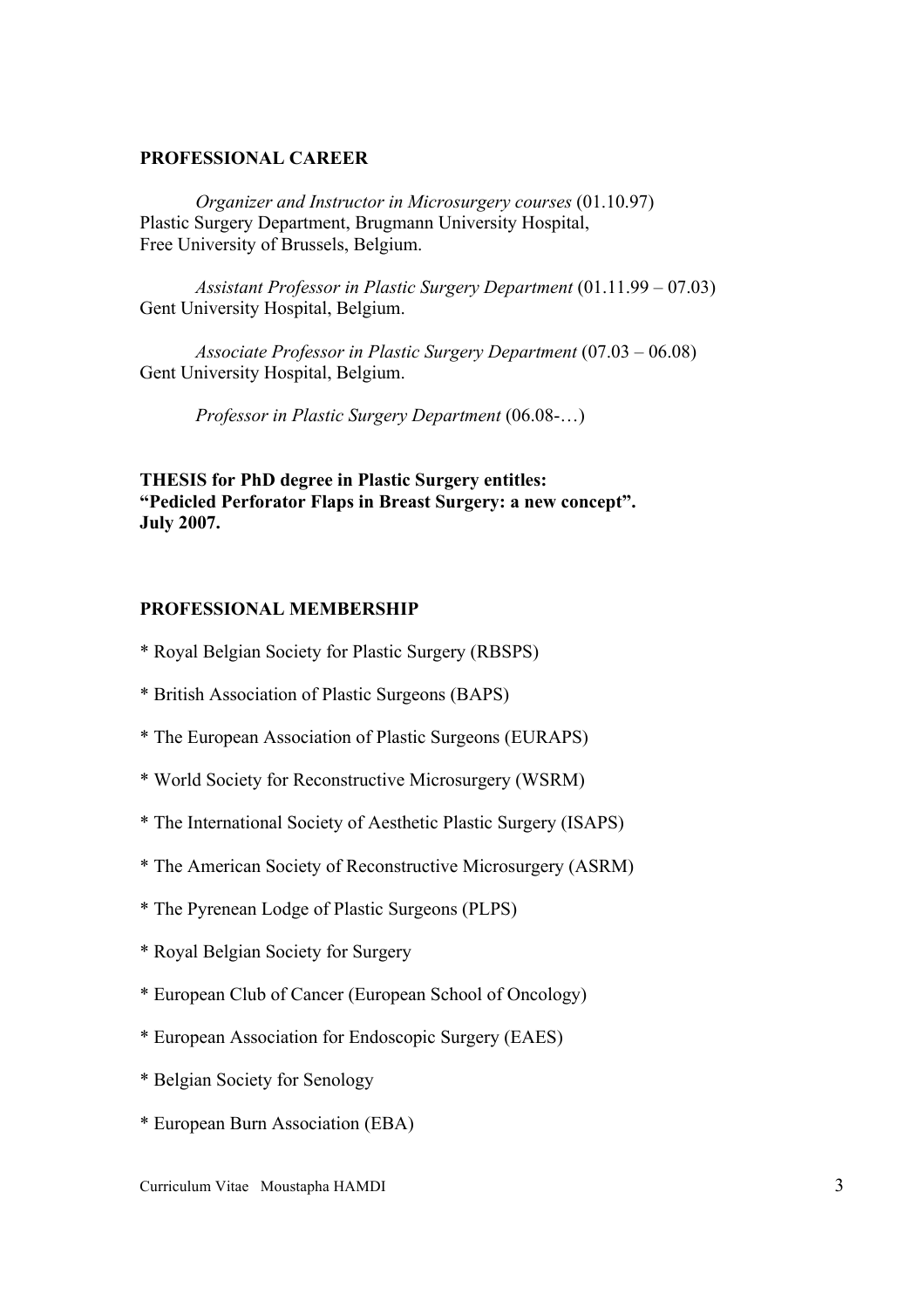## PROFESSIONAL CAREER

*Organizer and Instructor in Microsurgery courses* (01.10.97)
Plastic Surgery Department, Brugmann University Hospital,
Free University of Brussels, Belgium.

*Assistant Professor in Plastic Surgery Department* (01.11.99 – 07.03)
Gent University Hospital, Belgium.

*Associate Professor in Plastic Surgery Department* (07.03 – 06.08)
Gent University Hospital, Belgium.

*Professor in Plastic Surgery Department* (06.08-…)

**THESIS for PhD degree in Plastic Surgery entitles:**
**"Pedicled Perforator Flaps in Breast Surgery: a new concept".**
**July 2007.**

## PROFESSIONAL MEMBERSHIP

* Royal Belgian Society for Plastic Surgery (RBSPS)

* British Association of Plastic Surgeons (BAPS)

* The European Association of Plastic Surgeons (EURAPS)

* World Society for Reconstructive Microsurgery (WSRM)

* The International Society of Aesthetic Plastic Surgery (ISAPS)

* The American Society of Reconstructive Microsurgery (ASRM)

* The Pyrenean Lodge of Plastic Surgeons (PLPS)

* Royal Belgian Society for Surgery

* European Club of Cancer (European School of Oncology)

* European Association for Endoscopic Surgery (EAES)

* Belgian Society for Senology

* European Burn Association (EBA)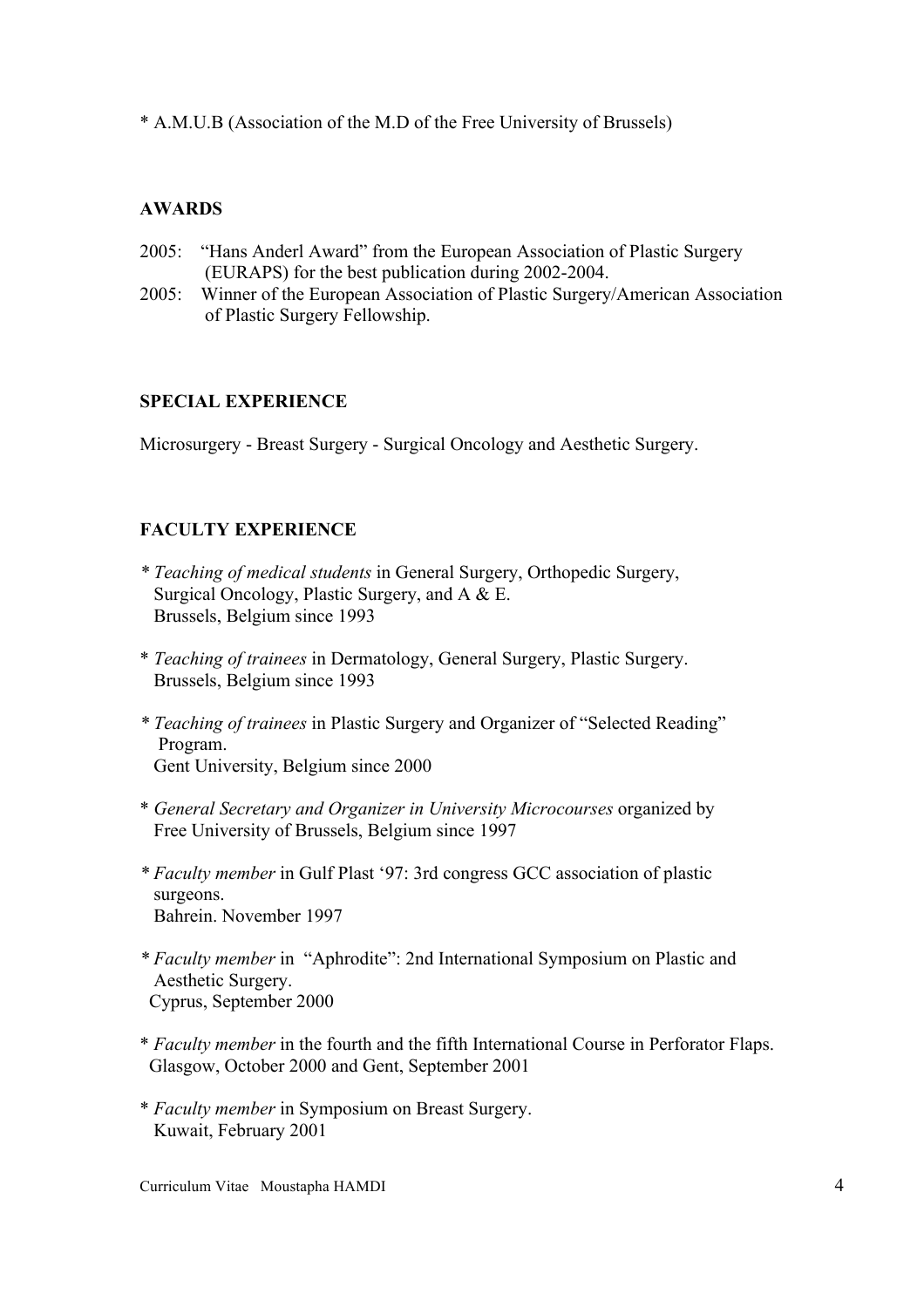* A.M.U.B (Association of the M.D of the Free University of Brussels)

## AWARDS

2005: "Hans Anderl Award" from the European Association of Plastic Surgery (EURAPS) for the best publication during 2002-2004.

2005: Winner of the European Association of Plastic Surgery/American Association of Plastic Surgery Fellowship.

## SPECIAL EXPERIENCE

Microsurgery - Breast Surgery - Surgical Oncology and Aesthetic Surgery.

## FACULTY EXPERIENCE

* *Teaching of medical students* in General Surgery, Orthopedic Surgery, Surgical Oncology, Plastic Surgery, and A & E.
  Brussels, Belgium since 1993

* *Teaching of trainees* in Dermatology, General Surgery, Plastic Surgery.
  Brussels, Belgium since 1993

* *Teaching of trainees* in Plastic Surgery and Organizer of "Selected Reading" Program.
  Gent University, Belgium since 2000

* *General Secretary and Organizer in University Microcourses* organized by Free University of Brussels, Belgium since 1997

* *Faculty member* in Gulf Plast '97: 3rd congress GCC association of plastic surgeons.
  Bahrein. November 1997

* *Faculty member* in "Aphrodite": 2nd International Symposium on Plastic and Aesthetic Surgery.
  Cyprus, September 2000

* *Faculty member* in the fourth and the fifth International Course in Perforator Flaps.
  Glasgow, October 2000 and Gent, September 2001

* *Faculty member* in Symposium on Breast Surgery.
  Kuwait, February 2001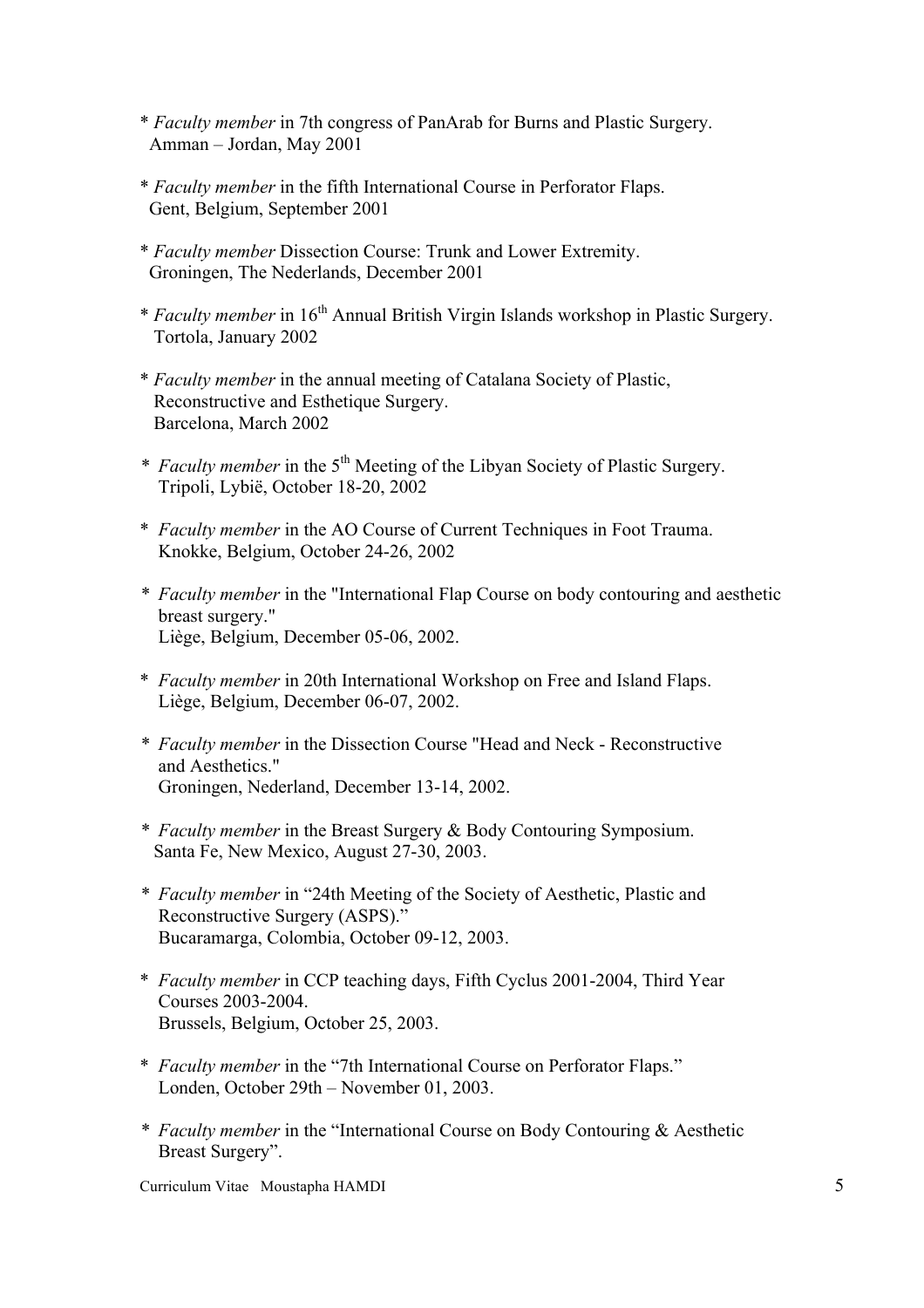\* *Faculty member* in 7th congress of PanArab for Burns and Plastic Surgery.
Amman – Jordan, May 2001

\* *Faculty member* in the fifth International Course in Perforator Flaps.
Gent, Belgium, September 2001

\* *Faculty member* Dissection Course: Trunk and Lower Extremity.
Groningen, The Nederlands, December 2001

\* *Faculty member* in 16th Annual British Virgin Islands workshop in Plastic Surgery.
Tortola, January 2002

\* *Faculty member* in the annual meeting of Catalana Society of Plastic, Reconstructive and Esthetique Surgery.
Barcelona, March 2002

\* *Faculty member* in the 5th Meeting of the Libyan Society of Plastic Surgery.
Tripoli, Lybië, October 18-20, 2002

\* *Faculty member* in the AO Course of Current Techniques in Foot Trauma.
Knokke, Belgium, October 24-26, 2002

\* *Faculty member* in the "International Flap Course on body contouring and aesthetic breast surgery."
Liège, Belgium, December 05-06, 2002.

\* *Faculty member* in 20th International Workshop on Free and Island Flaps.
Liège, Belgium, December 06-07, 2002.

\* *Faculty member* in the Dissection Course "Head and Neck - Reconstructive and Aesthetics."
Groningen, Nederland, December 13-14, 2002.

\* *Faculty member* in the Breast Surgery & Body Contouring Symposium.
Santa Fe, New Mexico, August 27-30, 2003.

\* *Faculty member* in "24th Meeting of the Society of Aesthetic, Plastic and Reconstructive Surgery (ASPS)."
Bucaramarga, Colombia, October 09-12, 2003.

\* *Faculty member* in CCP teaching days, Fifth Cyclus 2001-2004, Third Year Courses 2003-2004.
Brussels, Belgium, October 25, 2003.

\* *Faculty member* in the "7th International Course on Perforator Flaps."
Londen, October 29th – November 01, 2003.

\* *Faculty member* in the "International Course on Body Contouring & Aesthetic Breast Surgery".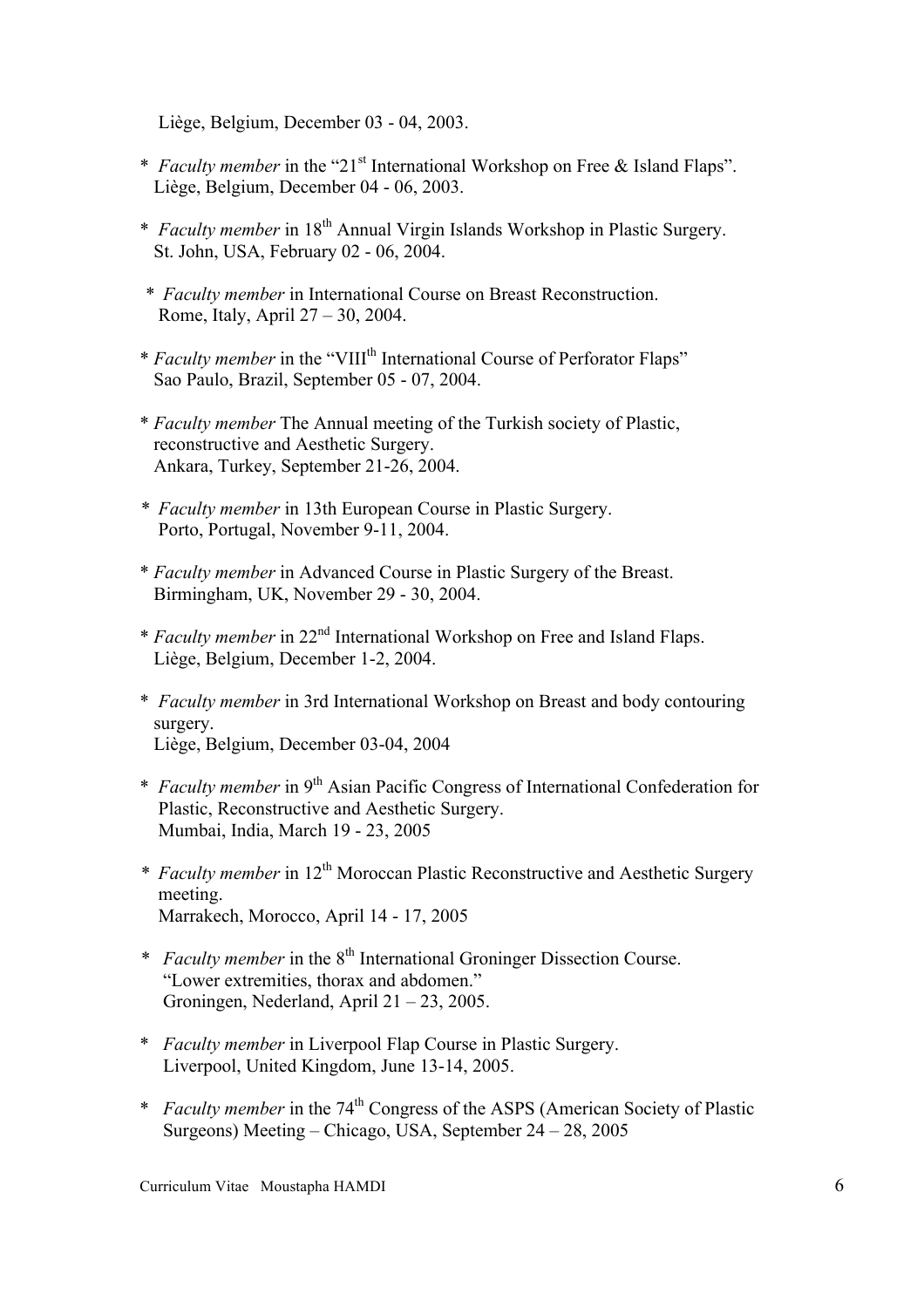Liège, Belgium, December 03 - 04, 2003.

* *Faculty member* in the "21st International Workshop on Free & Island Flaps".
  Liège, Belgium, December 04 - 06, 2003.

* *Faculty member* in 18th Annual Virgin Islands Workshop in Plastic Surgery.
  St. John, USA, February 02 - 06, 2004.

* *Faculty member* in International Course on Breast Reconstruction.
  Rome, Italy, April 27 – 30, 2004.

* *Faculty member* in the "VIIIth International Course of Perforator Flaps"
  Sao Paulo, Brazil, September 05 - 07, 2004.

* *Faculty member* The Annual meeting of the Turkish society of Plastic, reconstructive and Aesthetic Surgery.
  Ankara, Turkey, September 21-26, 2004.

* *Faculty member* in 13th European Course in Plastic Surgery.
  Porto, Portugal, November 9-11, 2004.

* *Faculty member* in Advanced Course in Plastic Surgery of the Breast.
  Birmingham, UK, November 29 - 30, 2004.

* *Faculty member* in 22nd International Workshop on Free and Island Flaps.
  Liège, Belgium, December 1-2, 2004.

* *Faculty member* in 3rd International Workshop on Breast and body contouring surgery.
  Liège, Belgium, December 03-04, 2004

* *Faculty member* in 9th Asian Pacific Congress of International Confederation for Plastic, Reconstructive and Aesthetic Surgery.
  Mumbai, India, March 19 - 23, 2005

* *Faculty member* in 12th Moroccan Plastic Reconstructive and Aesthetic Surgery meeting.
  Marrakech, Morocco, April 14 - 17, 2005

* *Faculty member* in the 8th International Groninger Dissection Course.
  "Lower extremities, thorax and abdomen."
  Groningen, Nederland, April 21 – 23, 2005.

* *Faculty member* in Liverpool Flap Course in Plastic Surgery.
  Liverpool, United Kingdom, June 13-14, 2005.

* *Faculty member* in the 74th Congress of the ASPS (American Society of Plastic Surgeons) Meeting – Chicago, USA, September 24 – 28, 2005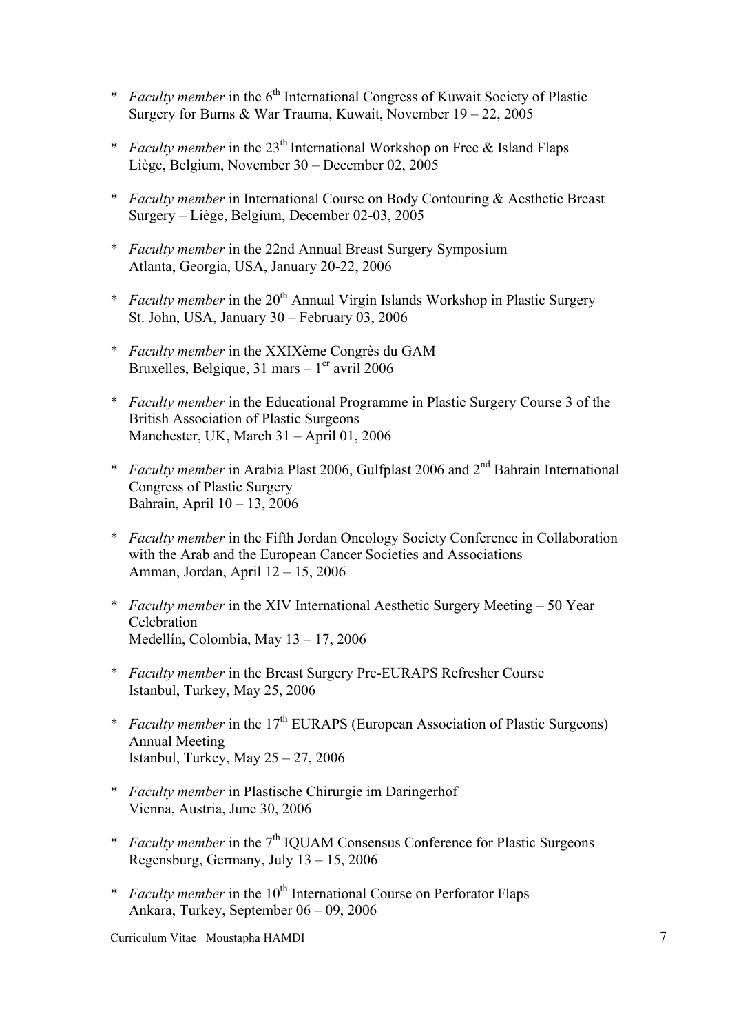\* *Faculty member* in the 6th International Congress of Kuwait Society of Plastic Surgery for Burns & War Trauma, Kuwait, November 19 – 22, 2005

\* *Faculty member* in the 23th International Workshop on Free & Island Flaps Liège, Belgium, November 30 – December 02, 2005

\* *Faculty member* in International Course on Body Contouring & Aesthetic Breast Surgery – Liège, Belgium, December 02-03, 2005

\* *Faculty member* in the 22nd Annual Breast Surgery Symposium Atlanta, Georgia, USA, January 20-22, 2006

\* *Faculty member* in the 20th Annual Virgin Islands Workshop in Plastic Surgery St. John, USA, January 30 – February 03, 2006

\* *Faculty member* in the XXIXème Congrès du GAM Bruxelles, Belgique, 31 mars – 1er avril 2006

\* *Faculty member* in the Educational Programme in Plastic Surgery Course 3 of the British Association of Plastic Surgeons Manchester, UK, March 31 – April 01, 2006

\* *Faculty member* in Arabia Plast 2006, Gulfplast 2006 and 2nd Bahrain International Congress of Plastic Surgery Bahrain, April 10 – 13, 2006

\* *Faculty member* in the Fifth Jordan Oncology Society Conference in Collaboration with the Arab and the European Cancer Societies and Associations Amman, Jordan, April 12 – 15, 2006

\* *Faculty member* in the XIV International Aesthetic Surgery Meeting – 50 Year Celebration Medellín, Colombia, May 13 – 17, 2006

\* *Faculty member* in the Breast Surgery Pre-EURAPS Refresher Course Istanbul, Turkey, May 25, 2006

\* *Faculty member* in the 17th EURAPS (European Association of Plastic Surgeons) Annual Meeting Istanbul, Turkey, May 25 – 27, 2006

\* *Faculty member* in Plastische Chirurgie im Daringerhof Vienna, Austria, June 30, 2006

\* *Faculty member* in the 7th IQUAM Consensus Conference for Plastic Surgeons Regensburg, Germany, July 13 – 15, 2006

\* *Faculty member* in the 10th International Course on Perforator Flaps Ankara, Turkey, September 06 – 09, 2006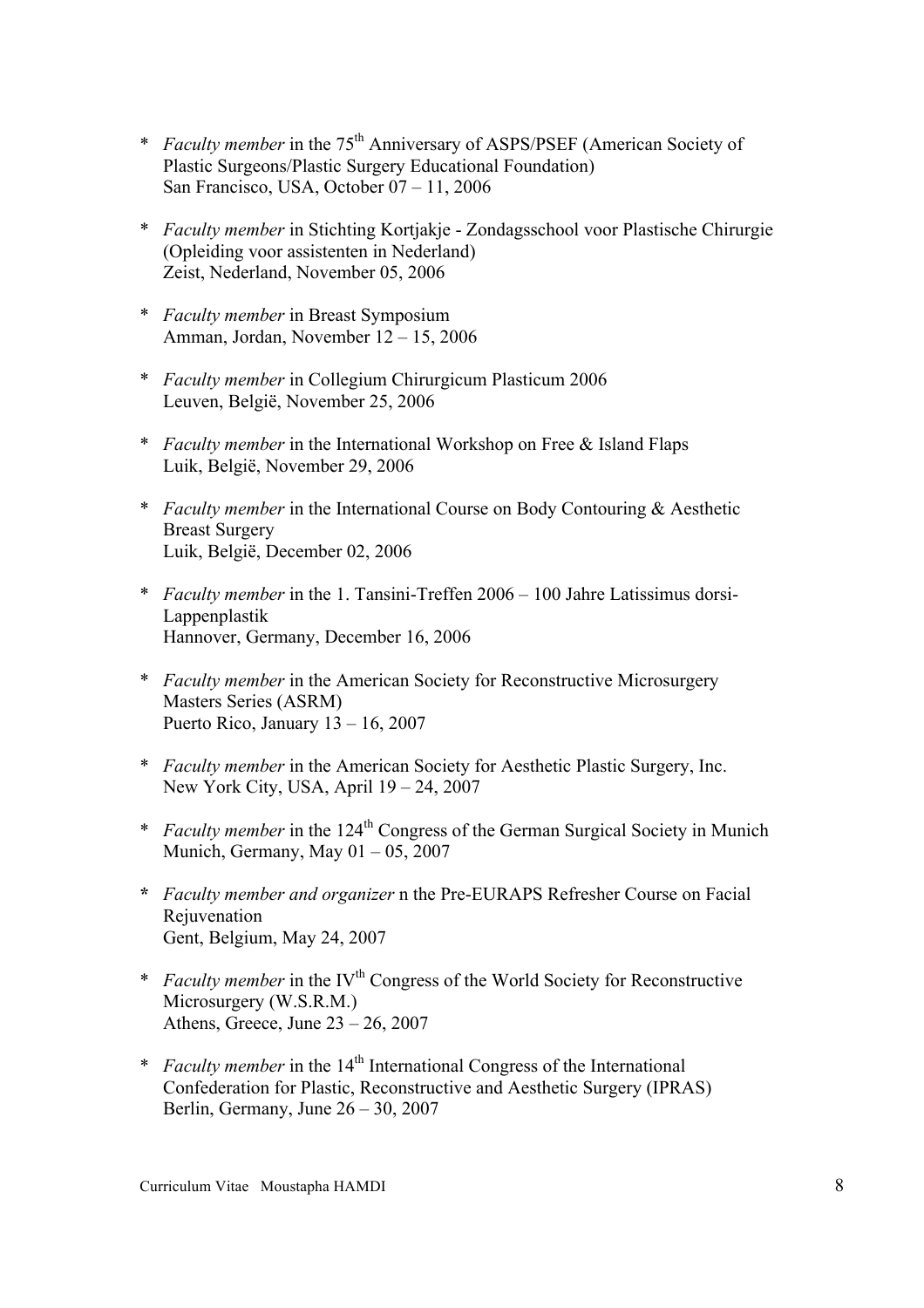* *Faculty member* in the 75th Anniversary of ASPS/PSEF (American Society of Plastic Surgeons/Plastic Surgery Educational Foundation)
  San Francisco, USA, October 07 – 11, 2006

* *Faculty member* in Stichting Kortjakje - Zondagsschool voor Plastische Chirurgie (Opleiding voor assistenten in Nederland)
  Zeist, Nederland, November 05, 2006

* *Faculty member* in Breast Symposium
  Amman, Jordan, November 12 – 15, 2006

* *Faculty member* in Collegium Chirurgicum Plasticum 2006
  Leuven, België, November 25, 2006

* *Faculty member* in the International Workshop on Free & Island Flaps
  Luik, België, November 29, 2006

* *Faculty member* in the International Course on Body Contouring & Aesthetic Breast Surgery
  Luik, België, December 02, 2006

* *Faculty member* in the 1. Tansini-Treffen 2006 – 100 Jahre Latissimus dorsi-Lappenplastik
  Hannover, Germany, December 16, 2006

* *Faculty member* in the American Society for Reconstructive Microsurgery Masters Series (ASRM)
  Puerto Rico, January 13 – 16, 2007

* *Faculty member* in the American Society for Aesthetic Plastic Surgery, Inc.
  New York City, USA, April 19 – 24, 2007

* *Faculty member* in the 124th Congress of the German Surgical Society in Munich
  Munich, Germany, May 01 – 05, 2007

* *Faculty member and organizer* n the Pre-EURAPS Refresher Course on Facial Rejuvenation
  Gent, Belgium, May 24, 2007

* *Faculty member* in the IVth Congress of the World Society for Reconstructive Microsurgery (W.S.R.M.)
  Athens, Greece, June 23 – 26, 2007

* *Faculty member* in the 14th International Congress of the International Confederation for Plastic, Reconstructive and Aesthetic Surgery (IPRAS)
  Berlin, Germany, June 26 – 30, 2007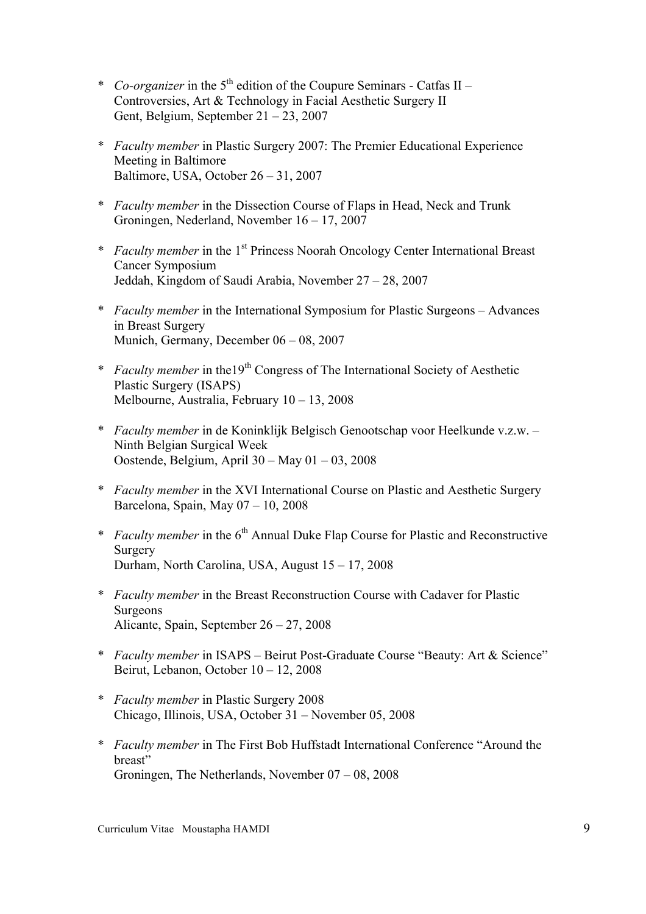* *Co-organizer* in the 5th edition of the Coupure Seminars - Catfas II – Controversies, Art & Technology in Facial Aesthetic Surgery II
  Gent, Belgium, September 21 – 23, 2007

* *Faculty member* in Plastic Surgery 2007: The Premier Educational Experience Meeting in Baltimore
  Baltimore, USA, October 26 – 31, 2007

* *Faculty member* in the Dissection Course of Flaps in Head, Neck and Trunk
  Groningen, Nederland, November 16 – 17, 2007

* *Faculty member* in the 1st Princess Noorah Oncology Center International Breast Cancer Symposium
  Jeddah, Kingdom of Saudi Arabia, November 27 – 28, 2007

* *Faculty member* in the International Symposium for Plastic Surgeons – Advances in Breast Surgery
  Munich, Germany, December 06 – 08, 2007

* *Faculty member* in the19th Congress of The International Society of Aesthetic Plastic Surgery (ISAPS)
  Melbourne, Australia, February 10 – 13, 2008

* *Faculty member* in de Koninklijk Belgisch Genootschap voor Heelkunde v.z.w. – Ninth Belgian Surgical Week
  Oostende, Belgium, April 30 – May 01 – 03, 2008

* *Faculty member* in the XVI International Course on Plastic and Aesthetic Surgery
  Barcelona, Spain, May 07 – 10, 2008

* *Faculty member* in the 6th Annual Duke Flap Course for Plastic and Reconstructive Surgery
  Durham, North Carolina, USA, August 15 – 17, 2008

* *Faculty member* in the Breast Reconstruction Course with Cadaver for Plastic Surgeons
  Alicante, Spain, September 26 – 27, 2008

* *Faculty member* in ISAPS – Beirut Post-Graduate Course "Beauty: Art & Science"
  Beirut, Lebanon, October 10 – 12, 2008

* *Faculty member* in Plastic Surgery 2008
  Chicago, Illinois, USA, October 31 – November 05, 2008

* *Faculty member* in The First Bob Huffstadt International Conference "Around the breast"
  Groningen, The Netherlands, November 07 – 08, 2008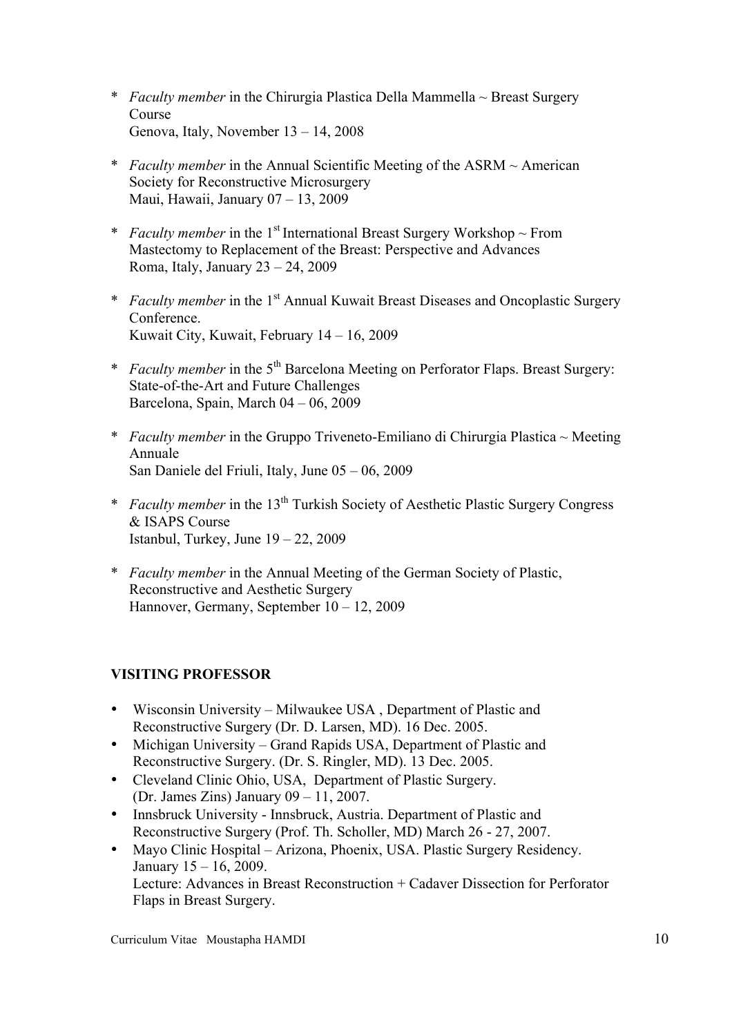\* *Faculty member* in the Chirurgia Plastica Della Mammella ~ Breast Surgery Course
Genova, Italy, November 13 – 14, 2008

\* *Faculty member* in the Annual Scientific Meeting of the ASRM ~ American Society for Reconstructive Microsurgery
Maui, Hawaii, January 07 – 13, 2009

\* *Faculty member* in the 1st International Breast Surgery Workshop ~ From Mastectomy to Replacement of the Breast: Perspective and Advances
Roma, Italy, January 23 – 24, 2009

\* *Faculty member* in the 1st Annual Kuwait Breast Diseases and Oncoplastic Surgery Conference.
Kuwait City, Kuwait, February 14 – 16, 2009

\* *Faculty member* in the 5th Barcelona Meeting on Perforator Flaps. Breast Surgery: State-of-the-Art and Future Challenges
Barcelona, Spain, March 04 – 06, 2009

\* *Faculty member* in the Gruppo Triveneto-Emiliano di Chirurgia Plastica ~ Meeting Annuale
San Daniele del Friuli, Italy, June 05 – 06, 2009

\* *Faculty member* in the 13th Turkish Society of Aesthetic Plastic Surgery Congress & ISAPS Course
Istanbul, Turkey, June 19 – 22, 2009

\* *Faculty member* in the Annual Meeting of the German Society of Plastic, Reconstructive and Aesthetic Surgery
Hannover, Germany, September 10 – 12, 2009

## VISITING PROFESSOR

- Wisconsin University – Milwaukee USA , Department of Plastic and Reconstructive Surgery (Dr. D. Larsen, MD). 16 Dec. 2005.
- Michigan University – Grand Rapids USA, Department of Plastic and Reconstructive Surgery. (Dr. S. Ringler, MD). 13 Dec. 2005.
- Cleveland Clinic Ohio, USA, Department of Plastic Surgery. (Dr. James Zins) January 09 – 11, 2007.
- Innsbruck University - Innsbruck, Austria. Department of Plastic and Reconstructive Surgery (Prof. Th. Scholler, MD) March 26 - 27, 2007.
- Mayo Clinic Hospital – Arizona, Phoenix, USA. Plastic Surgery Residency. January 15 – 16, 2009.
  Lecture: Advances in Breast Reconstruction + Cadaver Dissection for Perforator Flaps in Breast Surgery.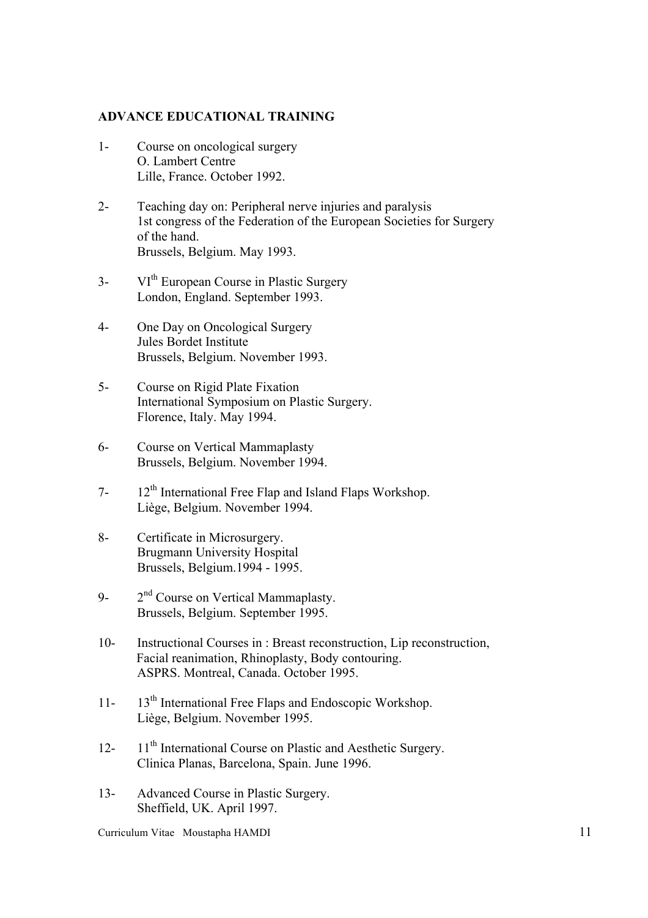**ADVANCE EDUCATIONAL TRAINING**

1- Course on oncological surgery
O. Lambert Centre
Lille, France. October 1992.

2- Teaching day on: Peripheral nerve injuries and paralysis
1st congress of the Federation of the European Societies for Surgery of the hand.
Brussels, Belgium. May 1993.

3- VI$^{th}$ European Course in Plastic Surgery
London, England. September 1993.

4- One Day on Oncological Surgery
Jules Bordet Institute
Brussels, Belgium. November 1993.

5- Course on Rigid Plate Fixation
International Symposium on Plastic Surgery.
Florence, Italy. May 1994.

6- Course on Vertical Mammaplasty
Brussels, Belgium. November 1994.

7- 12$^{th}$ International Free Flap and Island Flaps Workshop.
Liège, Belgium. November 1994.

8- Certificate in Microsurgery.
Brugmann University Hospital
Brussels, Belgium.1994 - 1995.

9- 2$^{nd}$ Course on Vertical Mammaplasty.
Brussels, Belgium. September 1995.

10- Instructional Courses in : Breast reconstruction, Lip reconstruction, Facial reanimation, Rhinoplasty, Body contouring.
ASPRS. Montreal, Canada. October 1995.

11- 13$^{th}$ International Free Flaps and Endoscopic Workshop.
Liège, Belgium. November 1995.

12- 11$^{th}$ International Course on Plastic and Aesthetic Surgery.
Clinica Planas, Barcelona, Spain. June 1996.

13- Advanced Course in Plastic Surgery.
Sheffield, UK. April 1997.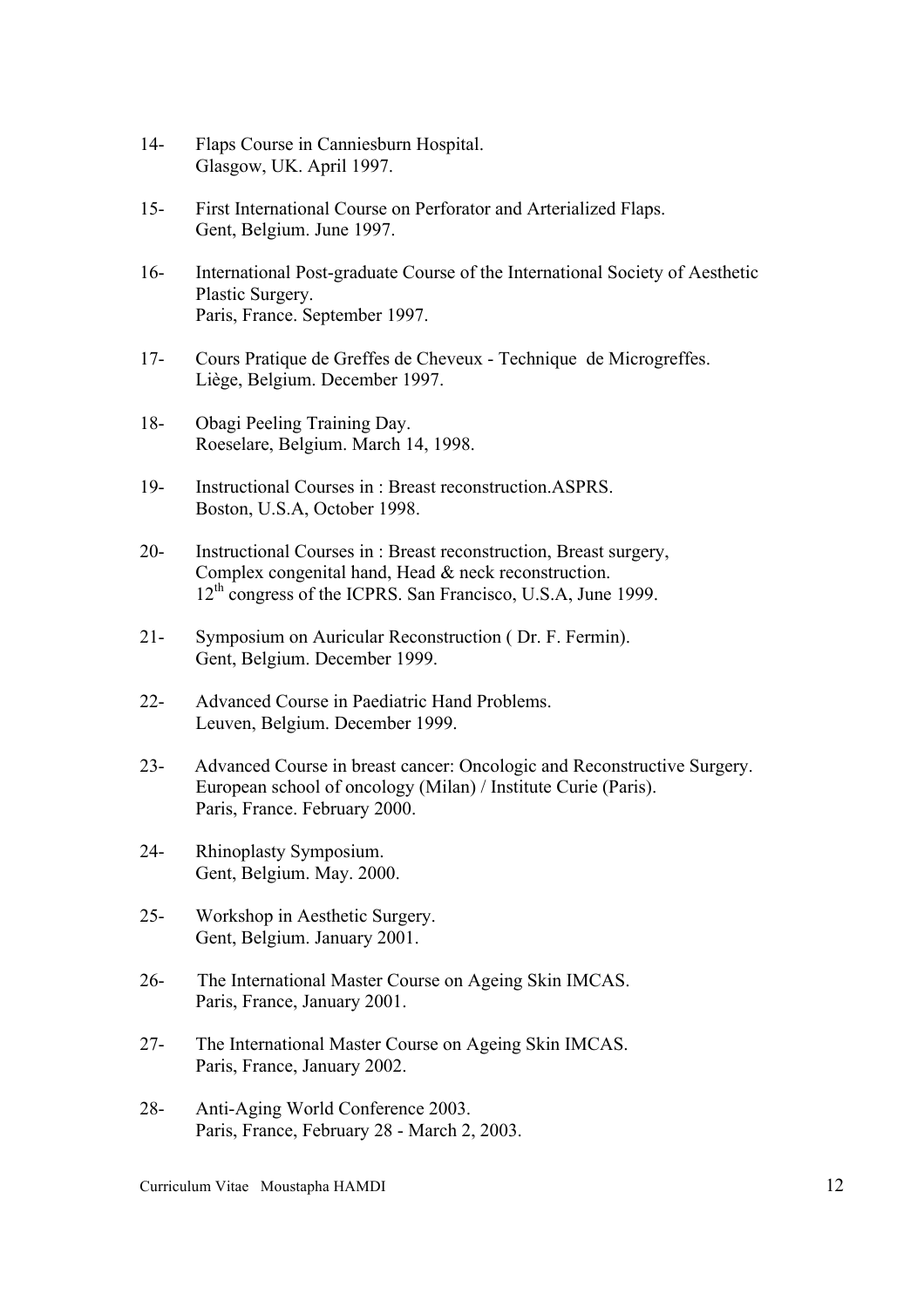14- Flaps Course in Canniesburn Hospital.
Glasgow, UK. April 1997.

15- First International Course on Perforator and Arterialized Flaps.
Gent, Belgium. June 1997.

16- International Post-graduate Course of the International Society of Aesthetic Plastic Surgery.
Paris, France. September 1997.

17- Cours Pratique de Greffes de Cheveux - Technique de Microgreffes.
Liège, Belgium. December 1997.

18- Obagi Peeling Training Day.
Roeselare, Belgium. March 14, 1998.

19- Instructional Courses in : Breast reconstruction.ASPRS.
Boston, U.S.A, October 1998.

20- Instructional Courses in : Breast reconstruction, Breast surgery, Complex congenital hand, Head & neck reconstruction.
12th congress of the ICPRS. San Francisco, U.S.A, June 1999.

21- Symposium on Auricular Reconstruction ( Dr. F. Fermin).
Gent, Belgium. December 1999.

22- Advanced Course in Paediatric Hand Problems.
Leuven, Belgium. December 1999.

23- Advanced Course in breast cancer: Oncologic and Reconstructive Surgery.
European school of oncology (Milan) / Institute Curie (Paris).
Paris, France. February 2000.

24- Rhinoplasty Symposium.
Gent, Belgium. May. 2000.

25- Workshop in Aesthetic Surgery.
Gent, Belgium. January 2001.

26- The International Master Course on Ageing Skin IMCAS.
Paris, France, January 2001.

27- The International Master Course on Ageing Skin IMCAS.
Paris, France, January 2002.

28- Anti-Aging World Conference 2003.
Paris, France, February 28 - March 2, 2003.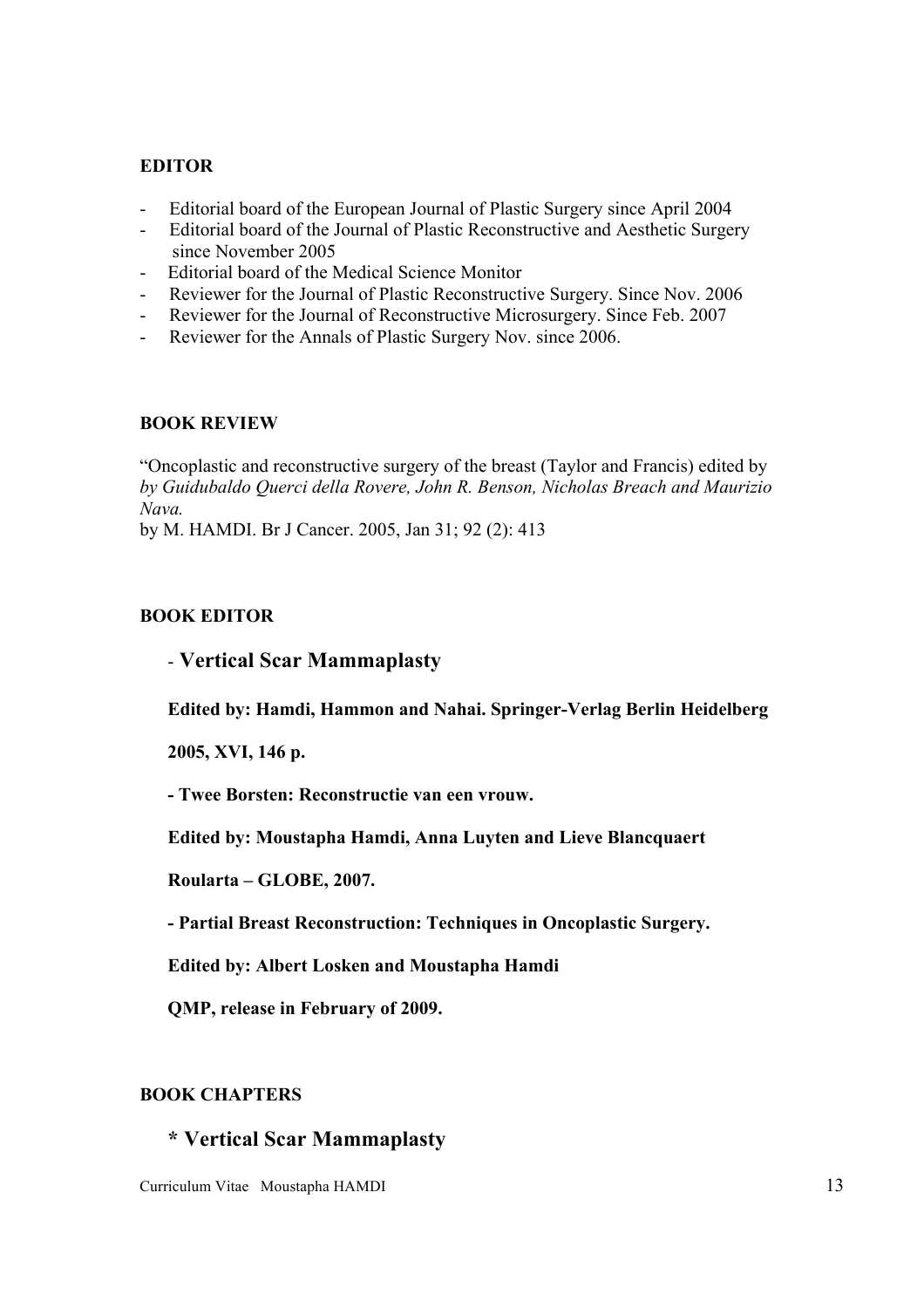**EDITOR**

- Editorial board of the European Journal of Plastic Surgery since April 2004
- Editorial board of the Journal of Plastic Reconstructive and Aesthetic Surgery since November 2005
- Editorial board of the Medical Science Monitor
- Reviewer for the Journal of Plastic Reconstructive Surgery. Since Nov. 2006
- Reviewer for the Journal of Reconstructive Microsurgery. Since Feb. 2007
- Reviewer for the Annals of Plastic Surgery Nov. since 2006.

**BOOK REVIEW**

"Oncoplastic and reconstructive surgery of the breast (Taylor and Francis) edited by *by Guidubaldo Querci della Rovere, John R. Benson, Nicholas Breach and Maurizio Nava.*

by M. HAMDI. Br J Cancer. 2005, Jan 31; 92 (2): 413

**BOOK EDITOR**

- **Vertical Scar Mammaplasty**

**Edited by: Hamdi, Hammon and Nahai. Springer-Verlag Berlin Heidelberg**

**2005, XVI, 146 p.**

**- Twee Borsten: Reconstructie van een vrouw.**

**Edited by: Moustapha Hamdi, Anna Luyten and Lieve Blancquaert**

**Roularta – GLOBE, 2007.**

**- Partial Breast Reconstruction: Techniques in Oncoplastic Surgery.**

**Edited by: Albert Losken and Moustapha Hamdi**

**QMP, release in February of 2009.**

**BOOK CHAPTERS**

**\* Vertical Scar Mammaplasty**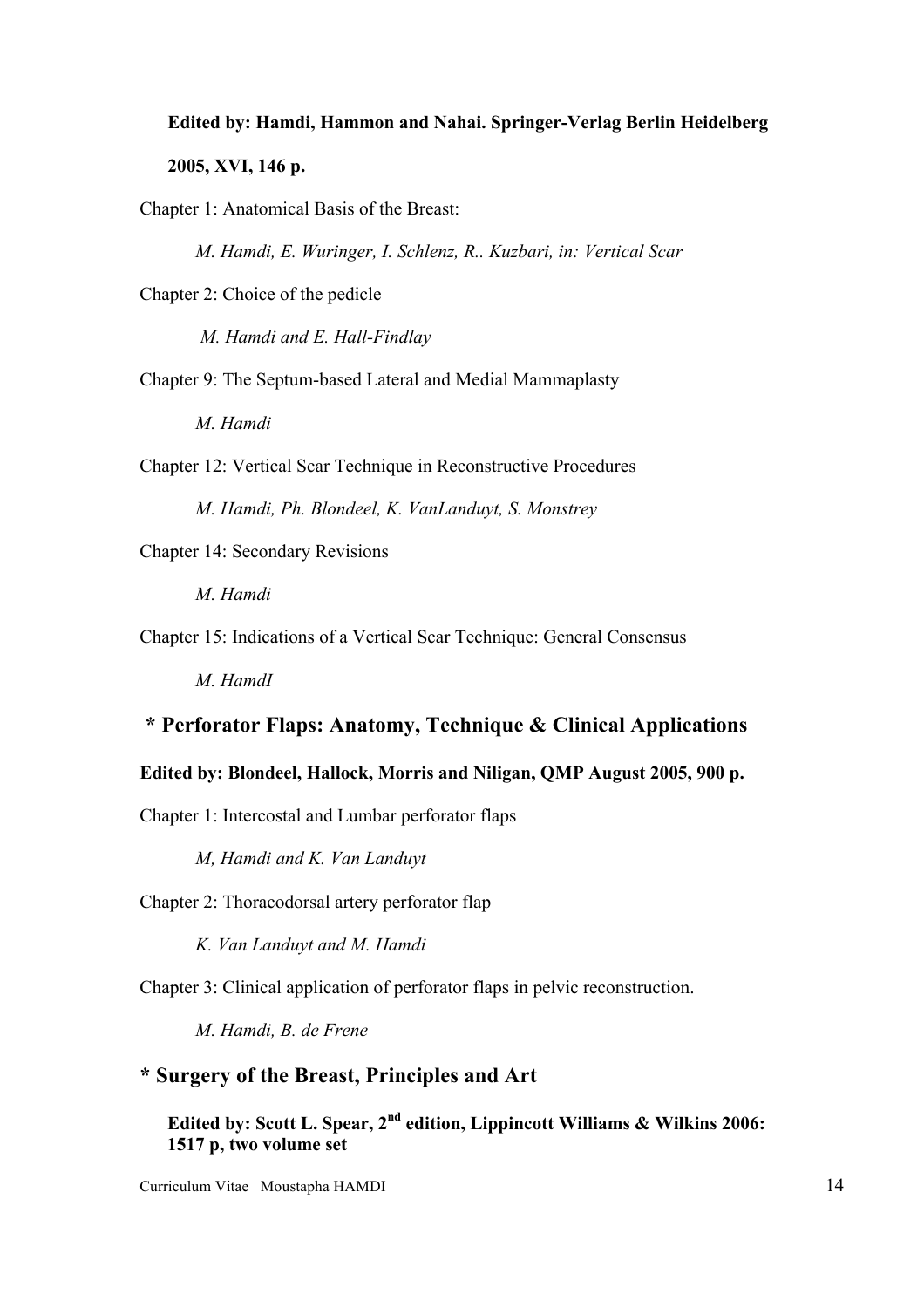**Edited by: Hamdi, Hammon and Nahai. Springer-Verlag Berlin Heidelberg 2005, XVI, 146 p.**

Chapter 1: Anatomical Basis of the Breast:

*M. Hamdi, E. Wuringer, I. Schlenz, R.. Kuzbari, in: Vertical Scar*

Chapter 2: Choice of the pedicle

*M. Hamdi and E. Hall-Findlay*

Chapter 9: The Septum-based Lateral and Medial Mammaplasty

*M. Hamdi*

Chapter 12: Vertical Scar Technique in Reconstructive Procedures

*M. Hamdi, Ph. Blondeel, K. VanLanduyt, S. Monstrey*

Chapter 14: Secondary Revisions

*M. Hamdi*

Chapter 15: Indications of a Vertical Scar Technique: General Consensus

*M. HamdI*

## * Perforator Flaps: Anatomy, Technique & Clinical Applications

**Edited by: Blondeel, Hallock, Morris and Niligan, QMP August 2005, 900 p.**

Chapter 1: Intercostal and Lumbar perforator flaps

*M, Hamdi and K. Van Landuyt*

Chapter 2: Thoracodorsal artery perforator flap

*K. Van Landuyt and M. Hamdi*

Chapter 3: Clinical application of perforator flaps in pelvic reconstruction.

*M. Hamdi, B. de Frene*

## * Surgery of the Breast, Principles and Art

**Edited by: Scott L. Spear, 2nd edition, Lippincott Williams & Wilkins 2006: 1517 p, two volume set**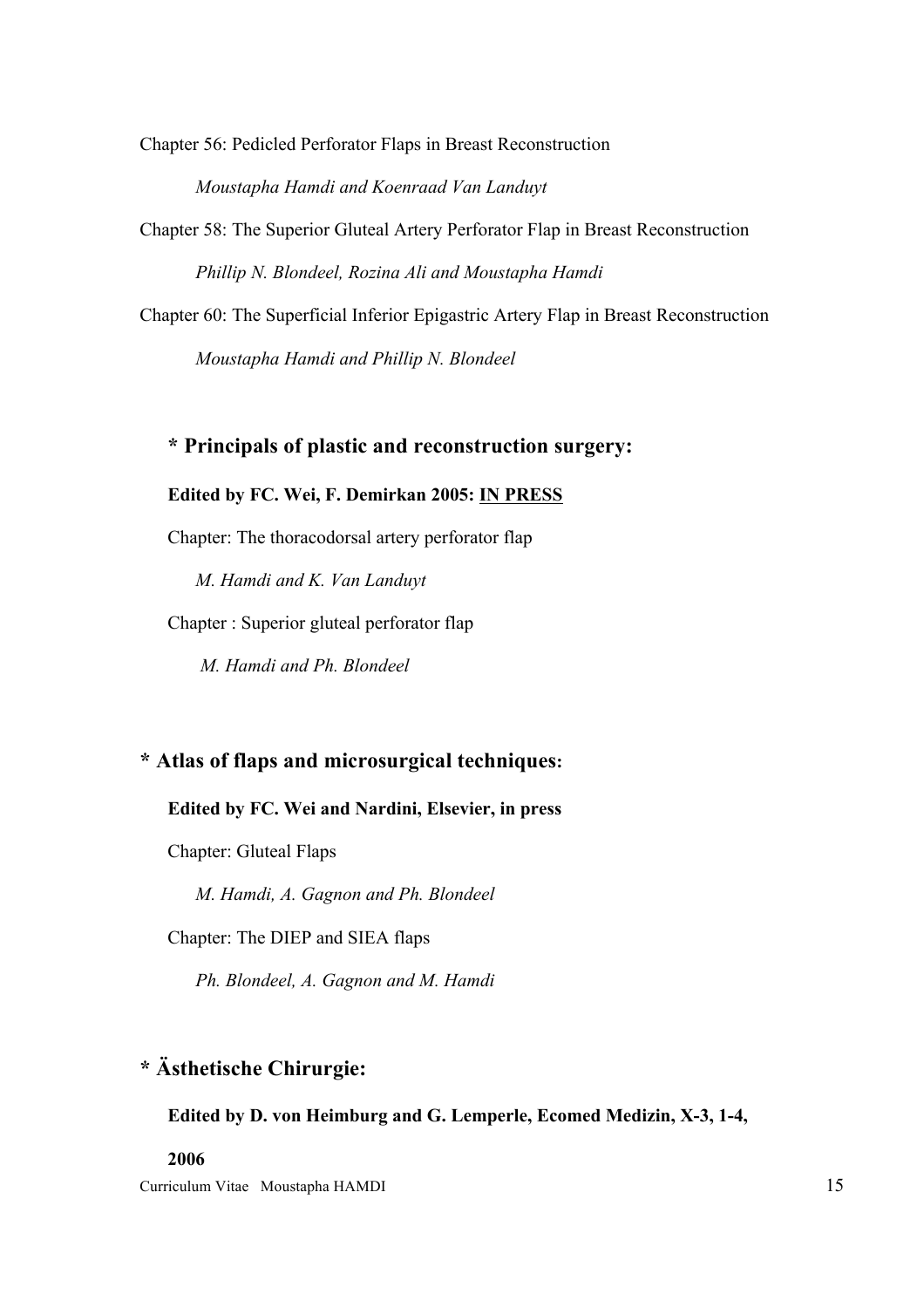Chapter 56: Pedicled Perforator Flaps in Breast Reconstruction

*Moustapha Hamdi and Koenraad Van Landuyt*

Chapter 58: The Superior Gluteal Artery Perforator Flap in Breast Reconstruction

*Phillip N. Blondeel, Rozina Ali and Moustapha Hamdi*

Chapter 60: The Superficial Inferior Epigastric Artery Flap in Breast Reconstruction

*Moustapha Hamdi and Phillip N. Blondeel*

### * Principals of plastic and reconstruction surgery:

**Edited by FC. Wei, F. Demirkan 2005: <u>IN PRESS</u>**

Chapter: The thoracodorsal artery perforator flap

*M. Hamdi and K. Van Landuyt*

Chapter : Superior gluteal perforator flap

*M. Hamdi and Ph. Blondeel*

### * Atlas of flaps and microsurgical techniques:

**Edited by FC. Wei and Nardini, Elsevier, in press**

Chapter: Gluteal Flaps

*M. Hamdi, A. Gagnon and Ph. Blondeel*

Chapter: The DIEP and SIEA flaps

*Ph. Blondeel, A. Gagnon and M. Hamdi*

### * Ästhetische Chirurgie:

**Edited by D. von Heimburg and G. Lemperle, Ecomed Medizin, X-3, 1-4, 2006**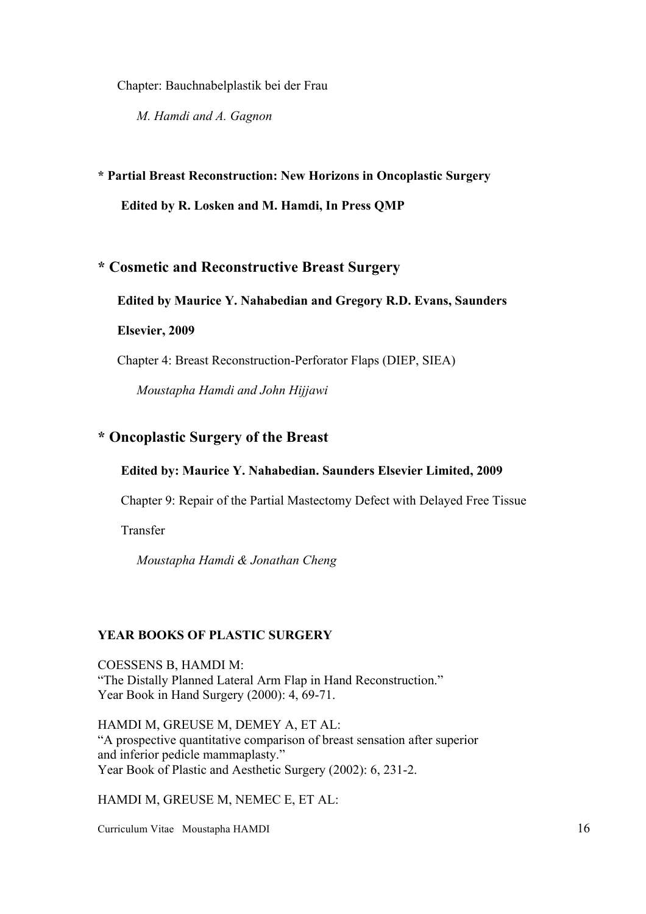Chapter: Bauchnabelplastik bei der Frau

*M. Hamdi and A. Gagnon*

**\* Partial Breast Reconstruction: New Horizons in Oncoplastic Surgery**

**Edited by R. Losken and M. Hamdi, In Press QMP**

## \* Cosmetic and Reconstructive Breast Surgery

**Edited by Maurice Y. Nahabedian and Gregory R.D. Evans, Saunders Elsevier, 2009**

Chapter 4: Breast Reconstruction-Perforator Flaps (DIEP, SIEA)

*Moustapha Hamdi and John Hijjawi*

## \* Oncoplastic Surgery of the Breast

**Edited by: Maurice Y. Nahabedian. Saunders Elsevier Limited, 2009**

Chapter 9: Repair of the Partial Mastectomy Defect with Delayed Free Tissue Transfer

*Moustapha Hamdi & Jonathan Cheng*

**YEAR BOOKS OF PLASTIC SURGERY**

COESSENS B, HAMDI M:
"The Distally Planned Lateral Arm Flap in Hand Reconstruction."
Year Book in Hand Surgery (2000): 4, 69-71.

HAMDI M, GREUSE M, DEMEY A, ET AL:
"A prospective quantitative comparison of breast sensation after superior and inferior pedicle mammaplasty."
Year Book of Plastic and Aesthetic Surgery (2002): 6, 231-2.

HAMDI M, GREUSE M, NEMEC E, ET AL: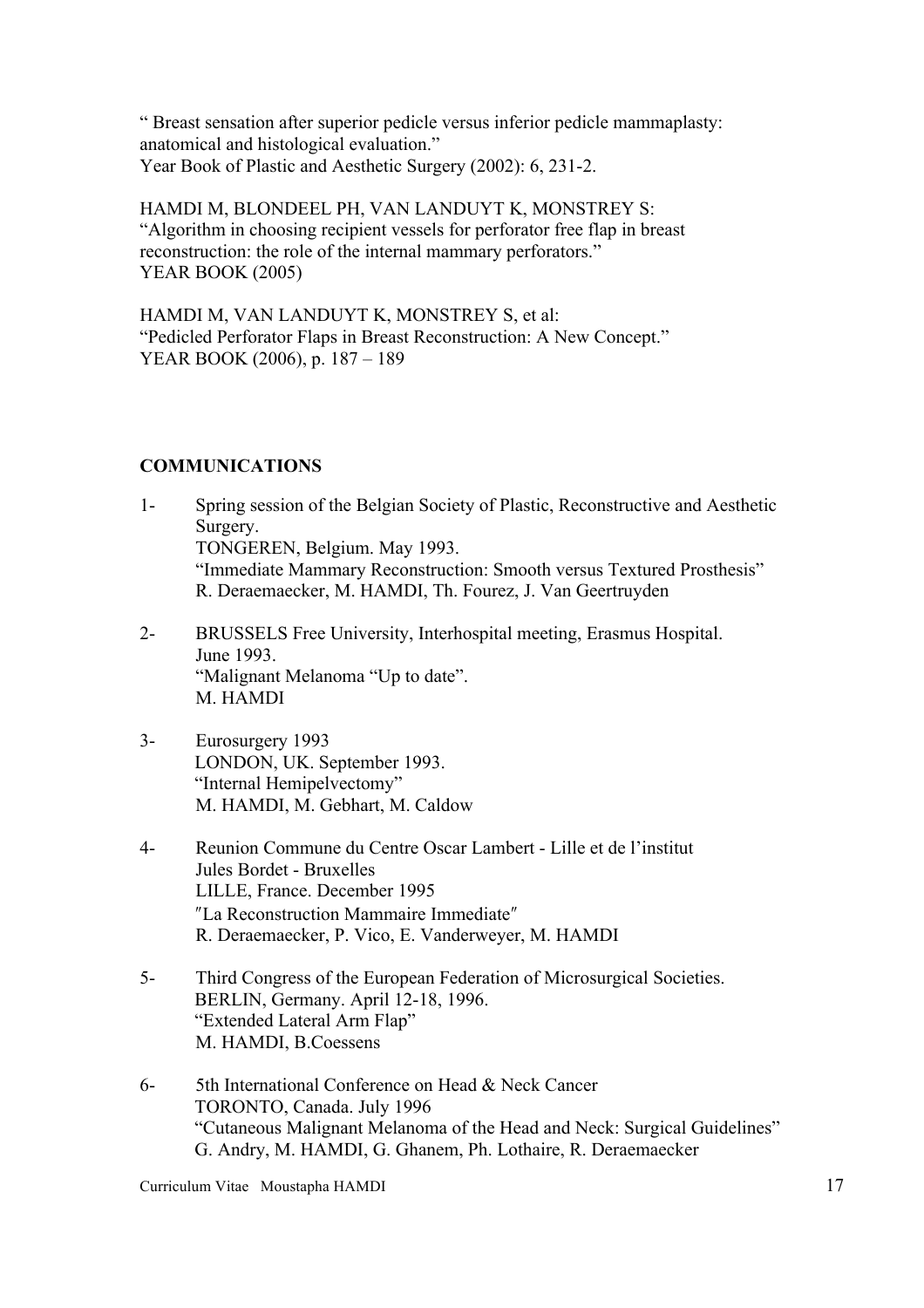" Breast sensation after superior pedicle versus inferior pedicle mammaplasty: anatomical and histological evaluation."
Year Book of Plastic and Aesthetic Surgery (2002): 6, 231-2.

HAMDI M, BLONDEEL PH, VAN LANDUYT K, MONSTREY S:
"Algorithm in choosing recipient vessels for perforator free flap in breast reconstruction: the role of the internal mammary perforators."
YEAR BOOK (2005)

HAMDI M, VAN LANDUYT K, MONSTREY S, et al:
"Pedicled Perforator Flaps in Breast Reconstruction: A New Concept."
YEAR BOOK (2006), p. 187 – 189

## COMMUNICATIONS

1- Spring session of the Belgian Society of Plastic, Reconstructive and Aesthetic Surgery.
TONGEREN, Belgium. May 1993.
"Immediate Mammary Reconstruction: Smooth versus Textured Prosthesis"
R. Deraemaecker, M. HAMDI, Th. Fourez, J. Van Geertruyden

2- BRUSSELS Free University, Interhospital meeting, Erasmus Hospital.
June 1993.
"Malignant Melanoma "Up to date".
M. HAMDI

3- Eurosurgery 1993
LONDON, UK. September 1993.
"Internal Hemipelvectomy"
M. HAMDI, M. Gebhart, M. Caldow

4- Reunion Commune du Centre Oscar Lambert - Lille et de l'institut Jules Bordet - Bruxelles
LILLE, France. December 1995
″La Reconstruction Mammaire Immediate″
R. Deraemaecker, P. Vico, E. Vanderweyer, M. HAMDI

5- Third Congress of the European Federation of Microsurgical Societies.
BERLIN, Germany. April 12-18, 1996.
"Extended Lateral Arm Flap"
M. HAMDI, B.Coessens

6- 5th International Conference on Head & Neck Cancer
TORONTO, Canada. July 1996
"Cutaneous Malignant Melanoma of the Head and Neck: Surgical Guidelines"
G. Andry, M. HAMDI, G. Ghanem, Ph. Lothaire, R. Deraemaecker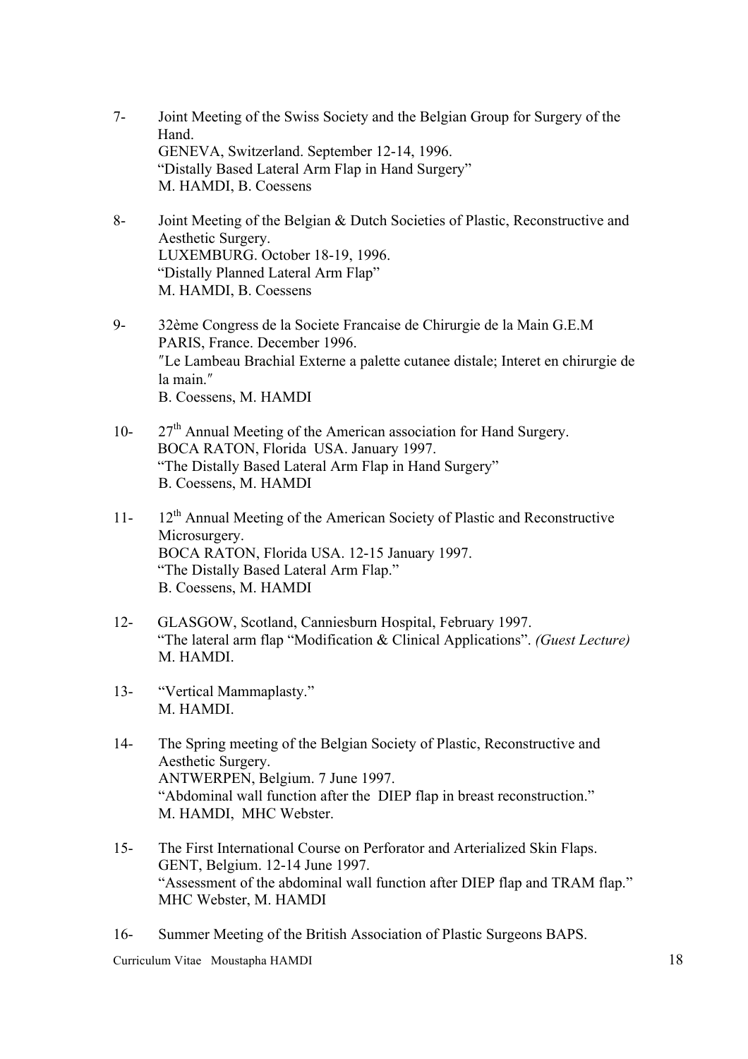7- Joint Meeting of the Swiss Society and the Belgian Group for Surgery of the Hand.
GENEVA, Switzerland. September 12-14, 1996.
"Distally Based Lateral Arm Flap in Hand Surgery"
M. HAMDI, B. Coessens

8- Joint Meeting of the Belgian & Dutch Societies of Plastic, Reconstructive and Aesthetic Surgery.
LUXEMBURG. October 18-19, 1996.
"Distally Planned Lateral Arm Flap"
M. HAMDI, B. Coessens

9- 32ème Congress de la Societe Francaise de Chirurgie de la Main G.E.M
PARIS, France. December 1996.
″Le Lambeau Brachial Externe a palette cutanee distale; Interet en chirurgie de la main.″
B. Coessens, M. HAMDI

10- 27th Annual Meeting of the American association for Hand Surgery.
BOCA RATON, Florida USA. January 1997.
"The Distally Based Lateral Arm Flap in Hand Surgery"
B. Coessens, M. HAMDI

11- 12th Annual Meeting of the American Society of Plastic and Reconstructive Microsurgery.
BOCA RATON, Florida USA. 12-15 January 1997.
"The Distally Based Lateral Arm Flap."
B. Coessens, M. HAMDI

12- GLASGOW, Scotland, Canniesburn Hospital, February 1997.
"The lateral arm flap "Modification & Clinical Applications". *(Guest Lecture)*
M. HAMDI.

13- "Vertical Mammaplasty."
M. HAMDI.

14- The Spring meeting of the Belgian Society of Plastic, Reconstructive and Aesthetic Surgery.
ANTWERPEN, Belgium. 7 June 1997.
"Abdominal wall function after the DIEP flap in breast reconstruction."
M. HAMDI, MHC Webster.

15- The First International Course on Perforator and Arterialized Skin Flaps.
GENT, Belgium. 12-14 June 1997.
"Assessment of the abdominal wall function after DIEP flap and TRAM flap."
MHC Webster, M. HAMDI

16- Summer Meeting of the British Association of Plastic Surgeons BAPS.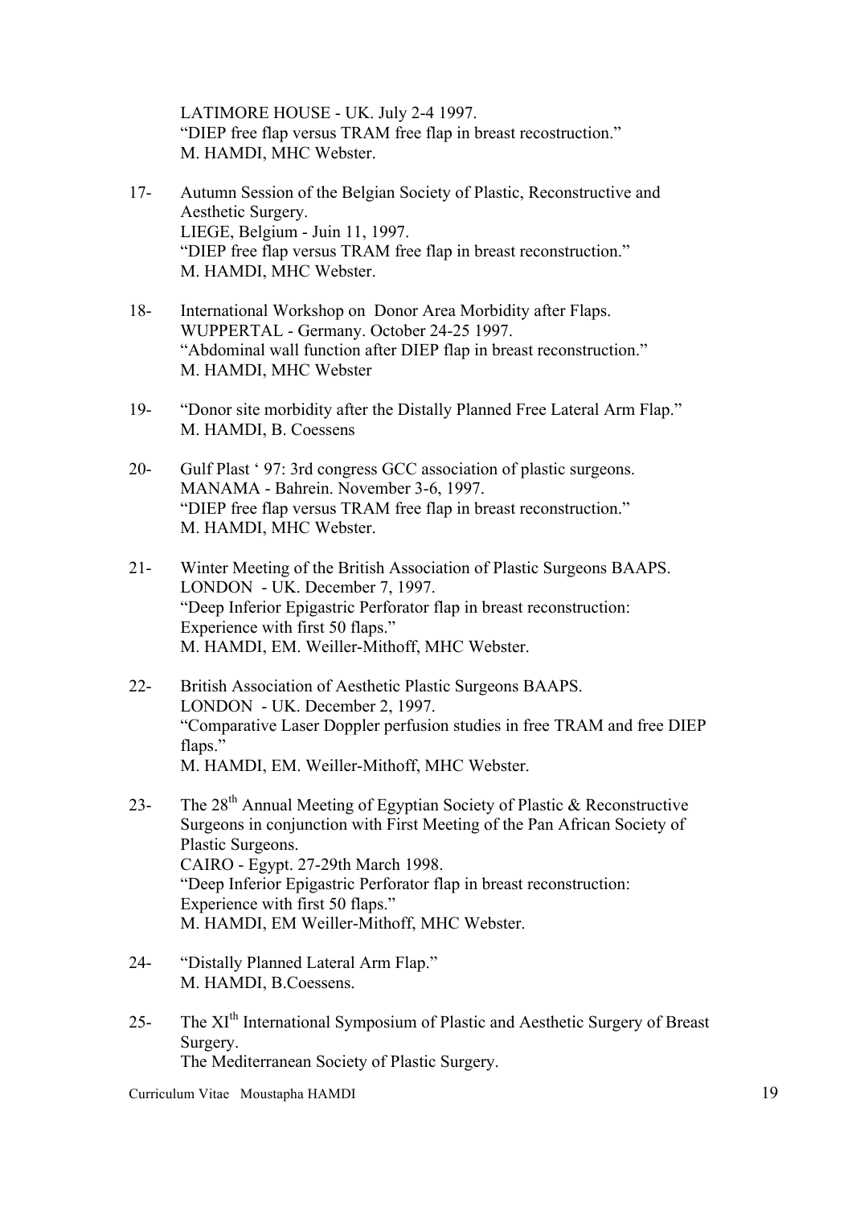LATIMORE HOUSE - UK. July 2-4 1997.
"DIEP free flap versus TRAM free flap in breast recostruction."
M. HAMDI, MHC Webster.

17- Autumn Session of the Belgian Society of Plastic, Reconstructive and Aesthetic Surgery.
LIEGE, Belgium - Juin 11, 1997.
"DIEP free flap versus TRAM free flap in breast reconstruction."
M. HAMDI, MHC Webster.

18- International Workshop on Donor Area Morbidity after Flaps.
WUPPERTAL - Germany. October 24-25 1997.
"Abdominal wall function after DIEP flap in breast reconstruction."
M. HAMDI, MHC Webster

19- "Donor site morbidity after the Distally Planned Free Lateral Arm Flap."
M. HAMDI, B. Coessens

20- Gulf Plast ' 97: 3rd congress GCC association of plastic surgeons.
MANAMA - Bahrein. November 3-6, 1997.
"DIEP free flap versus TRAM free flap in breast reconstruction."
M. HAMDI, MHC Webster.

21- Winter Meeting of the British Association of Plastic Surgeons BAAPS.
LONDON - UK. December 7, 1997.
"Deep Inferior Epigastric Perforator flap in breast reconstruction: Experience with first 50 flaps."
M. HAMDI, EM. Weiller-Mithoff, MHC Webster.

22- British Association of Aesthetic Plastic Surgeons BAAPS.
LONDON - UK. December 2, 1997.
"Comparative Laser Doppler perfusion studies in free TRAM and free DIEP flaps."
M. HAMDI, EM. Weiller-Mithoff, MHC Webster.

23- The 28th Annual Meeting of Egyptian Society of Plastic & Reconstructive Surgeons in conjunction with First Meeting of the Pan African Society of Plastic Surgeons.
CAIRO - Egypt. 27-29th March 1998.
"Deep Inferior Epigastric Perforator flap in breast reconstruction: Experience with first 50 flaps."
M. HAMDI, EM Weiller-Mithoff, MHC Webster.

24- "Distally Planned Lateral Arm Flap."
M. HAMDI, B.Coessens.

25- The XIth International Symposium of Plastic and Aesthetic Surgery of Breast Surgery.
The Mediterranean Society of Plastic Surgery.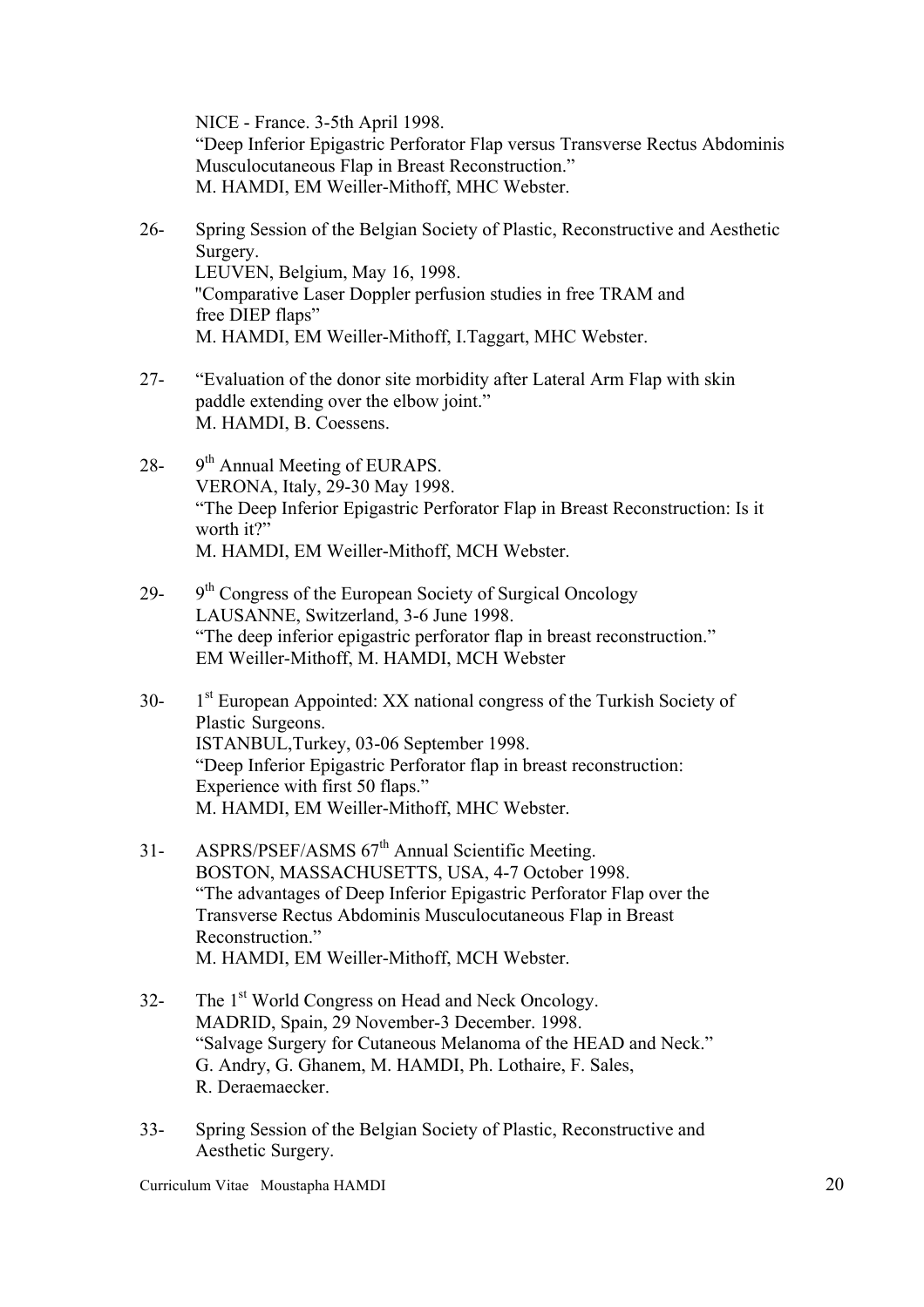NICE - France. 3-5th April 1998.
"Deep Inferior Epigastric Perforator Flap versus Transverse Rectus Abdominis Musculocutaneous Flap in Breast Reconstruction."
M. HAMDI, EM Weiller-Mithoff, MHC Webster.

26- Spring Session of the Belgian Society of Plastic, Reconstructive and Aesthetic Surgery.
LEUVEN, Belgium, May 16, 1998.
"Comparative Laser Doppler perfusion studies in free TRAM and free DIEP flaps"
M. HAMDI, EM Weiller-Mithoff, I.Taggart, MHC Webster.

27- "Evaluation of the donor site morbidity after Lateral Arm Flap with skin paddle extending over the elbow joint."
M. HAMDI, B. Coessens.

28- 9th Annual Meeting of EURAPS.
VERONA, Italy, 29-30 May 1998.
"The Deep Inferior Epigastric Perforator Flap in Breast Reconstruction: Is it worth it?"
M. HAMDI, EM Weiller-Mithoff, MCH Webster.

29- 9th Congress of the European Society of Surgical Oncology
LAUSANNE, Switzerland, 3-6 June 1998.
"The deep inferior epigastric perforator flap in breast reconstruction."
EM Weiller-Mithoff, M. HAMDI, MCH Webster

30- 1st European Appointed: XX national congress of the Turkish Society of Plastic Surgeons.
ISTANBUL,Turkey, 03-06 September 1998.
"Deep Inferior Epigastric Perforator flap in breast reconstruction: Experience with first 50 flaps."
M. HAMDI, EM Weiller-Mithoff, MHC Webster.

31- ASPRS/PSEF/ASMS 67th Annual Scientific Meeting.
BOSTON, MASSACHUSETTS, USA, 4-7 October 1998.
"The advantages of Deep Inferior Epigastric Perforator Flap over the Transverse Rectus Abdominis Musculocutaneous Flap in Breast Reconstruction."
M. HAMDI, EM Weiller-Mithoff, MCH Webster.

32- The 1st World Congress on Head and Neck Oncology.
MADRID, Spain, 29 November-3 December. 1998.
"Salvage Surgery for Cutaneous Melanoma of the HEAD and Neck."
G. Andry, G. Ghanem, M. HAMDI, Ph. Lothaire, F. Sales, R. Deraemaecker.

33- Spring Session of the Belgian Society of Plastic, Reconstructive and Aesthetic Surgery.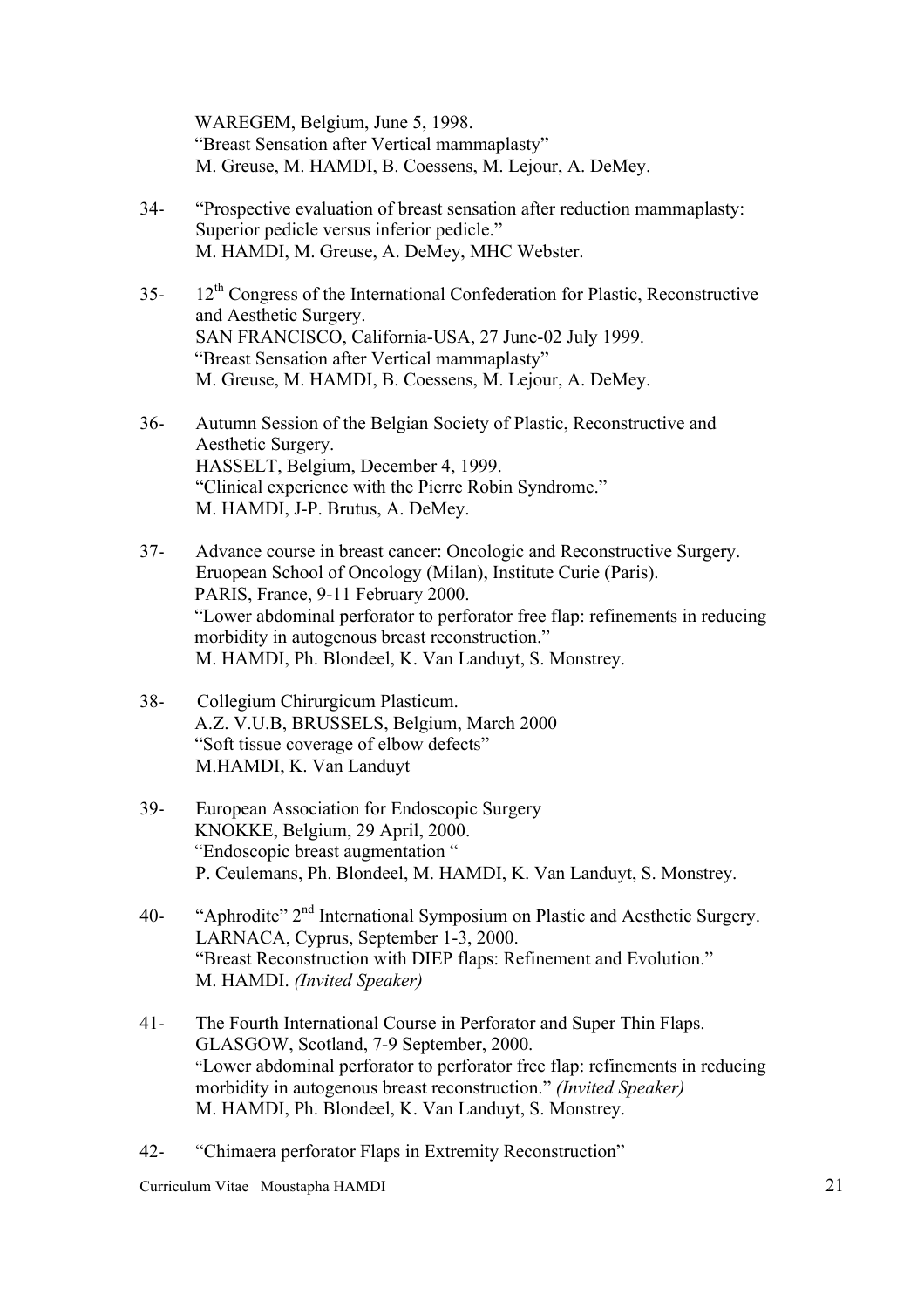WAREGEM, Belgium, June 5, 1998.
"Breast Sensation after Vertical mammaplasty"
M. Greuse, M. HAMDI, B. Coessens, M. Lejour, A. DeMey.

34- "Prospective evaluation of breast sensation after reduction mammaplasty: Superior pedicle versus inferior pedicle."
M. HAMDI, M. Greuse, A. DeMey, MHC Webster.

35- 12th Congress of the International Confederation for Plastic, Reconstructive and Aesthetic Surgery.
SAN FRANCISCO, California-USA, 27 June-02 July 1999.
"Breast Sensation after Vertical mammaplasty"
M. Greuse, M. HAMDI, B. Coessens, M. Lejour, A. DeMey.

36- Autumn Session of the Belgian Society of Plastic, Reconstructive and Aesthetic Surgery.
HASSELT, Belgium, December 4, 1999.
"Clinical experience with the Pierre Robin Syndrome."
M. HAMDI, J-P. Brutus, A. DeMey.

37- Advance course in breast cancer: Oncologic and Reconstructive Surgery.
Eruopean School of Oncology (Milan), Institute Curie (Paris).
PARIS, France, 9-11 February 2000.
"Lower abdominal perforator to perforator free flap: refinements in reducing morbidity in autogenous breast reconstruction."
M. HAMDI, Ph. Blondeel, K. Van Landuyt, S. Monstrey.

38- Collegium Chirurgicum Plasticum.
A.Z. V.U.B, BRUSSELS, Belgium, March 2000
"Soft tissue coverage of elbow defects"
M.HAMDI, K. Van Landuyt

39- European Association for Endoscopic Surgery
KNOKKE, Belgium, 29 April, 2000.
"Endoscopic breast augmentation "
P. Ceulemans, Ph. Blondeel, M. HAMDI, K. Van Landuyt, S. Monstrey.

40- "Aphrodite" 2nd International Symposium on Plastic and Aesthetic Surgery.
LARNACA, Cyprus, September 1-3, 2000.
"Breast Reconstruction with DIEP flaps: Refinement and Evolution."
M. HAMDI. *(Invited Speaker)*

41- The Fourth International Course in Perforator and Super Thin Flaps.
GLASGOW, Scotland, 7-9 September, 2000.
"Lower abdominal perforator to perforator free flap: refinements in reducing morbidity in autogenous breast reconstruction." *(Invited Speaker)*
M. HAMDI, Ph. Blondeel, K. Van Landuyt, S. Monstrey.

42- "Chimaera perforator Flaps in Extremity Reconstruction"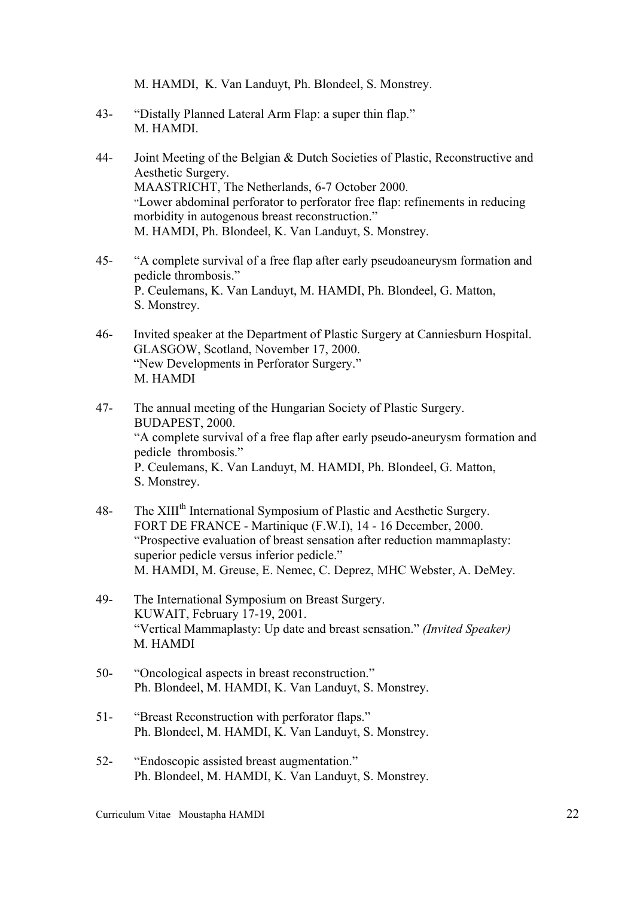M. HAMDI, K. Van Landuyt, Ph. Blondeel, S. Monstrey.

43- "Distally Planned Lateral Arm Flap: a super thin flap."
M. HAMDI.

44- Joint Meeting of the Belgian & Dutch Societies of Plastic, Reconstructive and Aesthetic Surgery.
MAASTRICHT, The Netherlands, 6-7 October 2000.
"Lower abdominal perforator to perforator free flap: refinements in reducing morbidity in autogenous breast reconstruction."
M. HAMDI, Ph. Blondeel, K. Van Landuyt, S. Monstrey.

45- "A complete survival of a free flap after early pseudoaneurysm formation and pedicle thrombosis."
P. Ceulemans, K. Van Landuyt, M. HAMDI, Ph. Blondeel, G. Matton, S. Monstrey.

46- Invited speaker at the Department of Plastic Surgery at Canniesburn Hospital.
GLASGOW, Scotland, November 17, 2000.
"New Developments in Perforator Surgery."
M. HAMDI

47- The annual meeting of the Hungarian Society of Plastic Surgery.
BUDAPEST, 2000.
"A complete survival of a free flap after early pseudo-aneurysm formation and pedicle thrombosis."
P. Ceulemans, K. Van Landuyt, M. HAMDI, Ph. Blondeel, G. Matton, S. Monstrey.

48- The XIII[th] International Symposium of Plastic and Aesthetic Surgery.
FORT DE FRANCE - Martinique (F.W.I), 14 - 16 December, 2000.
"Prospective evaluation of breast sensation after reduction mammaplasty: superior pedicle versus inferior pedicle."
M. HAMDI, M. Greuse, E. Nemec, C. Deprez, MHC Webster, A. DeMey.

49- The International Symposium on Breast Surgery.
KUWAIT, February 17-19, 2001.
"Vertical Mammaplasty: Up date and breast sensation." *(Invited Speaker)*
M. HAMDI

50- "Oncological aspects in breast reconstruction."
Ph. Blondeel, M. HAMDI, K. Van Landuyt, S. Monstrey.

51- "Breast Reconstruction with perforator flaps."
Ph. Blondeel, M. HAMDI, K. Van Landuyt, S. Monstrey.

52- "Endoscopic assisted breast augmentation."
Ph. Blondeel, M. HAMDI, K. Van Landuyt, S. Monstrey.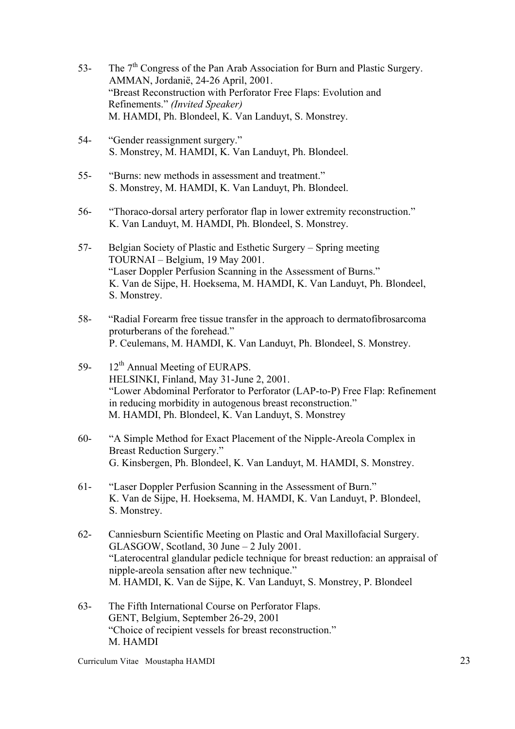53- The 7th Congress of the Pan Arab Association for Burn and Plastic Surgery.
AMMAN, Jordanië, 24-26 April, 2001.
"Breast Reconstruction with Perforator Free Flaps: Evolution and Refinements." *(Invited Speaker)*
M. HAMDI, Ph. Blondeel, K. Van Landuyt, S. Monstrey.

54- "Gender reassignment surgery."
S. Monstrey, M. HAMDI, K. Van Landuyt, Ph. Blondeel.

55- "Burns: new methods in assessment and treatment."
S. Monstrey, M. HAMDI, K. Van Landuyt, Ph. Blondeel.

56- "Thoraco-dorsal artery perforator flap in lower extremity reconstruction."
K. Van Landuyt, M. HAMDI, Ph. Blondeel, S. Monstrey.

57- Belgian Society of Plastic and Esthetic Surgery – Spring meeting
TOURNAI – Belgium, 19 May 2001.
"Laser Doppler Perfusion Scanning in the Assessment of Burns."
K. Van de Sijpe, H. Hoeksema, M. HAMDI, K. Van Landuyt, Ph. Blondeel, S. Monstrey.

58- "Radial Forearm free tissue transfer in the approach to dermatofibrosarcoma proturberans of the forehead."
P. Ceulemans, M. HAMDI, K. Van Landuyt, Ph. Blondeel, S. Monstrey.

59- 12th Annual Meeting of EURAPS.
HELSINKI, Finland, May 31-June 2, 2001.
"Lower Abdominal Perforator to Perforator (LAP-to-P) Free Flap: Refinement in reducing morbidity in autogenous breast reconstruction."
M. HAMDI, Ph. Blondeel, K. Van Landuyt, S. Monstrey

60- "A Simple Method for Exact Placement of the Nipple-Areola Complex in Breast Reduction Surgery."
G. Kinsbergen, Ph. Blondeel, K. Van Landuyt, M. HAMDI, S. Monstrey.

61- "Laser Doppler Perfusion Scanning in the Assessment of Burn."
K. Van de Sijpe, H. Hoeksema, M. HAMDI, K. Van Landuyt, P. Blondeel, S. Monstrey.

62- Canniesburn Scientific Meeting on Plastic and Oral Maxillofacial Surgery.
GLASGOW, Scotland, 30 June – 2 July 2001.
"Laterocentral glandular pedicle technique for breast reduction: an appraisal of nipple-areola sensation after new technique."
M. HAMDI, K. Van de Sijpe, K. Van Landuyt, S. Monstrey, P. Blondeel

63- The Fifth International Course on Perforator Flaps.
GENT, Belgium, September 26-29, 2001
"Choice of recipient vessels for breast reconstruction."
M. HAMDI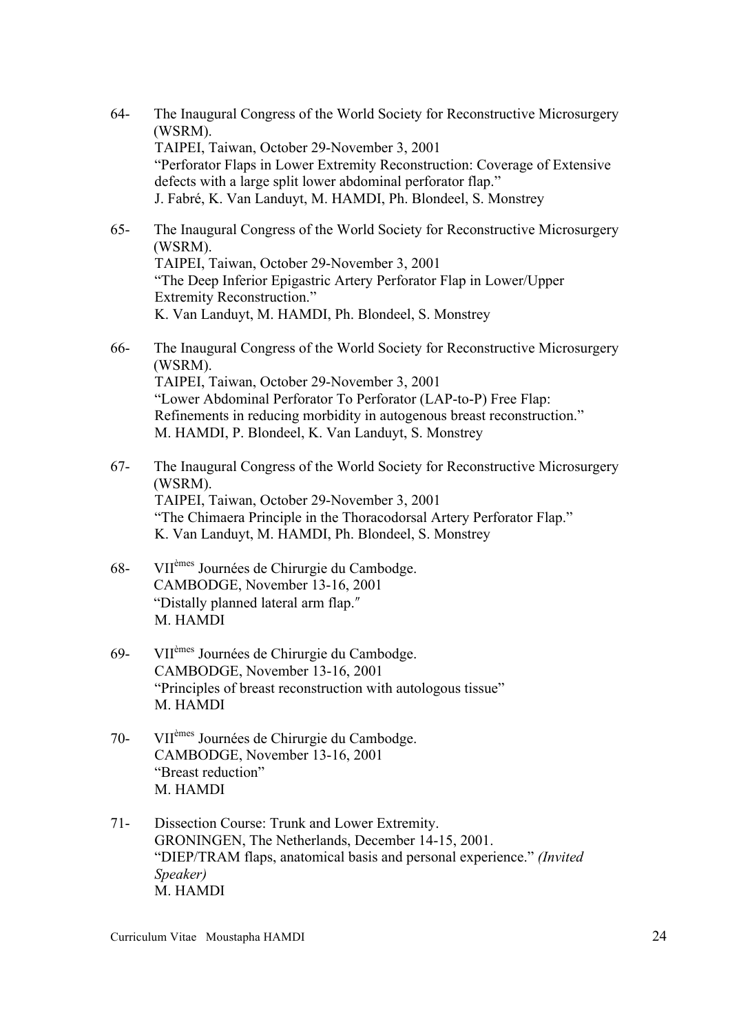64- The Inaugural Congress of the World Society for Reconstructive Microsurgery (WSRM).
TAIPEI, Taiwan, October 29-November 3, 2001
"Perforator Flaps in Lower Extremity Reconstruction: Coverage of Extensive defects with a large split lower abdominal perforator flap."
J. Fabré, K. Van Landuyt, M. HAMDI, Ph. Blondeel, S. Monstrey

65- The Inaugural Congress of the World Society for Reconstructive Microsurgery (WSRM).
TAIPEI, Taiwan, October 29-November 3, 2001
"The Deep Inferior Epigastric Artery Perforator Flap in Lower/Upper Extremity Reconstruction."
K. Van Landuyt, M. HAMDI, Ph. Blondeel, S. Monstrey

66- The Inaugural Congress of the World Society for Reconstructive Microsurgery (WSRM).
TAIPEI, Taiwan, October 29-November 3, 2001
"Lower Abdominal Perforator To Perforator (LAP-to-P) Free Flap: Refinements in reducing morbidity in autogenous breast reconstruction."
M. HAMDI, P. Blondeel, K. Van Landuyt, S. Monstrey

67- The Inaugural Congress of the World Society for Reconstructive Microsurgery (WSRM).
TAIPEI, Taiwan, October 29-November 3, 2001
"The Chimaera Principle in the Thoracodorsal Artery Perforator Flap."
K. Van Landuyt, M. HAMDI, Ph. Blondeel, S. Monstrey

68- VII[èmes] Journées de Chirurgie du Cambodge.
CAMBODGE, November 13-16, 2001
"Distally planned lateral arm flap."
M. HAMDI

69- VII[èmes] Journées de Chirurgie du Cambodge.
CAMBODGE, November 13-16, 2001
"Principles of breast reconstruction with autologous tissue"
M. HAMDI

70- VII[èmes] Journées de Chirurgie du Cambodge.
CAMBODGE, November 13-16, 2001
"Breast reduction"
M. HAMDI

71- Dissection Course: Trunk and Lower Extremity.
GRONINGEN, The Netherlands, December 14-15, 2001.
"DIEP/TRAM flaps, anatomical basis and personal experience." *(Invited Speaker)*
M. HAMDI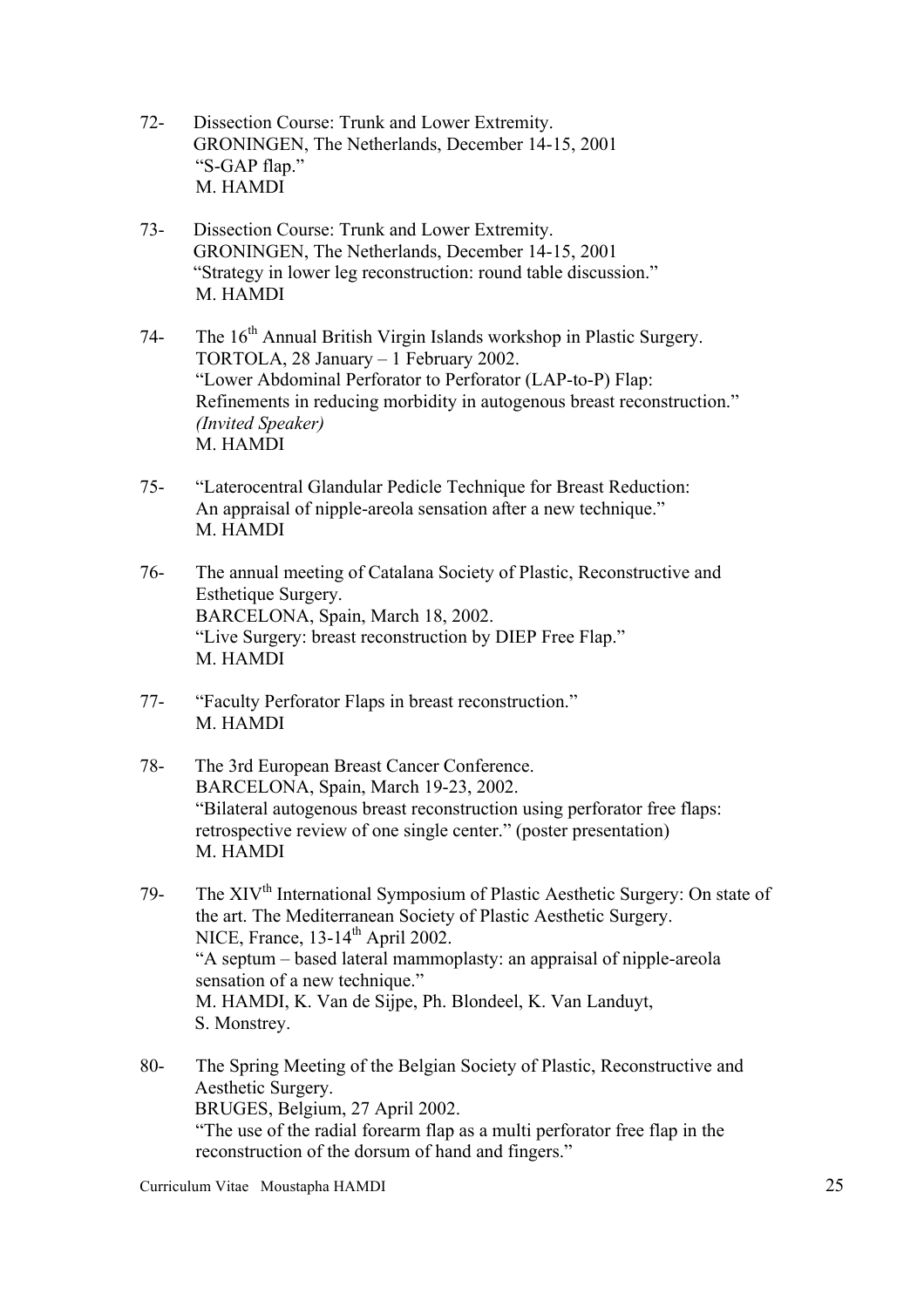72- Dissection Course: Trunk and Lower Extremity.
GRONINGEN, The Netherlands, December 14-15, 2001
"S-GAP flap."
M. HAMDI

73- Dissection Course: Trunk and Lower Extremity.
GRONINGEN, The Netherlands, December 14-15, 2001
"Strategy in lower leg reconstruction: round table discussion."
M. HAMDI

74- The 16th Annual British Virgin Islands workshop in Plastic Surgery.
TORTOLA, 28 January – 1 February 2002.
"Lower Abdominal Perforator to Perforator (LAP-to-P) Flap: Refinements in reducing morbidity in autogenous breast reconstruction."
*(Invited Speaker)*
M. HAMDI

75- "Laterocentral Glandular Pedicle Technique for Breast Reduction: An appraisal of nipple-areola sensation after a new technique."
M. HAMDI

76- The annual meeting of Catalana Society of Plastic, Reconstructive and Esthetique Surgery.
BARCELONA, Spain, March 18, 2002.
"Live Surgery: breast reconstruction by DIEP Free Flap."
M. HAMDI

77- "Faculty Perforator Flaps in breast reconstruction."
M. HAMDI

78- The 3rd European Breast Cancer Conference.
BARCELONA, Spain, March 19-23, 2002.
"Bilateral autogenous breast reconstruction using perforator free flaps: retrospective review of one single center." (poster presentation)
M. HAMDI

79- The XIVth International Symposium of Plastic Aesthetic Surgery: On state of the art. The Mediterranean Society of Plastic Aesthetic Surgery.
NICE, France, 13-14th April 2002.
"A septum – based lateral mammoplasty: an appraisal of nipple-areola sensation of a new technique."
M. HAMDI, K. Van de Sijpe, Ph. Blondeel, K. Van Landuyt, S. Monstrey.

80- The Spring Meeting of the Belgian Society of Plastic, Reconstructive and Aesthetic Surgery.
BRUGES, Belgium, 27 April 2002.
"The use of the radial forearm flap as a multi perforator free flap in the reconstruction of the dorsum of hand and fingers."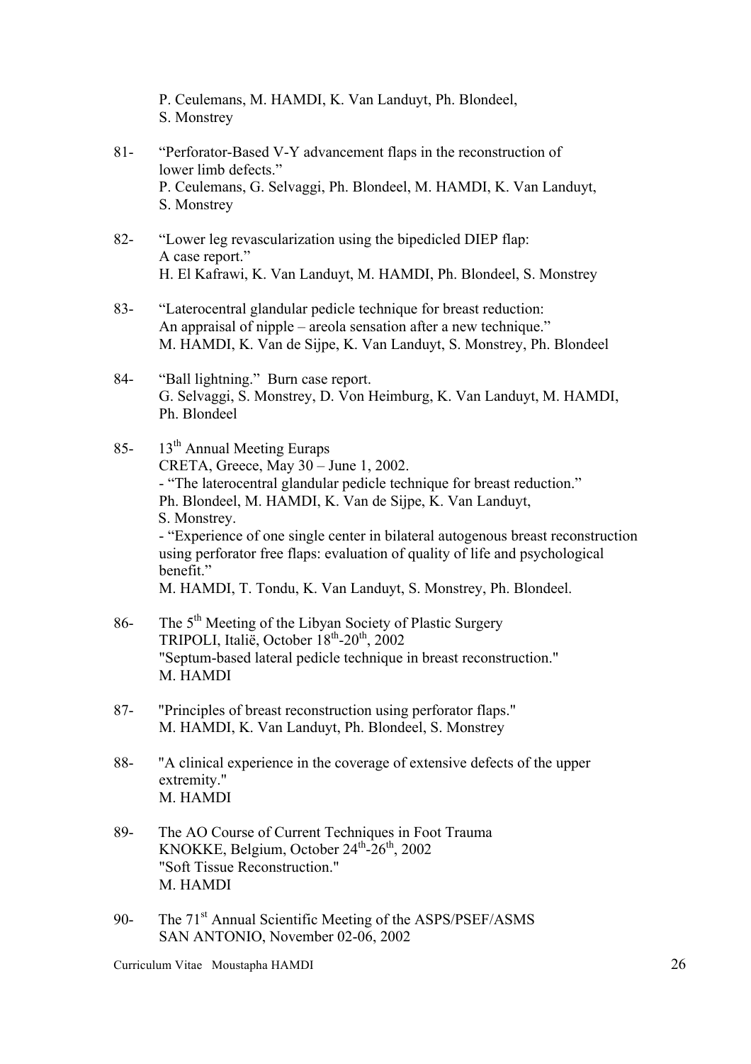P. Ceulemans, M. HAMDI, K. Van Landuyt, Ph. Blondeel, S. Monstrey

81- "Perforator-Based V-Y advancement flaps in the reconstruction of lower limb defects."
P. Ceulemans, G. Selvaggi, Ph. Blondeel, M. HAMDI, K. Van Landuyt, S. Monstrey

82- "Lower leg revascularization using the bipedicled DIEP flap: A case report."
H. El Kafrawi, K. Van Landuyt, M. HAMDI, Ph. Blondeel, S. Monstrey

83- "Laterocentral glandular pedicle technique for breast reduction: An appraisal of nipple – areola sensation after a new technique."
M. HAMDI, K. Van de Sijpe, K. Van Landuyt, S. Monstrey, Ph. Blondeel

84- "Ball lightning." Burn case report.
G. Selvaggi, S. Monstrey, D. Von Heimburg, K. Van Landuyt, M. HAMDI, Ph. Blondeel

85- 13th Annual Meeting Euraps
CRETA, Greece, May 30 – June 1, 2002.
- "The laterocentral glandular pedicle technique for breast reduction."
Ph. Blondeel, M. HAMDI, K. Van de Sijpe, K. Van Landuyt, S. Monstrey.
- "Experience of one single center in bilateral autogenous breast reconstruction using perforator free flaps: evaluation of quality of life and psychological benefit."
M. HAMDI, T. Tondu, K. Van Landuyt, S. Monstrey, Ph. Blondeel.

86- The 5th Meeting of the Libyan Society of Plastic Surgery
TRIPOLI, Italië, October 18th-20th, 2002
"Septum-based lateral pedicle technique in breast reconstruction."
M. HAMDI

87- "Principles of breast reconstruction using perforator flaps."
M. HAMDI, K. Van Landuyt, Ph. Blondeel, S. Monstrey

88- "A clinical experience in the coverage of extensive defects of the upper extremity."
M. HAMDI

89- The AO Course of Current Techniques in Foot Trauma
KNOKKE, Belgium, October 24th-26th, 2002
"Soft Tissue Reconstruction."
M. HAMDI

90- The 71st Annual Scientific Meeting of the ASPS/PSEF/ASMS
SAN ANTONIO, November 02-06, 2002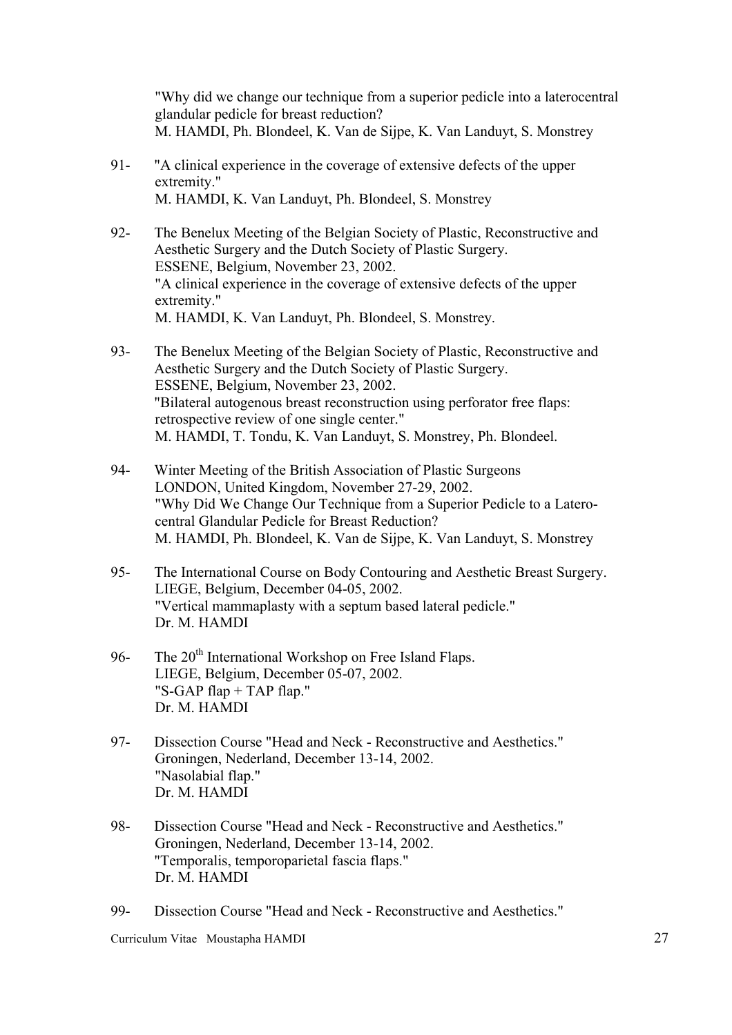"Why did we change our technique from a superior pedicle into a laterocentral glandular pedicle for breast reduction?
M. HAMDI, Ph. Blondeel, K. Van de Sijpe, K. Van Landuyt, S. Monstrey

91- "A clinical experience in the coverage of extensive defects of the upper extremity."
M. HAMDI, K. Van Landuyt, Ph. Blondeel, S. Monstrey

92- The Benelux Meeting of the Belgian Society of Plastic, Reconstructive and Aesthetic Surgery and the Dutch Society of Plastic Surgery.
ESSENE, Belgium, November 23, 2002.
"A clinical experience in the coverage of extensive defects of the upper extremity."
M. HAMDI, K. Van Landuyt, Ph. Blondeel, S. Monstrey.

93- The Benelux Meeting of the Belgian Society of Plastic, Reconstructive and Aesthetic Surgery and the Dutch Society of Plastic Surgery.
ESSENE, Belgium, November 23, 2002.
"Bilateral autogenous breast reconstruction using perforator free flaps: retrospective review of one single center."
M. HAMDI, T. Tondu, K. Van Landuyt, S. Monstrey, Ph. Blondeel.

94- Winter Meeting of the British Association of Plastic Surgeons
LONDON, United Kingdom, November 27-29, 2002.
"Why Did We Change Our Technique from a Superior Pedicle to a Latero-central Glandular Pedicle for Breast Reduction?
M. HAMDI, Ph. Blondeel, K. Van de Sijpe, K. Van Landuyt, S. Monstrey

95- The International Course on Body Contouring and Aesthetic Breast Surgery.
LIEGE, Belgium, December 04-05, 2002.
"Vertical mammaplasty with a septum based lateral pedicle."
Dr. M. HAMDI

96- The 20th International Workshop on Free Island Flaps.
LIEGE, Belgium, December 05-07, 2002.
"S-GAP flap + TAP flap."
Dr. M. HAMDI

97- Dissection Course "Head and Neck - Reconstructive and Aesthetics."
Groningen, Nederland, December 13-14, 2002.
"Nasolabial flap."
Dr. M. HAMDI

98- Dissection Course "Head and Neck - Reconstructive and Aesthetics."
Groningen, Nederland, December 13-14, 2002.
"Temporalis, temporoparietal fascia flaps."
Dr. M. HAMDI

99- Dissection Course "Head and Neck - Reconstructive and Aesthetics."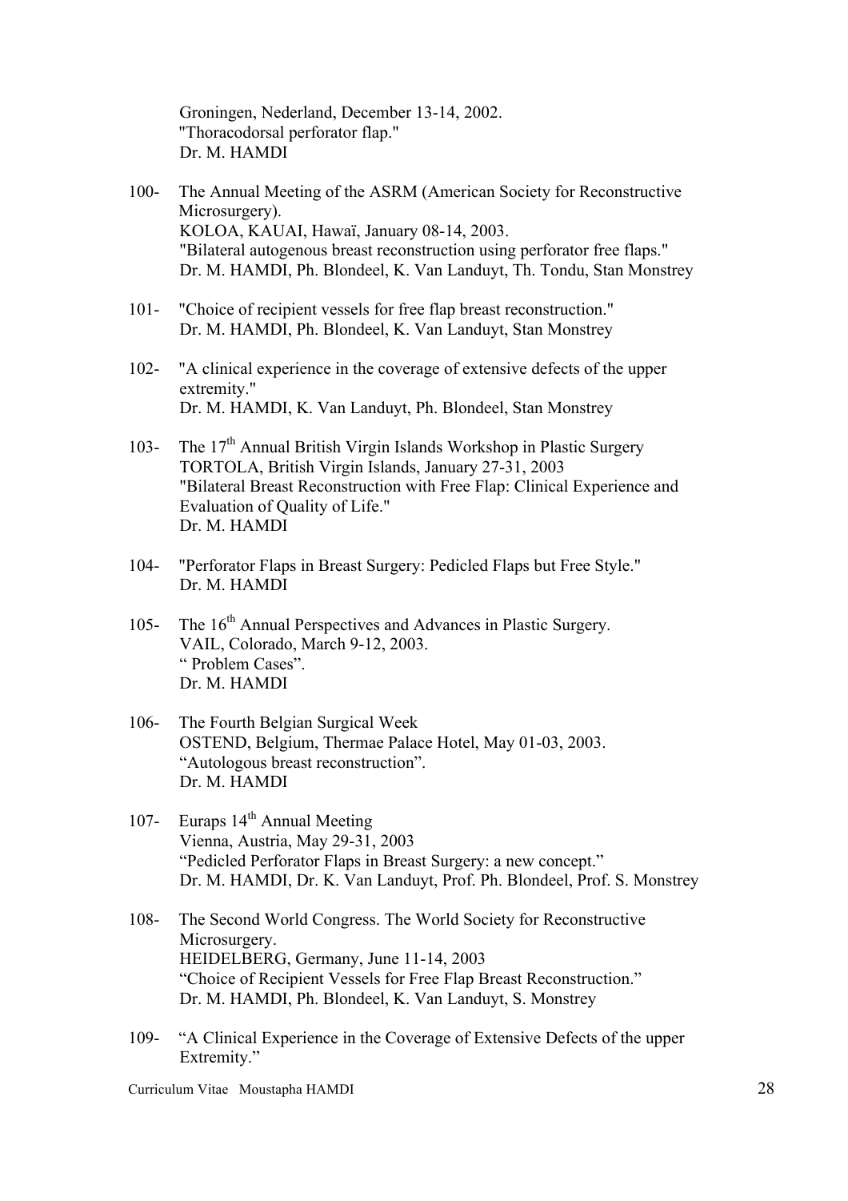Groningen, Nederland, December 13-14, 2002.
"Thoracodorsal perforator flap."
Dr. M. HAMDI

100- The Annual Meeting of the ASRM (American Society for Reconstructive Microsurgery).
KOLOA, KAUAI, Hawaï, January 08-14, 2003.
"Bilateral autogenous breast reconstruction using perforator free flaps."
Dr. M. HAMDI, Ph. Blondeel, K. Van Landuyt, Th. Tondu, Stan Monstrey

101- "Choice of recipient vessels for free flap breast reconstruction."
Dr. M. HAMDI, Ph. Blondeel, K. Van Landuyt, Stan Monstrey

102- "A clinical experience in the coverage of extensive defects of the upper extremity."
Dr. M. HAMDI, K. Van Landuyt, Ph. Blondeel, Stan Monstrey

103- The 17th Annual British Virgin Islands Workshop in Plastic Surgery
TORTOLA, British Virgin Islands, January 27-31, 2003
"Bilateral Breast Reconstruction with Free Flap: Clinical Experience and Evaluation of Quality of Life."
Dr. M. HAMDI

104- "Perforator Flaps in Breast Surgery: Pedicled Flaps but Free Style."
Dr. M. HAMDI

105- The 16th Annual Perspectives and Advances in Plastic Surgery.
VAIL, Colorado, March 9-12, 2003.
" Problem Cases".
Dr. M. HAMDI

106- The Fourth Belgian Surgical Week
OSTEND, Belgium, Thermae Palace Hotel, May 01-03, 2003.
"Autologous breast reconstruction".
Dr. M. HAMDI

107- Euraps 14th Annual Meeting
Vienna, Austria, May 29-31, 2003
"Pedicled Perforator Flaps in Breast Surgery: a new concept."
Dr. M. HAMDI, Dr. K. Van Landuyt, Prof. Ph. Blondeel, Prof. S. Monstrey

108- The Second World Congress. The World Society for Reconstructive Microsurgery.
HEIDELBERG, Germany, June 11-14, 2003
"Choice of Recipient Vessels for Free Flap Breast Reconstruction."
Dr. M. HAMDI, Ph. Blondeel, K. Van Landuyt, S. Monstrey

109- "A Clinical Experience in the Coverage of Extensive Defects of the upper Extremity."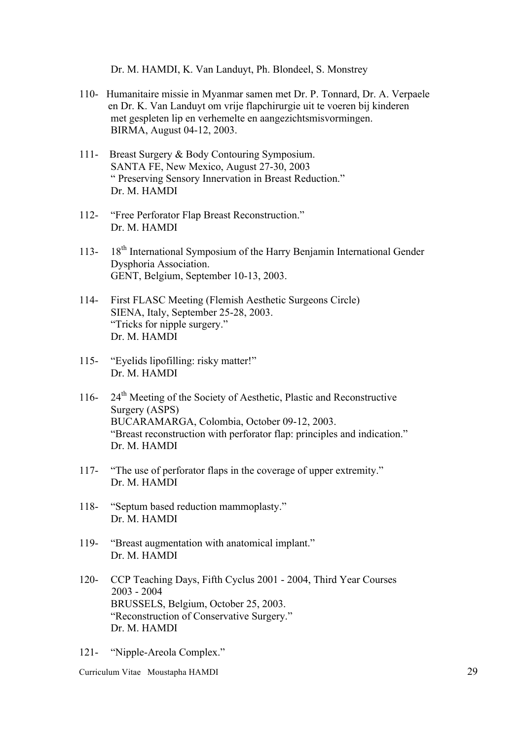Dr. M. HAMDI, K. Van Landuyt, Ph. Blondeel, S. Monstrey

110- Humanitaire missie in Myanmar samen met Dr. P. Tonnard, Dr. A. Verpaele en Dr. K. Van Landuyt om vrije flapchirurgie uit te voeren bij kinderen met gespleten lip en verhemelte en aangezichtsmisvormingen.
BIRMA, August 04-12, 2003.

111- Breast Surgery & Body Contouring Symposium.
SANTA FE, New Mexico, August 27-30, 2003
" Preserving Sensory Innervation in Breast Reduction."
Dr. M. HAMDI

112- "Free Perforator Flap Breast Reconstruction."
Dr. M. HAMDI

113- 18th International Symposium of the Harry Benjamin International Gender Dysphoria Association.
GENT, Belgium, September 10-13, 2003.

114- First FLASC Meeting (Flemish Aesthetic Surgeons Circle)
SIENA, Italy, September 25-28, 2003.
"Tricks for nipple surgery."
Dr. M. HAMDI

115- "Eyelids lipofilling: risky matter!"
Dr. M. HAMDI

116- 24th Meeting of the Society of Aesthetic, Plastic and Reconstructive Surgery (ASPS)
BUCARAMARGA, Colombia, October 09-12, 2003.
"Breast reconstruction with perforator flap: principles and indication."
Dr. M. HAMDI

117- "The use of perforator flaps in the coverage of upper extremity."
Dr. M. HAMDI

118- "Septum based reduction mammoplasty."
Dr. M. HAMDI

119- "Breast augmentation with anatomical implant."
Dr. M. HAMDI

120- CCP Teaching Days, Fifth Cyclus 2001 - 2004, Third Year Courses 2003 - 2004
BRUSSELS, Belgium, October 25, 2003.
"Reconstruction of Conservative Surgery."
Dr. M. HAMDI

121- "Nipple-Areola Complex."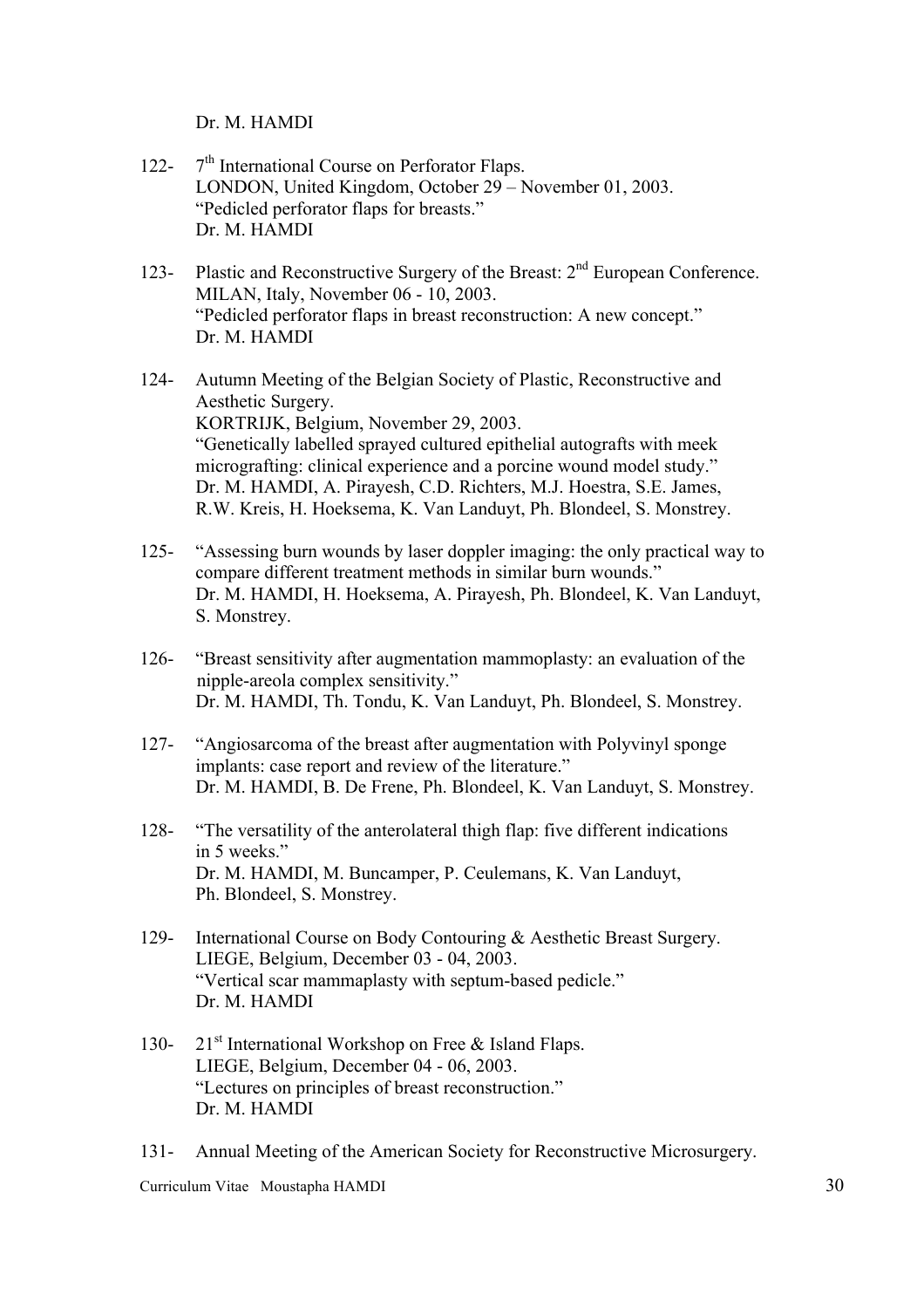Dr. M. HAMDI

122- 7th International Course on Perforator Flaps.
LONDON, United Kingdom, October 29 – November 01, 2003.
"Pedicled perforator flaps for breasts."
Dr. M. HAMDI

123- Plastic and Reconstructive Surgery of the Breast: 2nd European Conference.
MILAN, Italy, November 06 - 10, 2003.
"Pedicled perforator flaps in breast reconstruction: A new concept."
Dr. M. HAMDI

124- Autumn Meeting of the Belgian Society of Plastic, Reconstructive and Aesthetic Surgery.
KORTRIJK, Belgium, November 29, 2003.
"Genetically labelled sprayed cultured epithelial autografts with meek micrografting: clinical experience and a porcine wound model study."
Dr. M. HAMDI, A. Pirayesh, C.D. Richters, M.J. Hoestra, S.E. James, R.W. Kreis, H. Hoeksema, K. Van Landuyt, Ph. Blondeel, S. Monstrey.

125- "Assessing burn wounds by laser doppler imaging: the only practical way to compare different treatment methods in similar burn wounds."
Dr. M. HAMDI, H. Hoeksema, A. Pirayesh, Ph. Blondeel, K. Van Landuyt, S. Monstrey.

126- "Breast sensitivity after augmentation mammoplasty: an evaluation of the nipple-areola complex sensitivity."
Dr. M. HAMDI, Th. Tondu, K. Van Landuyt, Ph. Blondeel, S. Monstrey.

127- "Angiosarcoma of the breast after augmentation with Polyvinyl sponge implants: case report and review of the literature."
Dr. M. HAMDI, B. De Frene, Ph. Blondeel, K. Van Landuyt, S. Monstrey.

128- "The versatility of the anterolateral thigh flap: five different indications in 5 weeks."
Dr. M. HAMDI, M. Buncamper, P. Ceulemans, K. Van Landuyt, Ph. Blondeel, S. Monstrey.

129- International Course on Body Contouring & Aesthetic Breast Surgery.
LIEGE, Belgium, December 03 - 04, 2003.
"Vertical scar mammaplasty with septum-based pedicle."
Dr. M. HAMDI

130- 21st International Workshop on Free & Island Flaps.
LIEGE, Belgium, December 04 - 06, 2003.
"Lectures on principles of breast reconstruction."
Dr. M. HAMDI

131- Annual Meeting of the American Society for Reconstructive Microsurgery.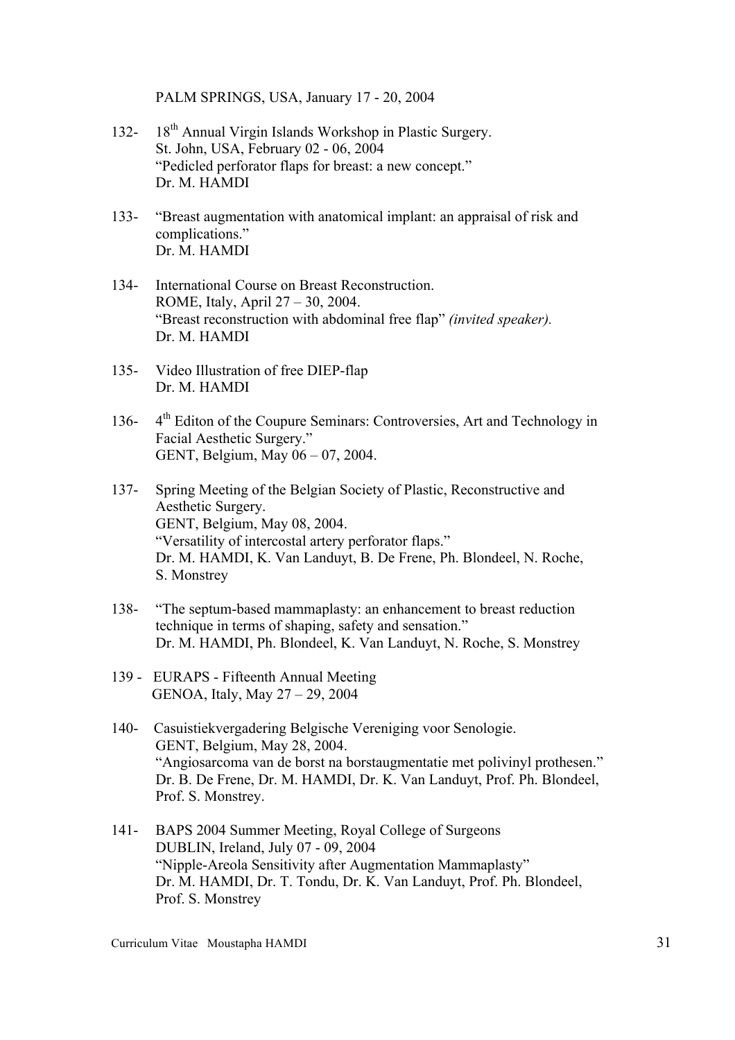PALM SPRINGS, USA, January 17 - 20, 2004

132- 18th Annual Virgin Islands Workshop in Plastic Surgery.
St. John, USA, February 02 - 06, 2004
"Pedicled perforator flaps for breast: a new concept."
Dr. M. HAMDI

133- "Breast augmentation with anatomical implant: an appraisal of risk and complications."
Dr. M. HAMDI

134- International Course on Breast Reconstruction.
ROME, Italy, April 27 – 30, 2004.
"Breast reconstruction with abdominal free flap" *(invited speaker).*
Dr. M. HAMDI

135- Video Illustration of free DIEP-flap
Dr. M. HAMDI

136- 4th Editon of the Coupure Seminars: Controversies, Art and Technology in Facial Aesthetic Surgery."
GENT, Belgium, May 06 – 07, 2004.

137- Spring Meeting of the Belgian Society of Plastic, Reconstructive and Aesthetic Surgery.
GENT, Belgium, May 08, 2004.
"Versatility of intercostal artery perforator flaps."
Dr. M. HAMDI, K. Van Landuyt, B. De Frene, Ph. Blondeel, N. Roche, S. Monstrey

138- "The septum-based mammaplasty: an enhancement to breast reduction technique in terms of shaping, safety and sensation."
Dr. M. HAMDI, Ph. Blondeel, K. Van Landuyt, N. Roche, S. Monstrey

139 - EURAPS - Fifteenth Annual Meeting
GENOA, Italy, May 27 – 29, 2004

140- Casuistiekvergadering Belgische Vereniging voor Senologie.
GENT, Belgium, May 28, 2004.
"Angiosarcoma van de borst na borstaugmentatie met polivinyl prothesen."
Dr. B. De Frene, Dr. M. HAMDI, Dr. K. Van Landuyt, Prof. Ph. Blondeel, Prof. S. Monstrey.

141- BAPS 2004 Summer Meeting, Royal College of Surgeons
DUBLIN, Ireland, July 07 - 09, 2004
"Nipple-Areola Sensitivity after Augmentation Mammaplasty"
Dr. M. HAMDI, Dr. T. Tondu, Dr. K. Van Landuyt, Prof. Ph. Blondeel, Prof. S. Monstrey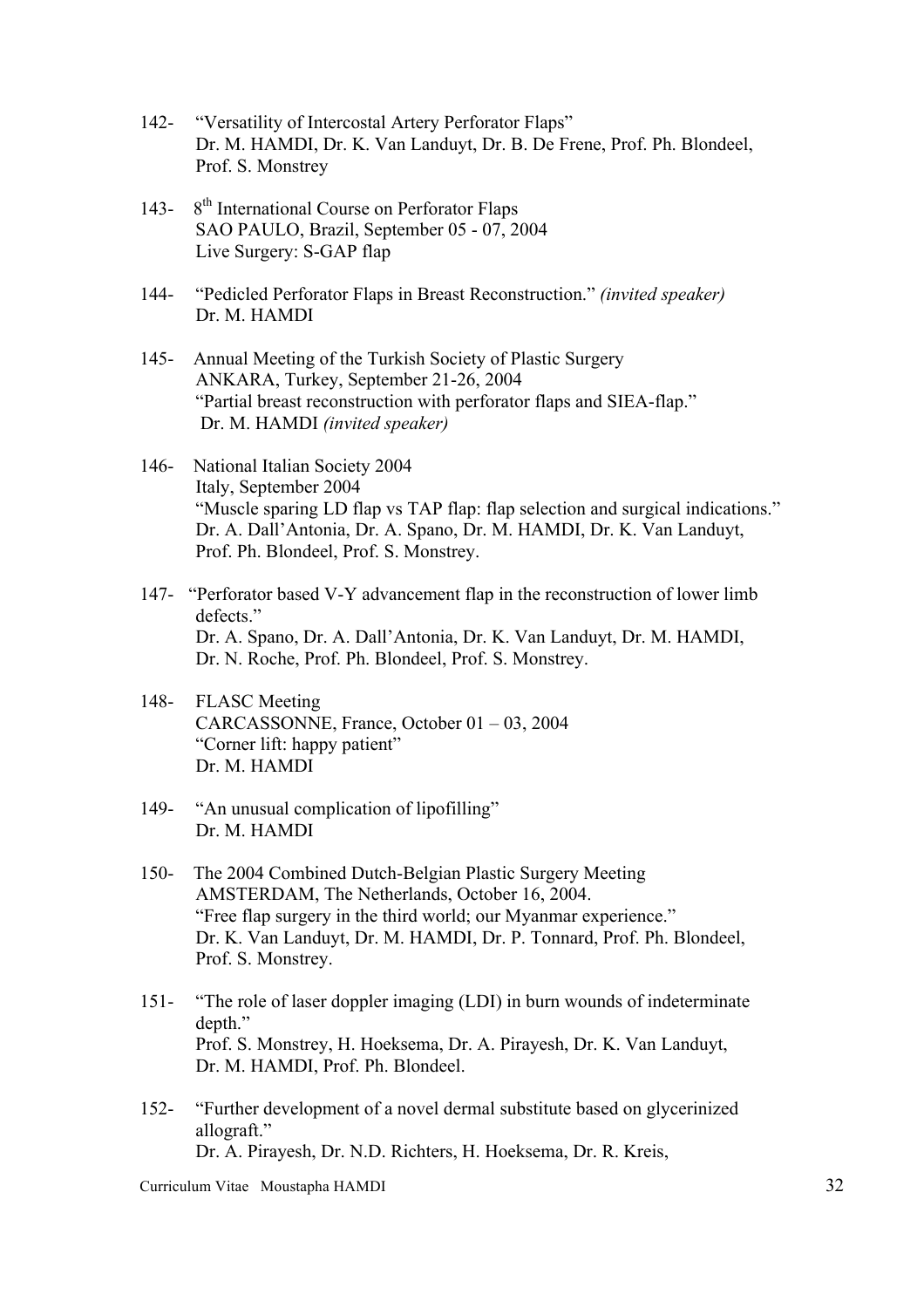142- "Versatility of Intercostal Artery Perforator Flaps"
Dr. M. HAMDI, Dr. K. Van Landuyt, Dr. B. De Frene, Prof. Ph. Blondeel, Prof. S. Monstrey

143- 8th International Course on Perforator Flaps
SAO PAULO, Brazil, September 05 - 07, 2004
Live Surgery: S-GAP flap

144- "Pedicled Perforator Flaps in Breast Reconstruction." *(invited speaker)*
Dr. M. HAMDI

145- Annual Meeting of the Turkish Society of Plastic Surgery
ANKARA, Turkey, September 21-26, 2004
"Partial breast reconstruction with perforator flaps and SIEA-flap."
Dr. M. HAMDI *(invited speaker)*

146- National Italian Society 2004
Italy, September 2004
"Muscle sparing LD flap vs TAP flap: flap selection and surgical indications."
Dr. A. Dall'Antonia, Dr. A. Spano, Dr. M. HAMDI, Dr. K. Van Landuyt, Prof. Ph. Blondeel, Prof. S. Monstrey.

147- "Perforator based V-Y advancement flap in the reconstruction of lower limb defects."
Dr. A. Spano, Dr. A. Dall'Antonia, Dr. K. Van Landuyt, Dr. M. HAMDI, Dr. N. Roche, Prof. Ph. Blondeel, Prof. S. Monstrey.

148- FLASC Meeting
CARCASSONNE, France, October 01 – 03, 2004
"Corner lift: happy patient"
Dr. M. HAMDI

149- "An unusual complication of lipofilling"
Dr. M. HAMDI

150- The 2004 Combined Dutch-Belgian Plastic Surgery Meeting
AMSTERDAM, The Netherlands, October 16, 2004.
"Free flap surgery in the third world; our Myanmar experience."
Dr. K. Van Landuyt, Dr. M. HAMDI, Dr. P. Tonnard, Prof. Ph. Blondeel, Prof. S. Monstrey.

151- "The role of laser doppler imaging (LDI) in burn wounds of indeterminate depth."
Prof. S. Monstrey, H. Hoeksema, Dr. A. Pirayesh, Dr. K. Van Landuyt, Dr. M. HAMDI, Prof. Ph. Blondeel.

152- "Further development of a novel dermal substitute based on glycerinized allograft."
Dr. A. Pirayesh, Dr. N.D. Richters, H. Hoeksema, Dr. R. Kreis,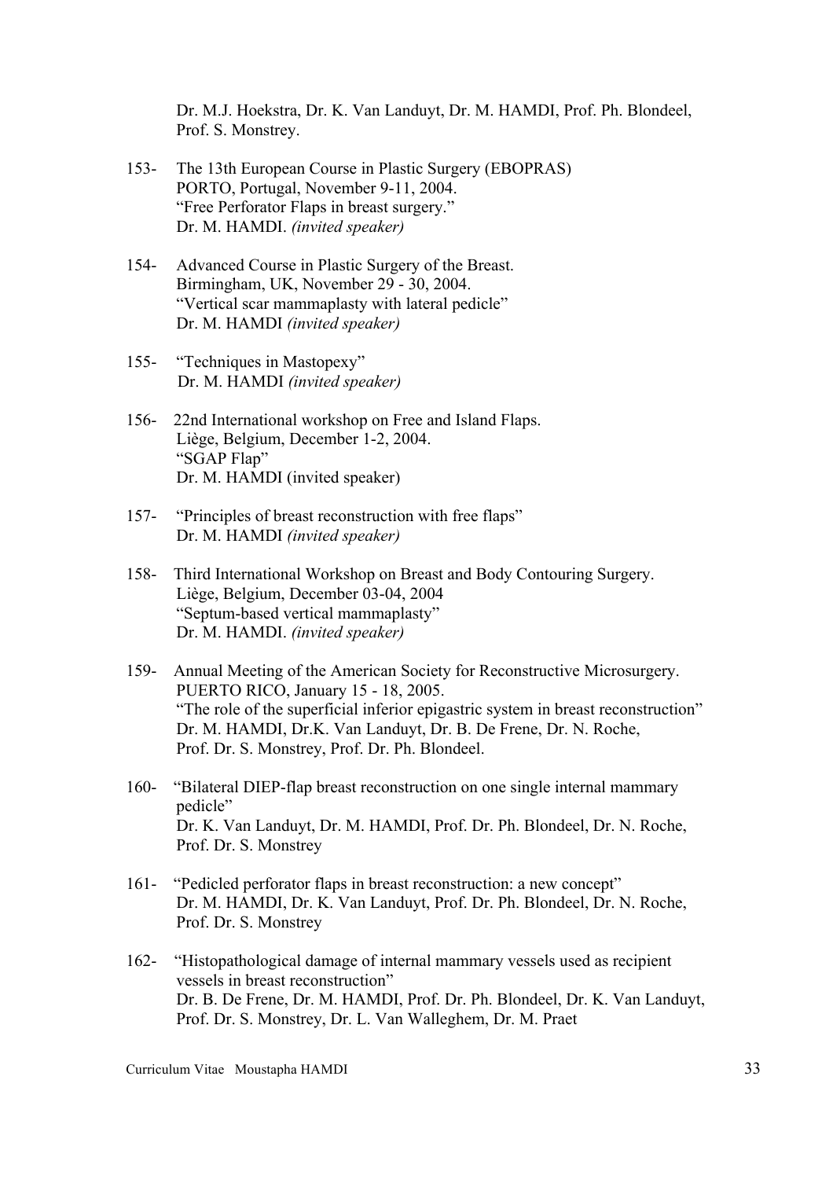Dr. M.J. Hoekstra, Dr. K. Van Landuyt, Dr. M. HAMDI, Prof. Ph. Blondeel, Prof. S. Monstrey.

153- The 13th European Course in Plastic Surgery (EBOPRAS)
PORTO, Portugal, November 9-11, 2004.
"Free Perforator Flaps in breast surgery."
Dr. M. HAMDI. *(invited speaker)*

154- Advanced Course in Plastic Surgery of the Breast.
Birmingham, UK, November 29 - 30, 2004.
"Vertical scar mammaplasty with lateral pedicle"
Dr. M. HAMDI *(invited speaker)*

155- "Techniques in Mastopexy"
Dr. M. HAMDI *(invited speaker)*

156- 22nd International workshop on Free and Island Flaps.
Liège, Belgium, December 1-2, 2004.
"SGAP Flap"
Dr. M. HAMDI (invited speaker)

157- "Principles of breast reconstruction with free flaps"
Dr. M. HAMDI *(invited speaker)*

158- Third International Workshop on Breast and Body Contouring Surgery.
Liège, Belgium, December 03-04, 2004
"Septum-based vertical mammaplasty"
Dr. M. HAMDI. *(invited speaker)*

159- Annual Meeting of the American Society for Reconstructive Microsurgery.
PUERTO RICO, January 15 - 18, 2005.
"The role of the superficial inferior epigastric system in breast reconstruction"
Dr. M. HAMDI, Dr.K. Van Landuyt, Dr. B. De Frene, Dr. N. Roche, Prof. Dr. S. Monstrey, Prof. Dr. Ph. Blondeel.

160- "Bilateral DIEP-flap breast reconstruction on one single internal mammary pedicle"
Dr. K. Van Landuyt, Dr. M. HAMDI, Prof. Dr. Ph. Blondeel, Dr. N. Roche, Prof. Dr. S. Monstrey

161- "Pedicled perforator flaps in breast reconstruction: a new concept"
Dr. M. HAMDI, Dr. K. Van Landuyt, Prof. Dr. Ph. Blondeel, Dr. N. Roche, Prof. Dr. S. Monstrey

162- "Histopathological damage of internal mammary vessels used as recipient vessels in breast reconstruction"
Dr. B. De Frene, Dr. M. HAMDI, Prof. Dr. Ph. Blondeel, Dr. K. Van Landuyt, Prof. Dr. S. Monstrey, Dr. L. Van Walleghem, Dr. M. Praet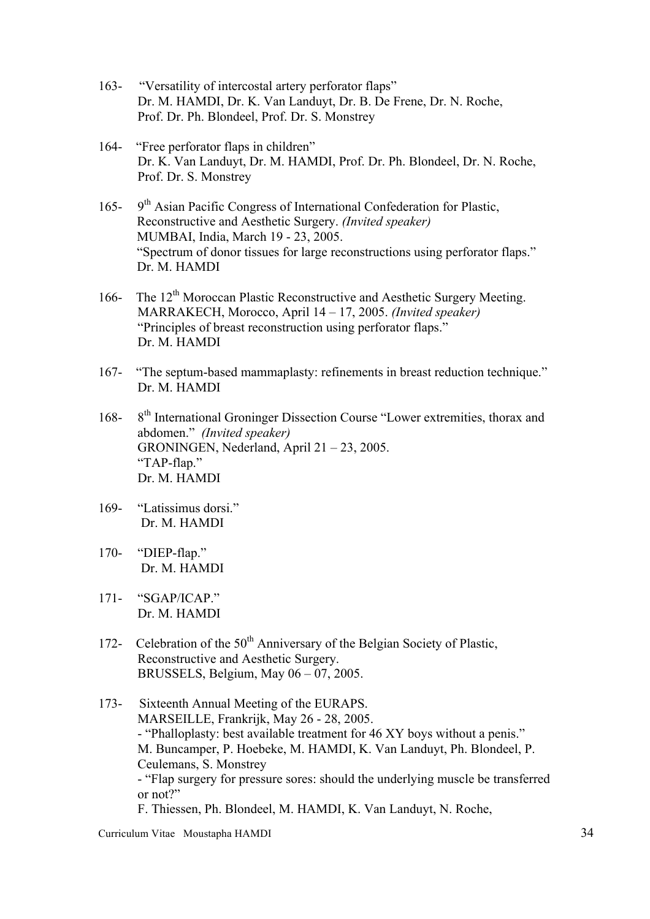163- "Versatility of intercostal artery perforator flaps"
Dr. M. HAMDI, Dr. K. Van Landuyt, Dr. B. De Frene, Dr. N. Roche, Prof. Dr. Ph. Blondeel, Prof. Dr. S. Monstrey

164- "Free perforator flaps in children"
Dr. K. Van Landuyt, Dr. M. HAMDI, Prof. Dr. Ph. Blondeel, Dr. N. Roche, Prof. Dr. S. Monstrey

165- 9th Asian Pacific Congress of International Confederation for Plastic, Reconstructive and Aesthetic Surgery. *(Invited speaker)*
MUMBAI, India, March 19 - 23, 2005.
"Spectrum of donor tissues for large reconstructions using perforator flaps."
Dr. M. HAMDI

166- The 12th Moroccan Plastic Reconstructive and Aesthetic Surgery Meeting.
MARRAKECH, Morocco, April 14 – 17, 2005. *(Invited speaker)*
"Principles of breast reconstruction using perforator flaps."
Dr. M. HAMDI

167- "The septum-based mammaplasty: refinements in breast reduction technique."
Dr. M. HAMDI

168- 8th International Groninger Dissection Course "Lower extremities, thorax and abdomen." *(Invited speaker)*
GRONINGEN, Nederland, April 21 – 23, 2005.
"TAP-flap."
Dr. M. HAMDI

169- "Latissimus dorsi."
Dr. M. HAMDI

170- "DIEP-flap."
Dr. M. HAMDI

171- "SGAP/ICAP."
Dr. M. HAMDI

172- Celebration of the 50th Anniversary of the Belgian Society of Plastic, Reconstructive and Aesthetic Surgery.
BRUSSELS, Belgium, May 06 – 07, 2005.

173- Sixteenth Annual Meeting of the EURAPS.
MARSEILLE, Frankrijk, May 26 - 28, 2005.
- "Phalloplasty: best available treatment for 46 XY boys without a penis."
M. Buncamper, P. Hoebeke, M. HAMDI, K. Van Landuyt, Ph. Blondeel, P. Ceulemans, S. Monstrey
- "Flap surgery for pressure sores: should the underlying muscle be transferred or not?"
F. Thiessen, Ph. Blondeel, M. HAMDI, K. Van Landuyt, N. Roche,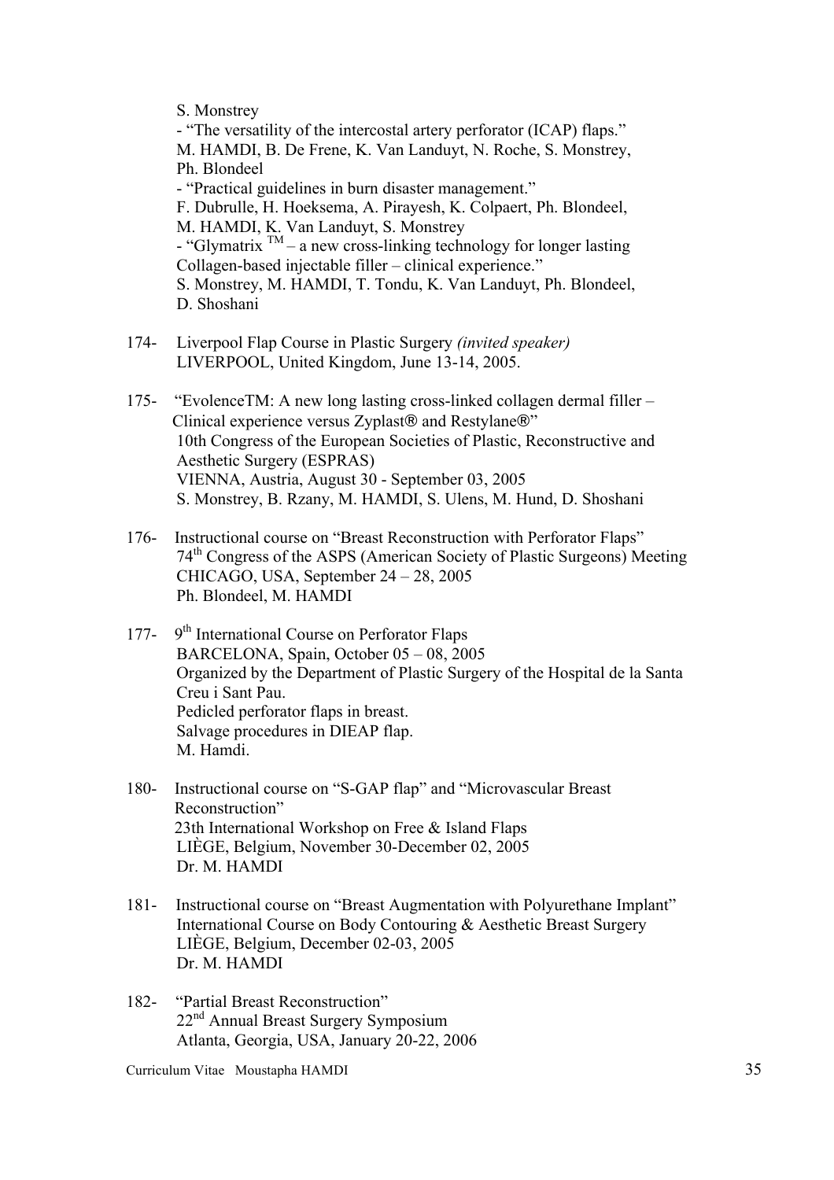S. Monstrey

- "The versatility of the intercostal artery perforator (ICAP) flaps."
M. HAMDI, B. De Frene, K. Van Landuyt, N. Roche, S. Monstrey, Ph. Blondeel
- "Practical guidelines in burn disaster management."
F. Dubrulle, H. Hoeksema, A. Pirayesh, K. Colpaert, Ph. Blondeel, M. HAMDI, K. Van Landuyt, S. Monstrey
- "Glymatrix ™ – a new cross-linking technology for longer lasting Collagen-based injectable filler – clinical experience."
S. Monstrey, M. HAMDI, T. Tondu, K. Van Landuyt, Ph. Blondeel, D. Shoshani

174- Liverpool Flap Course in Plastic Surgery *(invited speaker)*
LIVERPOOL, United Kingdom, June 13-14, 2005.

175- "EvolenceTM: A new long lasting cross-linked collagen dermal filler – Clinical experience versus Zyplast® and Restylane®"
10th Congress of the European Societies of Plastic, Reconstructive and Aesthetic Surgery (ESPRAS)
VIENNA, Austria, August 30 - September 03, 2005
S. Monstrey, B. Rzany, M. HAMDI, S. Ulens, M. Hund, D. Shoshani

176- Instructional course on "Breast Reconstruction with Perforator Flaps"
74th Congress of the ASPS (American Society of Plastic Surgeons) Meeting
CHICAGO, USA, September 24 – 28, 2005
Ph. Blondeel, M. HAMDI

177- 9th International Course on Perforator Flaps
BARCELONA, Spain, October 05 – 08, 2005
Organized by the Department of Plastic Surgery of the Hospital de la Santa Creu i Sant Pau.
Pedicled perforator flaps in breast.
Salvage procedures in DIEAP flap.
M. Hamdi.

180- Instructional course on "S-GAP flap" and "Microvascular Breast Reconstruction"
23th International Workshop on Free & Island Flaps
LIÈGE, Belgium, November 30-December 02, 2005
Dr. M. HAMDI

181- Instructional course on "Breast Augmentation with Polyurethane Implant"
International Course on Body Contouring & Aesthetic Breast Surgery
LIÈGE, Belgium, December 02-03, 2005
Dr. M. HAMDI

182- "Partial Breast Reconstruction"
22nd Annual Breast Surgery Symposium
Atlanta, Georgia, USA, January 20-22, 2006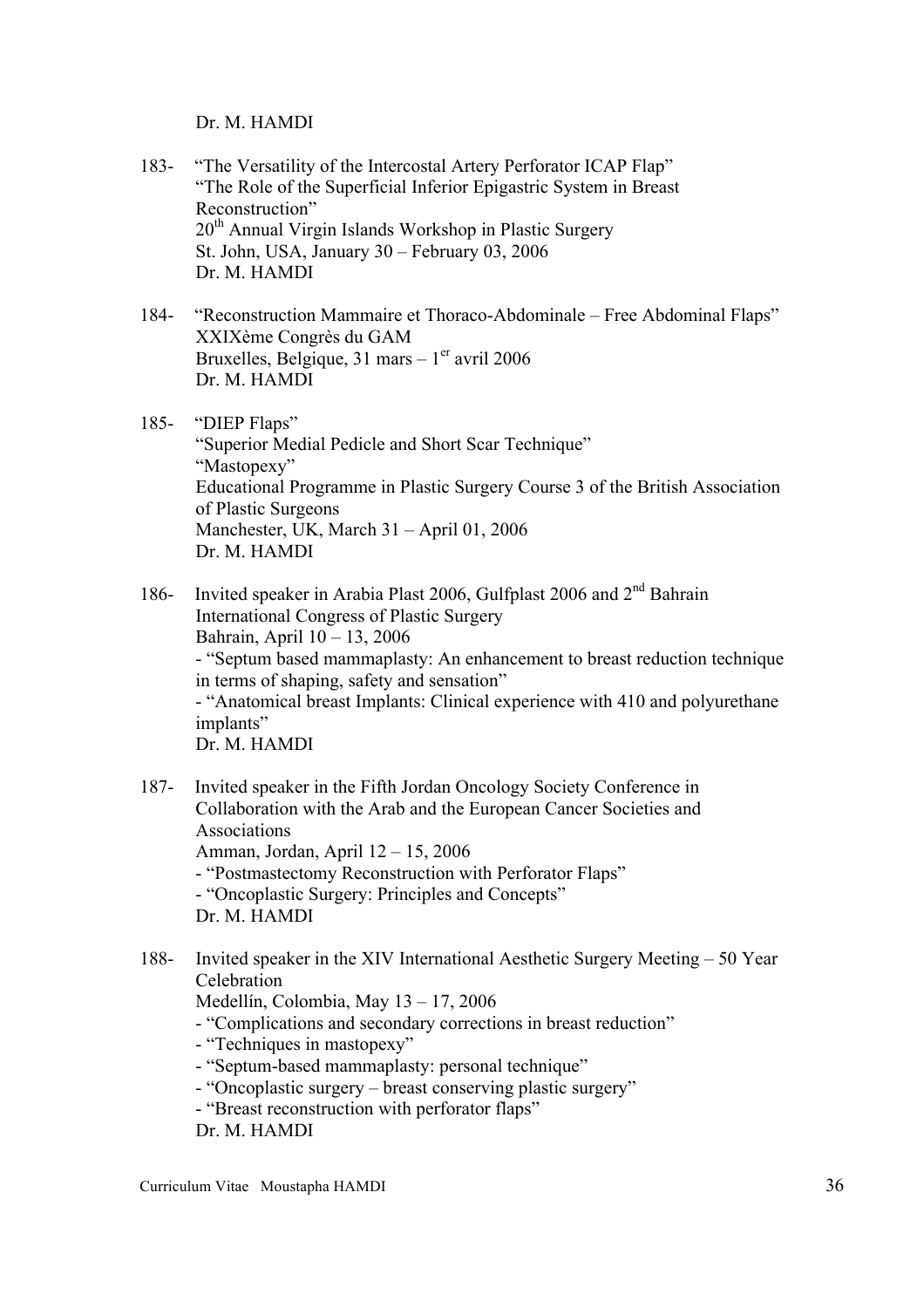Dr. M. HAMDI

183- "The Versatility of the Intercostal Artery Perforator ICAP Flap"
"The Role of the Superficial Inferior Epigastric System in Breast Reconstruction"
20th Annual Virgin Islands Workshop in Plastic Surgery
St. John, USA, January 30 – February 03, 2006
Dr. M. HAMDI

184- "Reconstruction Mammaire et Thoraco-Abdominale – Free Abdominal Flaps"
XXIXème Congrès du GAM
Bruxelles, Belgique, 31 mars – 1er avril 2006
Dr. M. HAMDI

185- "DIEP Flaps"
"Superior Medial Pedicle and Short Scar Technique"
"Mastopexy"
Educational Programme in Plastic Surgery Course 3 of the British Association of Plastic Surgeons
Manchester, UK, March 31 – April 01, 2006
Dr. M. HAMDI

186- Invited speaker in Arabia Plast 2006, Gulfplast 2006 and 2nd Bahrain International Congress of Plastic Surgery
Bahrain, April 10 – 13, 2006
- "Septum based mammaplasty: An enhancement to breast reduction technique in terms of shaping, safety and sensation"
- "Anatomical breast Implants: Clinical experience with 410 and polyurethane implants"
Dr. M. HAMDI

187- Invited speaker in the Fifth Jordan Oncology Society Conference in Collaboration with the Arab and the European Cancer Societies and Associations
Amman, Jordan, April 12 – 15, 2006
- "Postmastectomy Reconstruction with Perforator Flaps"
- "Oncoplastic Surgery: Principles and Concepts"
Dr. M. HAMDI

188- Invited speaker in the XIV International Aesthetic Surgery Meeting – 50 Year Celebration
Medellín, Colombia, May 13 – 17, 2006
- "Complications and secondary corrections in breast reduction"
- "Techniques in mastopexy"
- "Septum-based mammaplasty: personal technique"
- "Oncoplastic surgery – breast conserving plastic surgery"
- "Breast reconstruction with perforator flaps"
Dr. M. HAMDI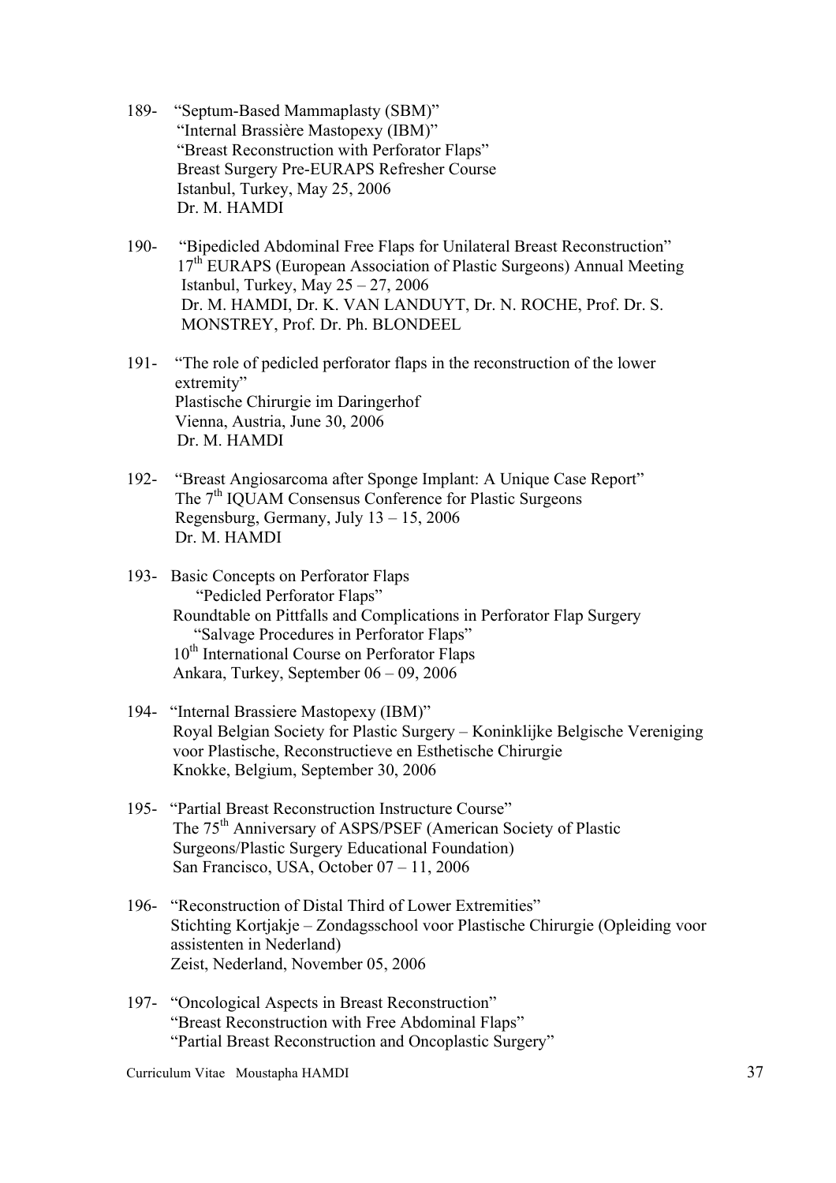189- "Septum-Based Mammaplasty (SBM)"
"Internal Brassière Mastopexy (IBM)"
"Breast Reconstruction with Perforator Flaps"
Breast Surgery Pre-EURAPS Refresher Course
Istanbul, Turkey, May 25, 2006
Dr. M. HAMDI

190- "Bipedicled Abdominal Free Flaps for Unilateral Breast Reconstruction"
17th EURAPS (European Association of Plastic Surgeons) Annual Meeting
Istanbul, Turkey, May 25 – 27, 2006
Dr. M. HAMDI, Dr. K. VAN LANDUYT, Dr. N. ROCHE, Prof. Dr. S. MONSTREY, Prof. Dr. Ph. BLONDEEL

191- "The role of pedicled perforator flaps in the reconstruction of the lower extremity"
Plastische Chirurgie im Daringerhof
Vienna, Austria, June 30, 2006
Dr. M. HAMDI

192- "Breast Angiosarcoma after Sponge Implant: A Unique Case Report"
The 7th IQUAM Consensus Conference for Plastic Surgeons
Regensburg, Germany, July 13 – 15, 2006
Dr. M. HAMDI

193- Basic Concepts on Perforator Flaps
"Pedicled Perforator Flaps"
Roundtable on Pittfalls and Complications in Perforator Flap Surgery
"Salvage Procedures in Perforator Flaps"
10th International Course on Perforator Flaps
Ankara, Turkey, September 06 – 09, 2006

194- "Internal Brassiere Mastopexy (IBM)"
Royal Belgian Society for Plastic Surgery – Koninklijke Belgische Vereniging voor Plastische, Reconstructieve en Esthetische Chirurgie
Knokke, Belgium, September 30, 2006

195- "Partial Breast Reconstruction Instructure Course"
The 75th Anniversary of ASPS/PSEF (American Society of Plastic Surgeons/Plastic Surgery Educational Foundation)
San Francisco, USA, October 07 – 11, 2006

196- "Reconstruction of Distal Third of Lower Extremities"
Stichting Kortjakje – Zondagsschool voor Plastische Chirurgie (Opleiding voor assistenten in Nederland)
Zeist, Nederland, November 05, 2006

197- "Oncological Aspects in Breast Reconstruction"
"Breast Reconstruction with Free Abdominal Flaps"
"Partial Breast Reconstruction and Oncoplastic Surgery"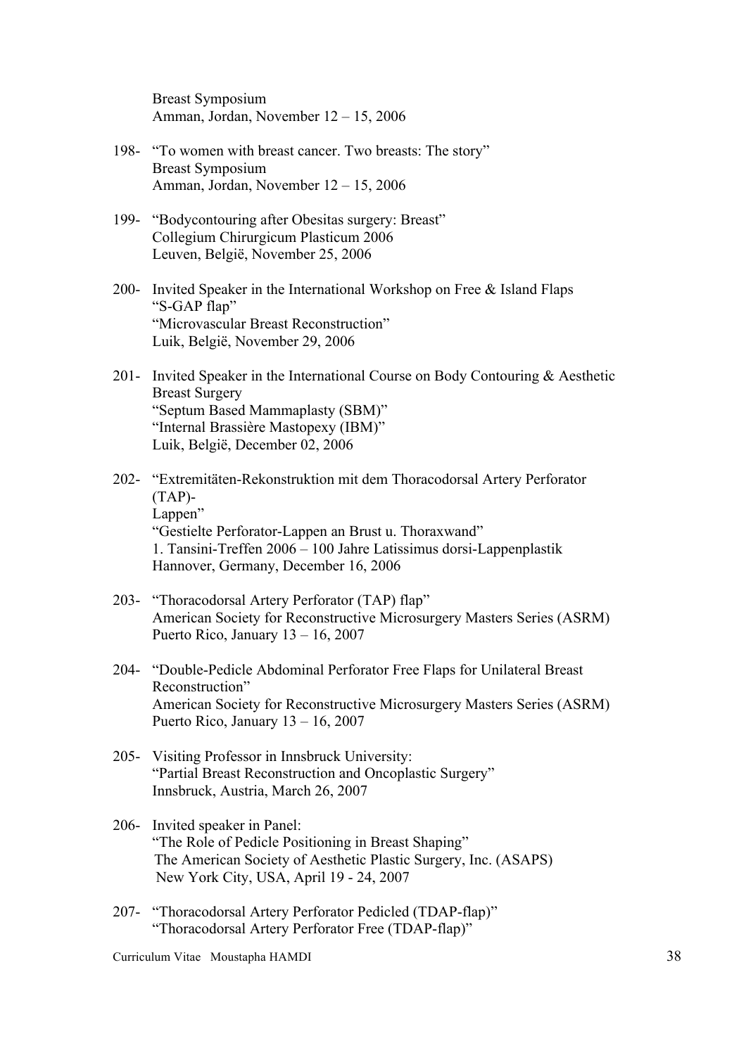Breast Symposium
Amman, Jordan, November 12 – 15, 2006

198- "To women with breast cancer. Two breasts: The story"
Breast Symposium
Amman, Jordan, November 12 – 15, 2006

199- "Bodycontouring after Obesitas surgery: Breast"
Collegium Chirurgicum Plasticum 2006
Leuven, België, November 25, 2006

200- Invited Speaker in the International Workshop on Free & Island Flaps
"S-GAP flap"
"Microvascular Breast Reconstruction"
Luik, België, November 29, 2006

201- Invited Speaker in the International Course on Body Contouring & Aesthetic Breast Surgery
"Septum Based Mammaplasty (SBM)"
"Internal Brassière Mastopexy (IBM)"
Luik, België, December 02, 2006

202- "Extremitäten-Rekonstruktion mit dem Thoracodorsal Artery Perforator (TAP)-
Lappen"
"Gestielte Perforator-Lappen an Brust u. Thoraxwand"
1. Tansini-Treffen 2006 – 100 Jahre Latissimus dorsi-Lappenplastik
Hannover, Germany, December 16, 2006

203- "Thoracodorsal Artery Perforator (TAP) flap"
American Society for Reconstructive Microsurgery Masters Series (ASRM)
Puerto Rico, January 13 – 16, 2007

204- "Double-Pedicle Abdominal Perforator Free Flaps for Unilateral Breast Reconstruction"
American Society for Reconstructive Microsurgery Masters Series (ASRM)
Puerto Rico, January 13 – 16, 2007

205- Visiting Professor in Innsbruck University:
"Partial Breast Reconstruction and Oncoplastic Surgery"
Innsbruck, Austria, March 26, 2007

206- Invited speaker in Panel:
"The Role of Pedicle Positioning in Breast Shaping"
The American Society of Aesthetic Plastic Surgery, Inc. (ASAPS)
New York City, USA, April 19 - 24, 2007

207- "Thoracodorsal Artery Perforator Pedicled (TDAP-flap)"
"Thoracodorsal Artery Perforator Free (TDAP-flap)"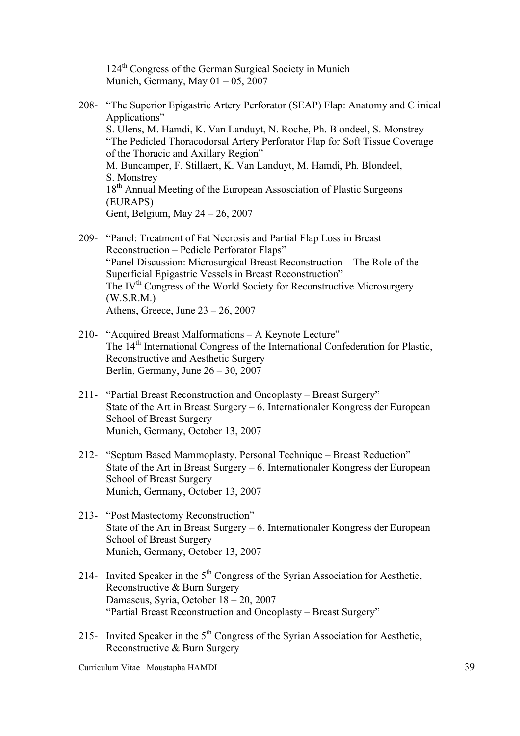124th Congress of the German Surgical Society in Munich
Munich, Germany, May 01 – 05, 2007

208- "The Superior Epigastric Artery Perforator (SEAP) Flap: Anatomy and Clinical Applications"
S. Ulens, M. Hamdi, K. Van Landuyt, N. Roche, Ph. Blondeel, S. Monstrey
"The Pedicled Thoracodorsal Artery Perforator Flap for Soft Tissue Coverage of the Thoracic and Axillary Region"
M. Buncamper, F. Stillaert, K. Van Landuyt, M. Hamdi, Ph. Blondeel, S. Monstrey
18th Annual Meeting of the European Assosciation of Plastic Surgeons (EURAPS)
Gent, Belgium, May 24 – 26, 2007

209- "Panel: Treatment of Fat Necrosis and Partial Flap Loss in Breast Reconstruction – Pedicle Perforator Flaps"
"Panel Discussion: Microsurgical Breast Reconstruction – The Role of the Superficial Epigastric Vessels in Breast Reconstruction"
The IVth Congress of the World Society for Reconstructive Microsurgery (W.S.R.M.)
Athens, Greece, June 23 – 26, 2007

210- "Acquired Breast Malformations – A Keynote Lecture"
The 14th International Congress of the International Confederation for Plastic, Reconstructive and Aesthetic Surgery
Berlin, Germany, June 26 – 30, 2007

211- "Partial Breast Reconstruction and Oncoplasty – Breast Surgery"
State of the Art in Breast Surgery – 6. Internationaler Kongress der European School of Breast Surgery
Munich, Germany, October 13, 2007

212- "Septum Based Mammoplasty. Personal Technique – Breast Reduction"
State of the Art in Breast Surgery – 6. Internationaler Kongress der European School of Breast Surgery
Munich, Germany, October 13, 2007

213- "Post Mastectomy Reconstruction"
State of the Art in Breast Surgery – 6. Internationaler Kongress der European School of Breast Surgery
Munich, Germany, October 13, 2007

214- Invited Speaker in the 5th Congress of the Syrian Association for Aesthetic, Reconstructive & Burn Surgery
Damascus, Syria, October 18 – 20, 2007
"Partial Breast Reconstruction and Oncoplasty – Breast Surgery"

215- Invited Speaker in the 5th Congress of the Syrian Association for Aesthetic, Reconstructive & Burn Surgery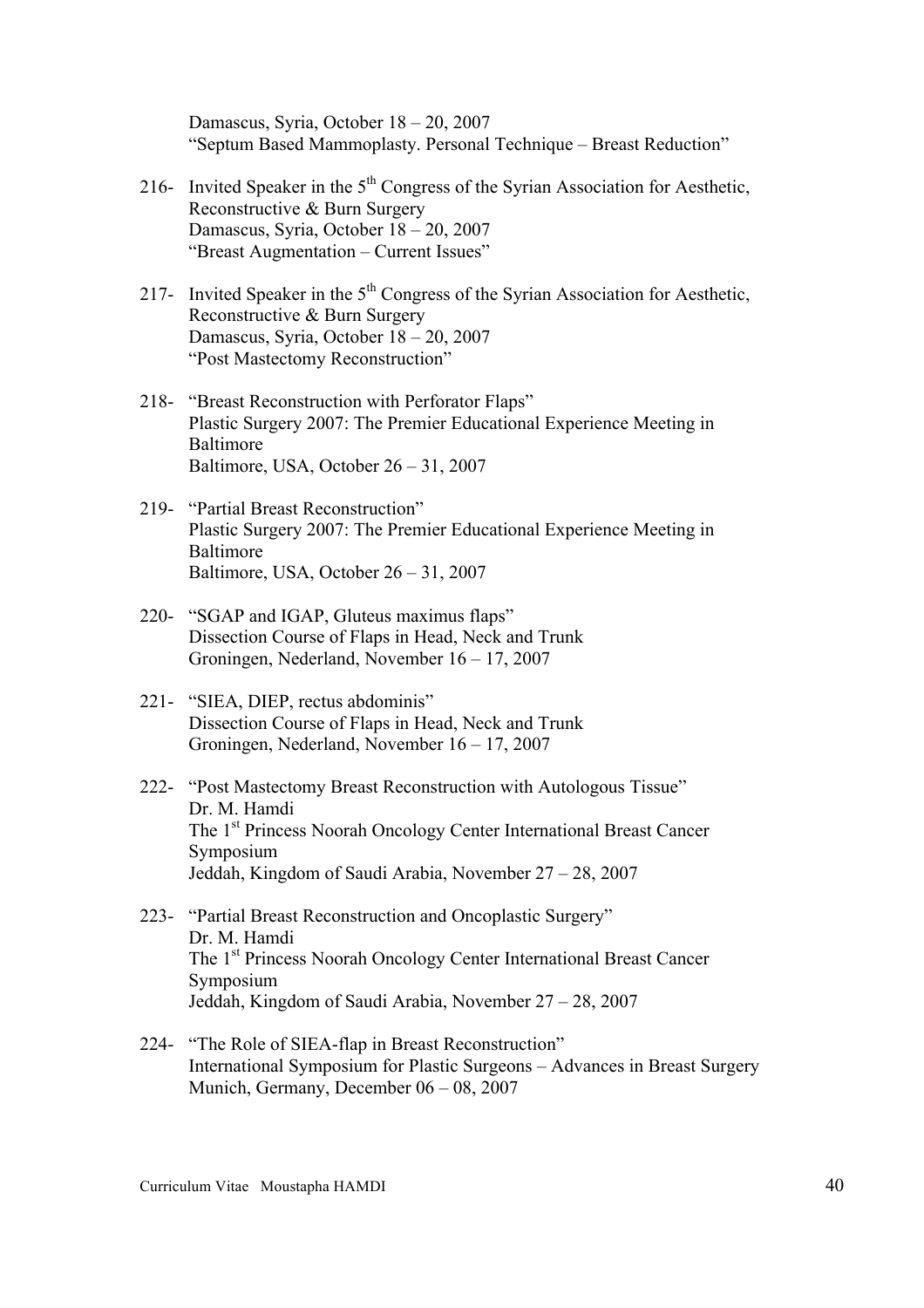Damascus, Syria, October 18 – 20, 2007
"Septum Based Mammoplasty. Personal Technique – Breast Reduction"

216- Invited Speaker in the 5th Congress of the Syrian Association for Aesthetic, Reconstructive & Burn Surgery
Damascus, Syria, October 18 – 20, 2007
"Breast Augmentation – Current Issues"

217- Invited Speaker in the 5th Congress of the Syrian Association for Aesthetic, Reconstructive & Burn Surgery
Damascus, Syria, October 18 – 20, 2007
"Post Mastectomy Reconstruction"

218- "Breast Reconstruction with Perforator Flaps"
Plastic Surgery 2007: The Premier Educational Experience Meeting in Baltimore
Baltimore, USA, October 26 – 31, 2007

219- "Partial Breast Reconstruction"
Plastic Surgery 2007: The Premier Educational Experience Meeting in Baltimore
Baltimore, USA, October 26 – 31, 2007

220- "SGAP and IGAP, Gluteus maximus flaps"
Dissection Course of Flaps in Head, Neck and Trunk
Groningen, Nederland, November 16 – 17, 2007

221- "SIEA, DIEP, rectus abdominis"
Dissection Course of Flaps in Head, Neck and Trunk
Groningen, Nederland, November 16 – 17, 2007

222- "Post Mastectomy Breast Reconstruction with Autologous Tissue"
Dr. M. Hamdi
The 1st Princess Noorah Oncology Center International Breast Cancer Symposium
Jeddah, Kingdom of Saudi Arabia, November 27 – 28, 2007

223- "Partial Breast Reconstruction and Oncoplastic Surgery"
Dr. M. Hamdi
The 1st Princess Noorah Oncology Center International Breast Cancer Symposium
Jeddah, Kingdom of Saudi Arabia, November 27 – 28, 2007

224- "The Role of SIEA-flap in Breast Reconstruction"
International Symposium for Plastic Surgeons – Advances in Breast Surgery
Munich, Germany, December 06 – 08, 2007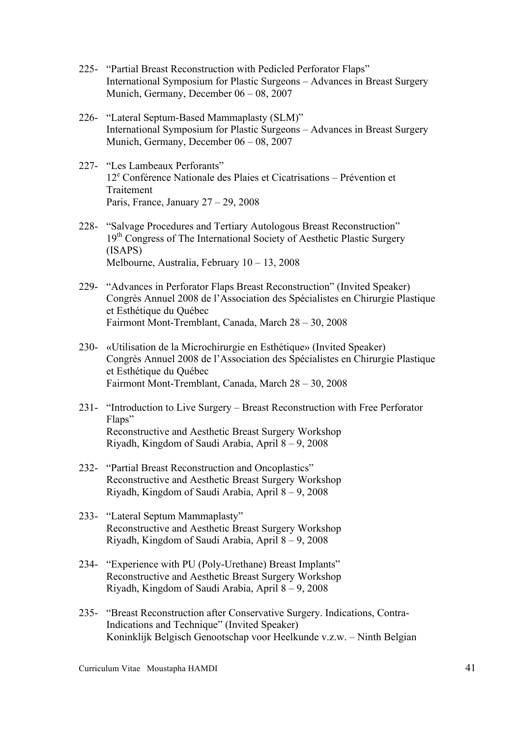225- "Partial Breast Reconstruction with Pedicled Perforator Flaps"
International Symposium for Plastic Surgeons – Advances in Breast Surgery
Munich, Germany, December 06 – 08, 2007

226- "Lateral Septum-Based Mammaplasty (SLM)"
International Symposium for Plastic Surgeons – Advances in Breast Surgery
Munich, Germany, December 06 – 08, 2007

227- "Les Lambeaux Perforants"
12e Conférence Nationale des Plaies et Cicatrisations – Prévention et Traitement
Paris, France, January 27 – 29, 2008

228- "Salvage Procedures and Tertiary Autologous Breast Reconstruction"
19th Congress of The International Society of Aesthetic Plastic Surgery (ISAPS)
Melbourne, Australia, February 10 – 13, 2008

229- "Advances in Perforator Flaps Breast Reconstruction" (Invited Speaker)
Congrès Annuel 2008 de l'Association des Spécialistes en Chirurgie Plastique et Esthétique du Québec
Fairmont Mont-Tremblant, Canada, March 28 – 30, 2008

230- «Utilisation de la Microchirurgie en Esthétique» (Invited Speaker)
Congrès Annuel 2008 de l'Association des Spécialistes en Chirurgie Plastique et Esthétique du Québec
Fairmont Mont-Tremblant, Canada, March 28 – 30, 2008

231- "Introduction to Live Surgery – Breast Reconstruction with Free Perforator Flaps"
Reconstructive and Aesthetic Breast Surgery Workshop
Riyadh, Kingdom of Saudi Arabia, April 8 – 9, 2008

232- "Partial Breast Reconstruction and Oncoplastics"
Reconstructive and Aesthetic Breast Surgery Workshop
Riyadh, Kingdom of Saudi Arabia, April 8 – 9, 2008

233- "Lateral Septum Mammaplasty"
Reconstructive and Aesthetic Breast Surgery Workshop
Riyadh, Kingdom of Saudi Arabia, April 8 – 9, 2008

234- "Experience with PU (Poly-Urethane) Breast Implants"
Reconstructive and Aesthetic Breast Surgery Workshop
Riyadh, Kingdom of Saudi Arabia, April 8 – 9, 2008

235- "Breast Reconstruction after Conservative Surgery. Indications, Contra-Indications and Technique" (Invited Speaker)
Koninklijk Belgisch Genootschap voor Heelkunde v.z.w. – Ninth Belgian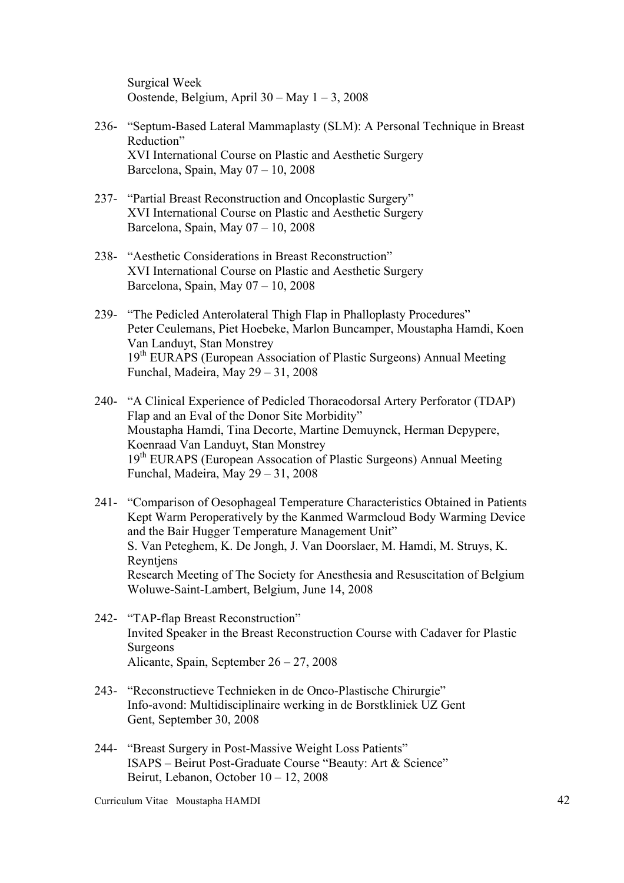Surgical Week
Oostende, Belgium, April 30 – May 1 – 3, 2008

236- "Septum-Based Lateral Mammaplasty (SLM): A Personal Technique in Breast Reduction"
XVI International Course on Plastic and Aesthetic Surgery
Barcelona, Spain, May 07 – 10, 2008

237- "Partial Breast Reconstruction and Oncoplastic Surgery"
XVI International Course on Plastic and Aesthetic Surgery
Barcelona, Spain, May 07 – 10, 2008

238- "Aesthetic Considerations in Breast Reconstruction"
XVI International Course on Plastic and Aesthetic Surgery
Barcelona, Spain, May 07 – 10, 2008

239- "The Pedicled Anterolateral Thigh Flap in Phalloplasty Procedures"
Peter Ceulemans, Piet Hoebeke, Marlon Buncamper, Moustapha Hamdi, Koen Van Landuyt, Stan Monstrey
19th EURAPS (European Association of Plastic Surgeons) Annual Meeting
Funchal, Madeira, May 29 – 31, 2008

240- "A Clinical Experience of Pedicled Thoracodorsal Artery Perforator (TDAP) Flap and an Eval of the Donor Site Morbidity"
Moustapha Hamdi, Tina Decorte, Martine Demuynck, Herman Depypere, Koenraad Van Landuyt, Stan Monstrey
19th EURAPS (European Assocation of Plastic Surgeons) Annual Meeting
Funchal, Madeira, May 29 – 31, 2008

241- "Comparison of Oesophageal Temperature Characteristics Obtained in Patients Kept Warm Peroperatively by the Kanmed Warmcloud Body Warming Device and the Bair Hugger Temperature Management Unit"
S. Van Peteghem, K. De Jongh, J. Van Doorslaer, M. Hamdi, M. Struys, K. Reyntjens
Research Meeting of The Society for Anesthesia and Resuscitation of Belgium
Woluwe-Saint-Lambert, Belgium, June 14, 2008

242- "TAP-flap Breast Reconstruction"
Invited Speaker in the Breast Reconstruction Course with Cadaver for Plastic Surgeons
Alicante, Spain, September 26 – 27, 2008

243- "Reconstructieve Technieken in de Onco-Plastische Chirurgie"
Info-avond: Multidisciplinaire werking in de Borstkliniek UZ Gent
Gent, September 30, 2008

244- "Breast Surgery in Post-Massive Weight Loss Patients"
ISAPS – Beirut Post-Graduate Course "Beauty: Art & Science"
Beirut, Lebanon, October 10 – 12, 2008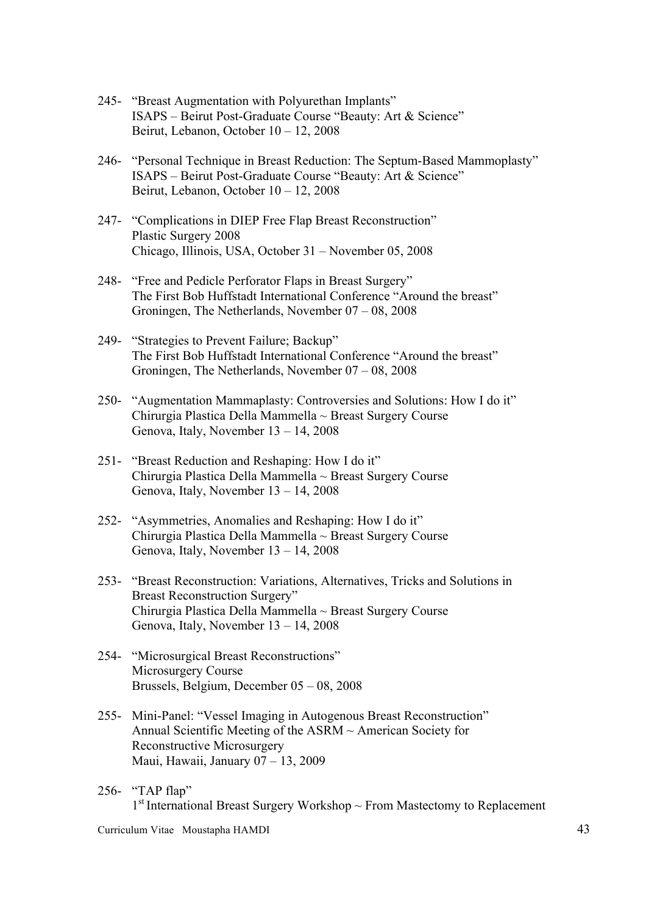245- "Breast Augmentation with Polyurethan Implants"
ISAPS – Beirut Post-Graduate Course "Beauty: Art & Science"
Beirut, Lebanon, October 10 – 12, 2008

246- "Personal Technique in Breast Reduction: The Septum-Based Mammoplasty"
ISAPS – Beirut Post-Graduate Course "Beauty: Art & Science"
Beirut, Lebanon, October 10 – 12, 2008

247- "Complications in DIEP Free Flap Breast Reconstruction"
Plastic Surgery 2008
Chicago, Illinois, USA, October 31 – November 05, 2008

248- "Free and Pedicle Perforator Flaps in Breast Surgery"
The First Bob Huffstadt International Conference "Around the breast"
Groningen, The Netherlands, November 07 – 08, 2008

249- "Strategies to Prevent Failure; Backup"
The First Bob Huffstadt International Conference "Around the breast"
Groningen, The Netherlands, November 07 – 08, 2008

250- "Augmentation Mammaplasty: Controversies and Solutions: How I do it"
Chirurgia Plastica Della Mammella ~ Breast Surgery Course
Genova, Italy, November 13 – 14, 2008

251- "Breast Reduction and Reshaping: How I do it"
Chirurgia Plastica Della Mammella ~ Breast Surgery Course
Genova, Italy, November 13 – 14, 2008

252- "Asymmetries, Anomalies and Reshaping: How I do it"
Chirurgia Plastica Della Mammella ~ Breast Surgery Course
Genova, Italy, November 13 – 14, 2008

253- "Breast Reconstruction: Variations, Alternatives, Tricks and Solutions in Breast Reconstruction Surgery"
Chirurgia Plastica Della Mammella ~ Breast Surgery Course
Genova, Italy, November 13 – 14, 2008

254- "Microsurgical Breast Reconstructions"
Microsurgery Course
Brussels, Belgium, December 05 – 08, 2008

255- Mini-Panel: "Vessel Imaging in Autogenous Breast Reconstruction"
Annual Scientific Meeting of the ASRM ~ American Society for Reconstructive Microsurgery
Maui, Hawaii, January 07 – 13, 2009

256- "TAP flap"
1st International Breast Surgery Workshop ~ From Mastectomy to Replacement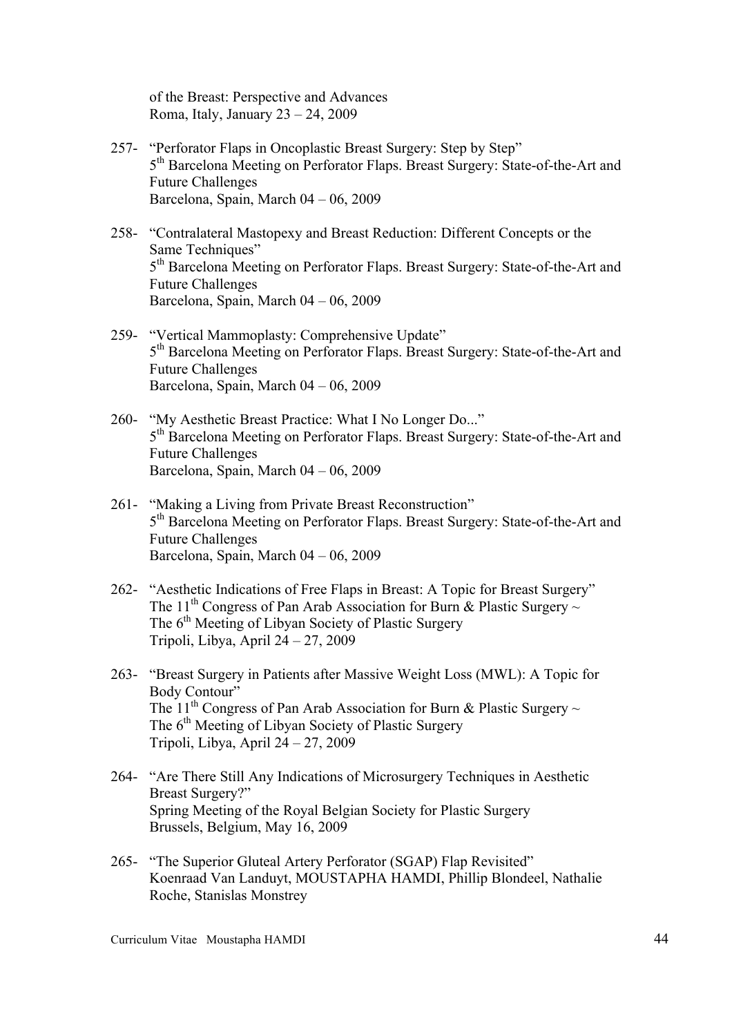of the Breast: Perspective and Advances
Roma, Italy, January 23 – 24, 2009

257- "Perforator Flaps in Oncoplastic Breast Surgery: Step by Step"
5th Barcelona Meeting on Perforator Flaps. Breast Surgery: State-of-the-Art and Future Challenges
Barcelona, Spain, March 04 – 06, 2009

258- "Contralateral Mastopexy and Breast Reduction: Different Concepts or the Same Techniques"
5th Barcelona Meeting on Perforator Flaps. Breast Surgery: State-of-the-Art and Future Challenges
Barcelona, Spain, March 04 – 06, 2009

259- "Vertical Mammoplasty: Comprehensive Update"
5th Barcelona Meeting on Perforator Flaps. Breast Surgery: State-of-the-Art and Future Challenges
Barcelona, Spain, March 04 – 06, 2009

260- "My Aesthetic Breast Practice: What I No Longer Do..."
5th Barcelona Meeting on Perforator Flaps. Breast Surgery: State-of-the-Art and Future Challenges
Barcelona, Spain, March 04 – 06, 2009

261- "Making a Living from Private Breast Reconstruction"
5th Barcelona Meeting on Perforator Flaps. Breast Surgery: State-of-the-Art and Future Challenges
Barcelona, Spain, March 04 – 06, 2009

262- "Aesthetic Indications of Free Flaps in Breast: A Topic for Breast Surgery"
The 11th Congress of Pan Arab Association for Burn & Plastic Surgery ~
The 6th Meeting of Libyan Society of Plastic Surgery
Tripoli, Libya, April 24 – 27, 2009

263- "Breast Surgery in Patients after Massive Weight Loss (MWL): A Topic for Body Contour"
The 11th Congress of Pan Arab Association for Burn & Plastic Surgery ~
The 6th Meeting of Libyan Society of Plastic Surgery
Tripoli, Libya, April 24 – 27, 2009

264- "Are There Still Any Indications of Microsurgery Techniques in Aesthetic Breast Surgery?"
Spring Meeting of the Royal Belgian Society for Plastic Surgery
Brussels, Belgium, May 16, 2009

265- "The Superior Gluteal Artery Perforator (SGAP) Flap Revisited"
Koenraad Van Landuyt, MOUSTAPHA HAMDI, Phillip Blondeel, Nathalie Roche, Stanislas Monstrey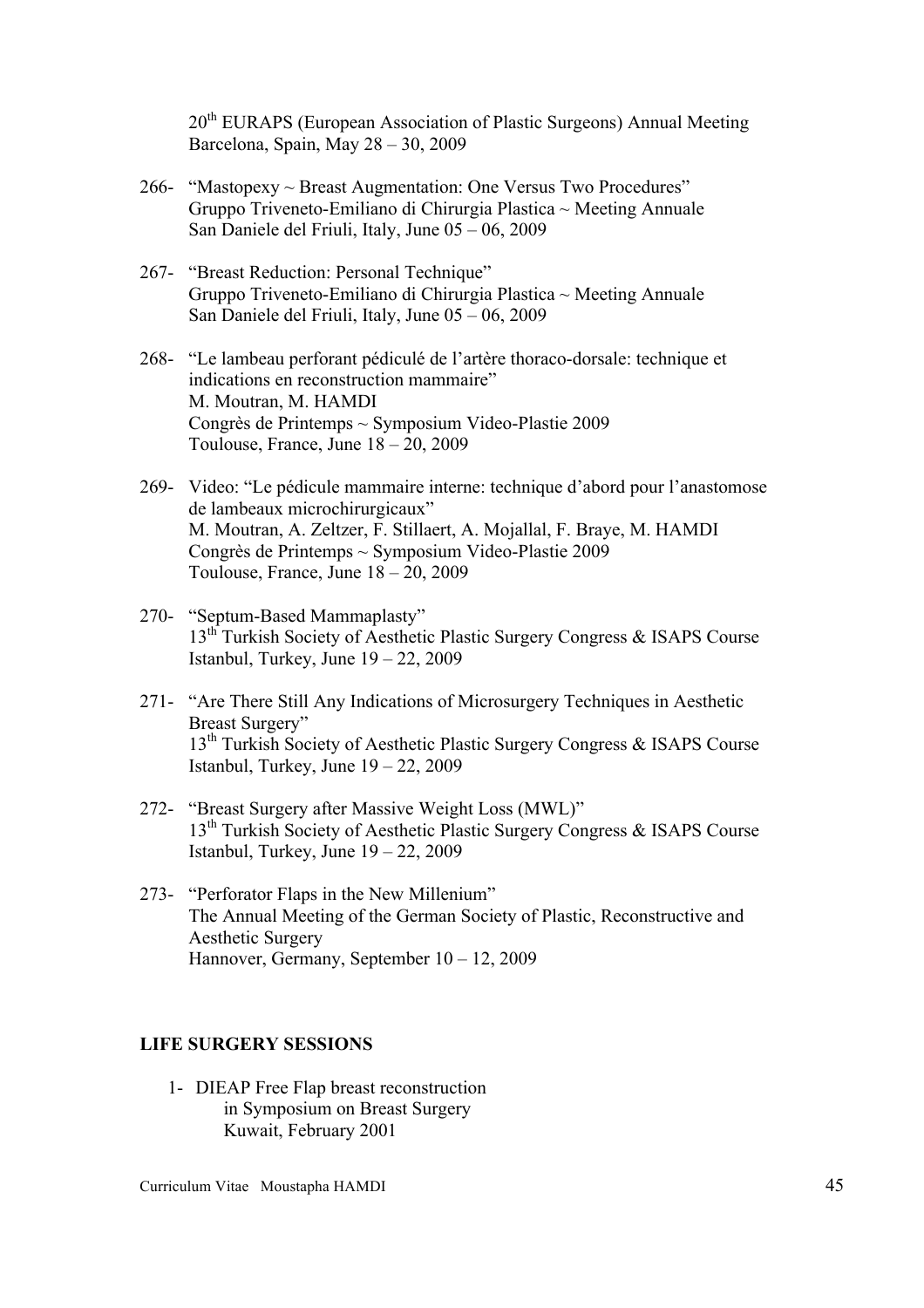20th EURAPS (European Association of Plastic Surgeons) Annual Meeting
Barcelona, Spain, May 28 – 30, 2009

266- "Mastopexy ~ Breast Augmentation: One Versus Two Procedures"
Gruppo Triveneto-Emiliano di Chirurgia Plastica ~ Meeting Annuale
San Daniele del Friuli, Italy, June 05 – 06, 2009

267- "Breast Reduction: Personal Technique"
Gruppo Triveneto-Emiliano di Chirurgia Plastica ~ Meeting Annuale
San Daniele del Friuli, Italy, June 05 – 06, 2009

268- "Le lambeau perforant pédiculé de l'artère thoraco-dorsale: technique et indications en reconstruction mammaire"
M. Moutran, M. HAMDI
Congrès de Printemps ~ Symposium Video-Plastie 2009
Toulouse, France, June 18 – 20, 2009

269- Video: "Le pédicule mammaire interne: technique d'abord pour l'anastomose de lambeaux microchirurgicaux"
M. Moutran, A. Zeltzer, F. Stillaert, A. Mojallal, F. Braye, M. HAMDI
Congrès de Printemps ~ Symposium Video-Plastie 2009
Toulouse, France, June 18 – 20, 2009

270- "Septum-Based Mammaplasty"
13th Turkish Society of Aesthetic Plastic Surgery Congress & ISAPS Course
Istanbul, Turkey, June 19 – 22, 2009

271- "Are There Still Any Indications of Microsurgery Techniques in Aesthetic Breast Surgery"
13th Turkish Society of Aesthetic Plastic Surgery Congress & ISAPS Course
Istanbul, Turkey, June 19 – 22, 2009

272- "Breast Surgery after Massive Weight Loss (MWL)"
13th Turkish Society of Aesthetic Plastic Surgery Congress & ISAPS Course
Istanbul, Turkey, June 19 – 22, 2009

273- "Perforator Flaps in the New Millenium"
The Annual Meeting of the German Society of Plastic, Reconstructive and Aesthetic Surgery
Hannover, Germany, September 10 – 12, 2009

**LIFE SURGERY SESSIONS**

1- DIEAP Free Flap breast reconstruction
in Symposium on Breast Surgery
Kuwait, February 2001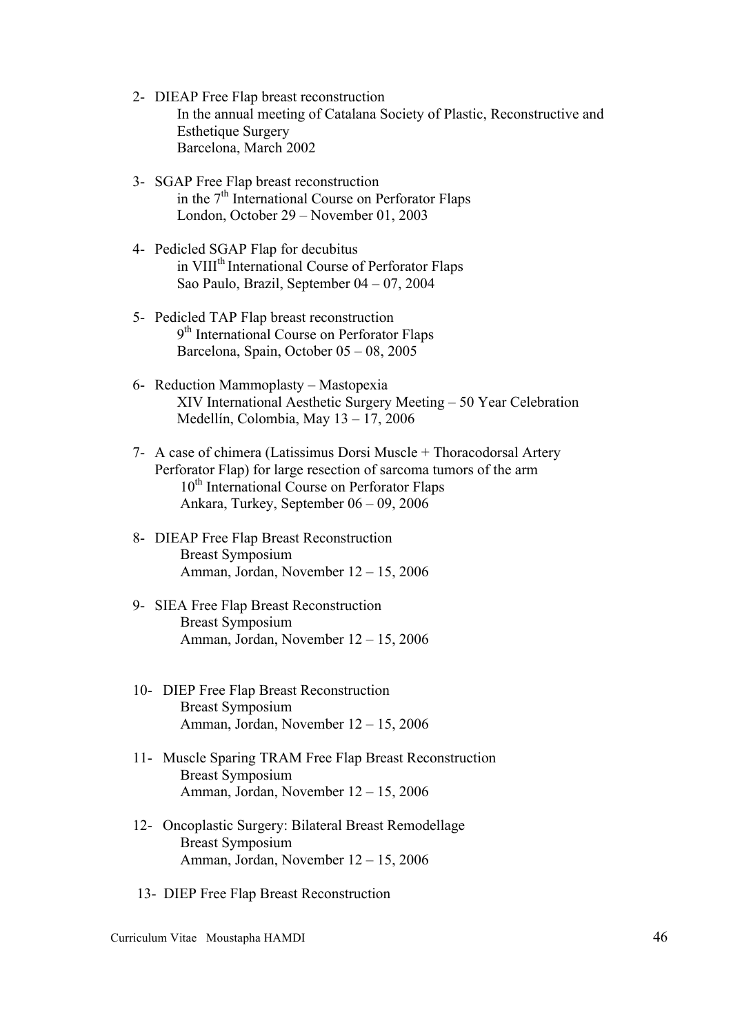2- DIEAP Free Flap breast reconstruction
   In the annual meeting of Catalana Society of Plastic, Reconstructive and Esthetique Surgery
   Barcelona, March 2002

3- SGAP Free Flap breast reconstruction
   in the 7th International Course on Perforator Flaps
   London, October 29 – November 01, 2003

4- Pedicled SGAP Flap for decubitus
   in VIIIth International Course of Perforator Flaps
   Sao Paulo, Brazil, September 04 – 07, 2004

5- Pedicled TAP Flap breast reconstruction
   9th International Course on Perforator Flaps
   Barcelona, Spain, October 05 – 08, 2005

6- Reduction Mammoplasty – Mastopexia
   XIV International Aesthetic Surgery Meeting – 50 Year Celebration
   Medellín, Colombia, May 13 – 17, 2006

7- A case of chimera (Latissimus Dorsi Muscle + Thoracodorsal Artery Perforator Flap) for large resection of sarcoma tumors of the arm
   10th International Course on Perforator Flaps
   Ankara, Turkey, September 06 – 09, 2006

8- DIEAP Free Flap Breast Reconstruction
   Breast Symposium
   Amman, Jordan, November 12 – 15, 2006

9- SIEA Free Flap Breast Reconstruction
   Breast Symposium
   Amman, Jordan, November 12 – 15, 2006

10- DIEP Free Flap Breast Reconstruction
   Breast Symposium
   Amman, Jordan, November 12 – 15, 2006

11- Muscle Sparing TRAM Free Flap Breast Reconstruction
   Breast Symposium
   Amman, Jordan, November 12 – 15, 2006

12- Oncoplastic Surgery: Bilateral Breast Remodellage
   Breast Symposium
   Amman, Jordan, November 12 – 15, 2006

13- DIEP Free Flap Breast Reconstruction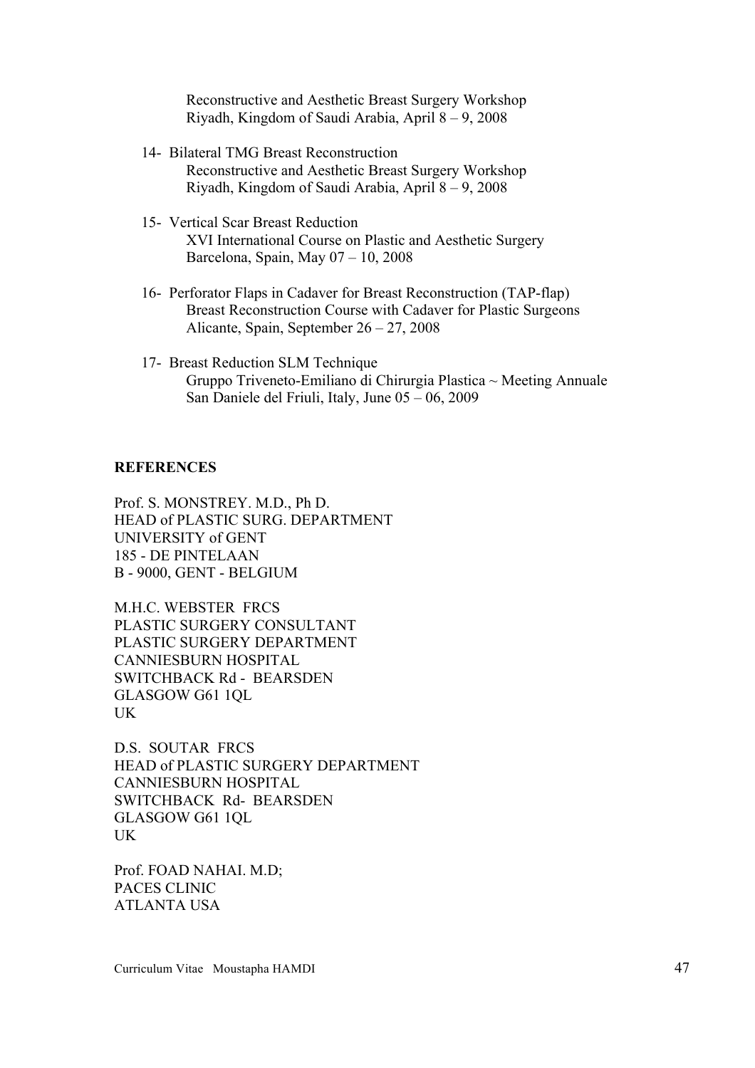Reconstructive and Aesthetic Breast Surgery Workshop
Riyadh, Kingdom of Saudi Arabia, April 8 – 9, 2008

14- Bilateral TMG Breast Reconstruction
Reconstructive and Aesthetic Breast Surgery Workshop
Riyadh, Kingdom of Saudi Arabia, April 8 – 9, 2008

15- Vertical Scar Breast Reduction
XVI International Course on Plastic and Aesthetic Surgery
Barcelona, Spain, May 07 – 10, 2008

16- Perforator Flaps in Cadaver for Breast Reconstruction (TAP-flap)
Breast Reconstruction Course with Cadaver for Plastic Surgeons
Alicante, Spain, September 26 – 27, 2008

17- Breast Reduction SLM Technique
Gruppo Triveneto-Emiliano di Chirurgia Plastica ~ Meeting Annuale
San Daniele del Friuli, Italy, June 05 – 06, 2009

**REFERENCES**

Prof. S. MONSTREY. M.D., Ph D.
HEAD of PLASTIC SURG. DEPARTMENT
UNIVERSITY of GENT
185 - DE PINTELAAN
B - 9000, GENT - BELGIUM

M.H.C. WEBSTER FRCS
PLASTIC SURGERY CONSULTANT
PLASTIC SURGERY DEPARTMENT
CANNIESBURN HOSPITAL
SWITCHBACK Rd - BEARSDEN
GLASGOW G61 1QL
UK

D.S. SOUTAR FRCS
HEAD of PLASTIC SURGERY DEPARTMENT
CANNIESBURN HOSPITAL
SWITCHBACK Rd- BEARSDEN
GLASGOW G61 1QL
UK

Prof. FOAD NAHAI. M.D;
PACES CLINIC
ATLANTA USA